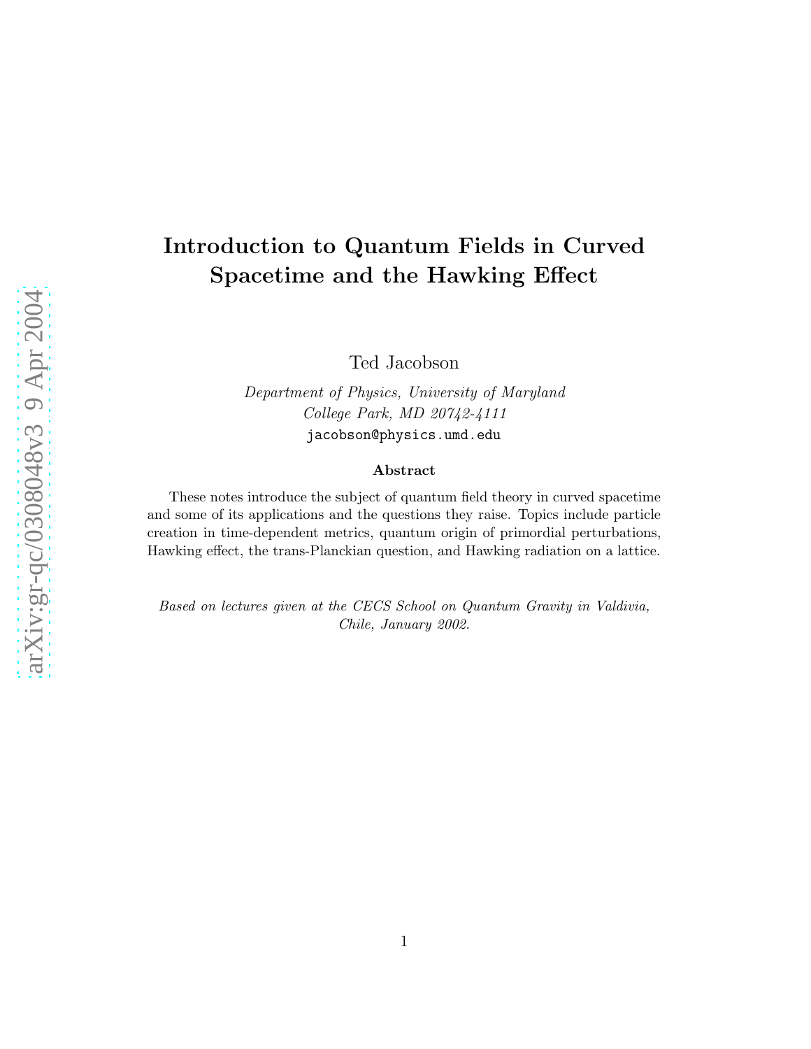# Introduction to Quantum Fields in Curved Spacetime and the Hawking Effect

Ted Jacobson

*Department of Physics, University of Maryland*
*College Park, MD 20742-4111*
jacobson@physics.umd.edu

### Abstract

These notes introduce the subject of quantum field theory in curved spacetime and some of its applications and the questions they raise. Topics include particle creation in time-dependent metrics, quantum origin of primordial perturbations, Hawking effect, the trans-Planckian question, and Hawking radiation on a lattice.

*Based on lectures given at the CECS School on Quantum Gravity in Valdivia, Chile, January 2002.*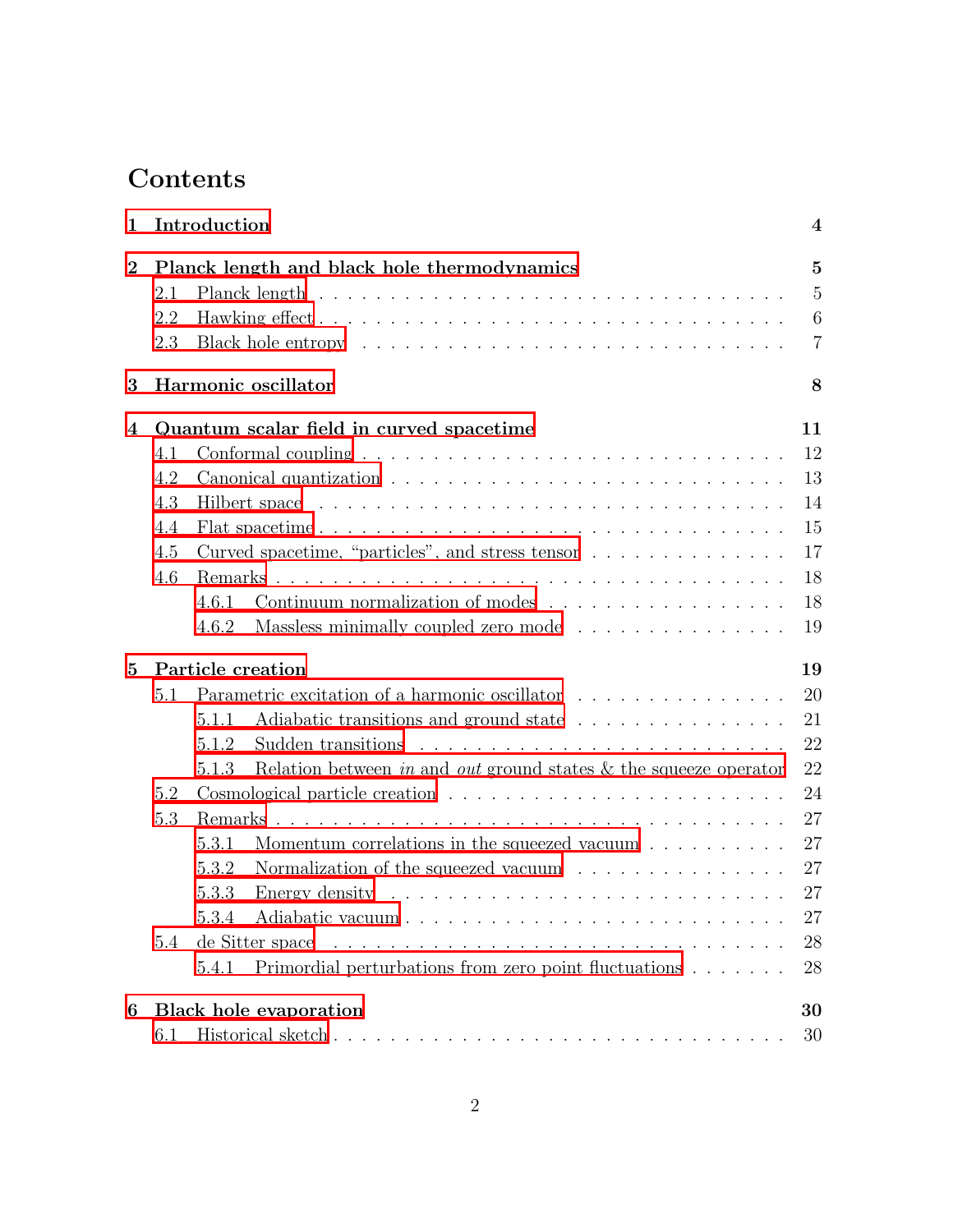# Contents

**1 Introduction** **4**

**2 Planck length and black hole thermodynamics** **5**

2.1 Planck length . . . . . . . . . . 5
2.2 Hawking effect . . . . . . . . . . 6
2.3 Black hole entropy . . . . . . . . . . 7

**3 Harmonic oscillator** **8**

**4 Quantum scalar field in curved spacetime** **11**

4.1 Conformal coupling . . . . . . . . . . 12
4.2 Canonical quantization . . . . . . . . . . 13
4.3 Hilbert space . . . . . . . . . . 14
4.4 Flat spacetime . . . . . . . . . . 15
4.5 Curved spacetime, "particles", and stress tensor . . . . . . . . . . 17
4.6 Remarks . . . . . . . . . . 18
4.6.1 Continuum normalization of modes . . . . . . . . . . 18
4.6.2 Massless minimally coupled zero mode . . . . . . . . . . 19

**5 Particle creation** **19**

5.1 Parametric excitation of a harmonic oscillator . . . . . . . . . . 20
5.1.1 Adiabatic transitions and ground state . . . . . . . . . . 21
5.1.2 Sudden transitions . . . . . . . . . . 22
5.1.3 Relation between *in* and *out* ground states & the squeeze operator 22
5.2 Cosmological particle creation . . . . . . . . . . 24
5.3 Remarks . . . . . . . . . . 27
5.3.1 Momentum correlations in the squeezed vacuum . . . . . . . . . . 27
5.3.2 Normalization of the squeezed vacuum . . . . . . . . . . 27
5.3.3 Energy density . . . . . . . . . . 27
5.3.4 Adiabatic vacuum . . . . . . . . . . 27
5.4 de Sitter space . . . . . . . . . . 28
5.4.1 Primordial perturbations from zero point fluctuations . . . . . . . . . . 28

**6 Black hole evaporation** **30**

6.1 Historical sketch . . . . . . . . . . 30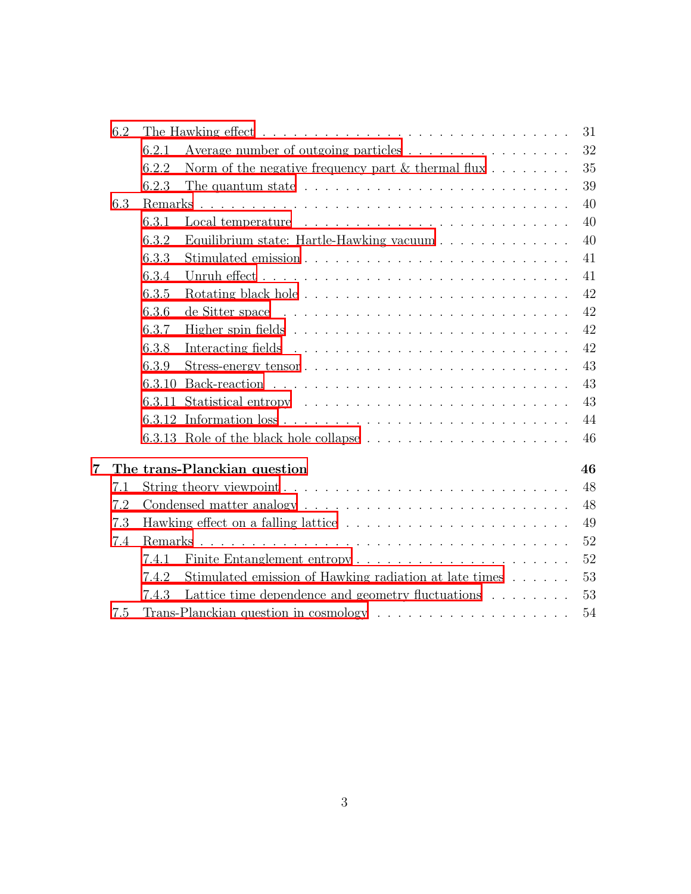6.2 The Hawking effect . . . . . . . . . . . . . . . . . . . . . . . . . . . . . . 31

  6.2.1 Average number of outgoing particles . . . . . . . . . . . . . . . . 32

  6.2.2 Norm of the negative frequency part & thermal flux . . . . . . . . 35

  6.2.3 The quantum state . . . . . . . . . . . . . . . . . . . . . . . . . 39

6.3 Remarks . . . . . . . . . . . . . . . . . . . . . . . . . . . . . . . . . . 40

  6.3.1 Local temperature . . . . . . . . . . . . . . . . . . . . . . . . . . 40

  6.3.2 Equilibrium state: Hartle-Hawking vacuum . . . . . . . . . . . . . 40

  6.3.3 Stimulated emission . . . . . . . . . . . . . . . . . . . . . . . . . 41

  6.3.4 Unruh effect . . . . . . . . . . . . . . . . . . . . . . . . . . . . . 41

  6.3.5 Rotating black hole . . . . . . . . . . . . . . . . . . . . . . . . . 42

  6.3.6 de Sitter space . . . . . . . . . . . . . . . . . . . . . . . . . . . . 42

  6.3.7 Higher spin fields . . . . . . . . . . . . . . . . . . . . . . . . . . 42

  6.3.8 Interacting fields . . . . . . . . . . . . . . . . . . . . . . . . . . . 42

  6.3.9 Stress-energy tensor . . . . . . . . . . . . . . . . . . . . . . . . . 43

  6.3.10 Back-reaction . . . . . . . . . . . . . . . . . . . . . . . . . . . . . 43

  6.3.11 Statistical entropy . . . . . . . . . . . . . . . . . . . . . . . . . . 43

  6.3.12 Information loss . . . . . . . . . . . . . . . . . . . . . . . . . . . 44

  6.3.13 Role of the black hole collapse . . . . . . . . . . . . . . . . . . . . 46

**7 The trans-Planckian question 46**

7.1 String theory viewpoint . . . . . . . . . . . . . . . . . . . . . . . . . . . 48

7.2 Condensed matter analogy . . . . . . . . . . . . . . . . . . . . . . . . . 48

7.3 Hawking effect on a falling lattice . . . . . . . . . . . . . . . . . . . . . 49

7.4 Remarks . . . . . . . . . . . . . . . . . . . . . . . . . . . . . . . . . . 52

  7.4.1 Finite Entanglement entropy . . . . . . . . . . . . . . . . . . . . . 52

  7.4.2 Stimulated emission of Hawking radiation at late times . . . . . . 53

  7.4.3 Lattice time dependence and geometry fluctuations . . . . . . . . . 53

7.5 Trans-Planckian question in cosmology . . . . . . . . . . . . . . . . . . 54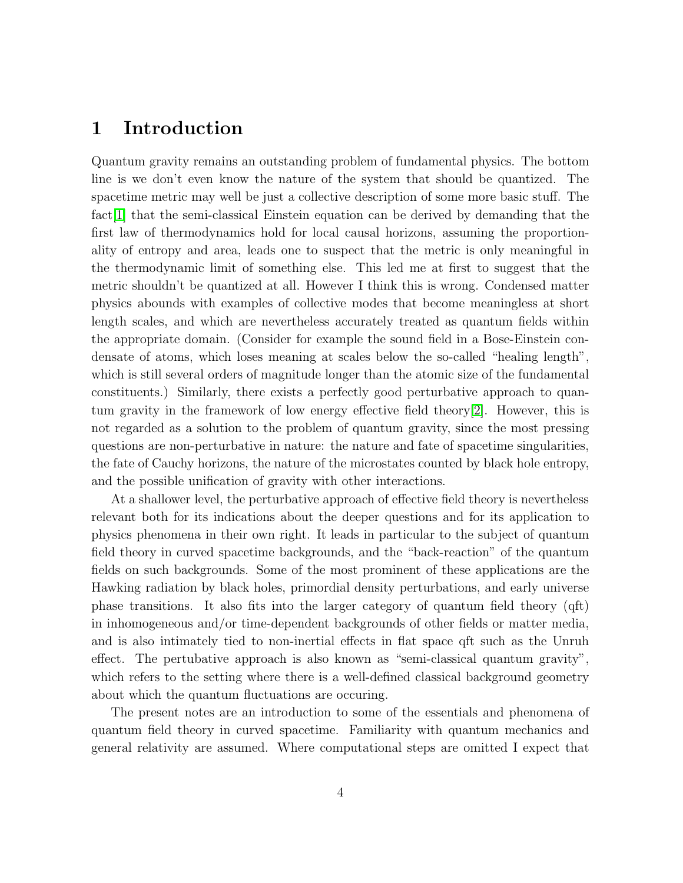# 1 Introduction

Quantum gravity remains an outstanding problem of fundamental physics. The bottom line is we don't even know the nature of the system that should be quantized. The spacetime metric may well be just a collective description of some more basic stuff. The fact[1] that the semi-classical Einstein equation can be derived by demanding that the first law of thermodynamics hold for local causal horizons, assuming the proportionality of entropy and area, leads one to suspect that the metric is only meaningful in the thermodynamic limit of something else. This led me at first to suggest that the metric shouldn't be quantized at all. However I think this is wrong. Condensed matter physics abounds with examples of collective modes that become meaningless at short length scales, and which are nevertheless accurately treated as quantum fields within the appropriate domain. (Consider for example the sound field in a Bose-Einstein condensate of atoms, which loses meaning at scales below the so-called "healing length", which is still several orders of magnitude longer than the atomic size of the fundamental constituents.) Similarly, there exists a perfectly good perturbative approach to quantum gravity in the framework of low energy effective field theory[2]. However, this is not regarded as a solution to the problem of quantum gravity, since the most pressing questions are non-perturbative in nature: the nature and fate of spacetime singularities, the fate of Cauchy horizons, the nature of the microstates counted by black hole entropy, and the possible unification of gravity with other interactions.

At a shallower level, the perturbative approach of effective field theory is nevertheless relevant both for its indications about the deeper questions and for its application to physics phenomena in their own right. It leads in particular to the subject of quantum field theory in curved spacetime backgrounds, and the "back-reaction" of the quantum fields on such backgrounds. Some of the most prominent of these applications are the Hawking radiation by black holes, primordial density perturbations, and early universe phase transitions. It also fits into the larger category of quantum field theory (qft) in inhomogeneous and/or time-dependent backgrounds of other fields or matter media, and is also intimately tied to non-inertial effects in flat space qft such as the Unruh effect. The pertubative approach is also known as "semi-classical quantum gravity", which refers to the setting where there is a well-defined classical background geometry about which the quantum fluctuations are occuring.

The present notes are an introduction to some of the essentials and phenomena of quantum field theory in curved spacetime. Familiarity with quantum mechanics and general relativity are assumed. Where computational steps are omitted I expect that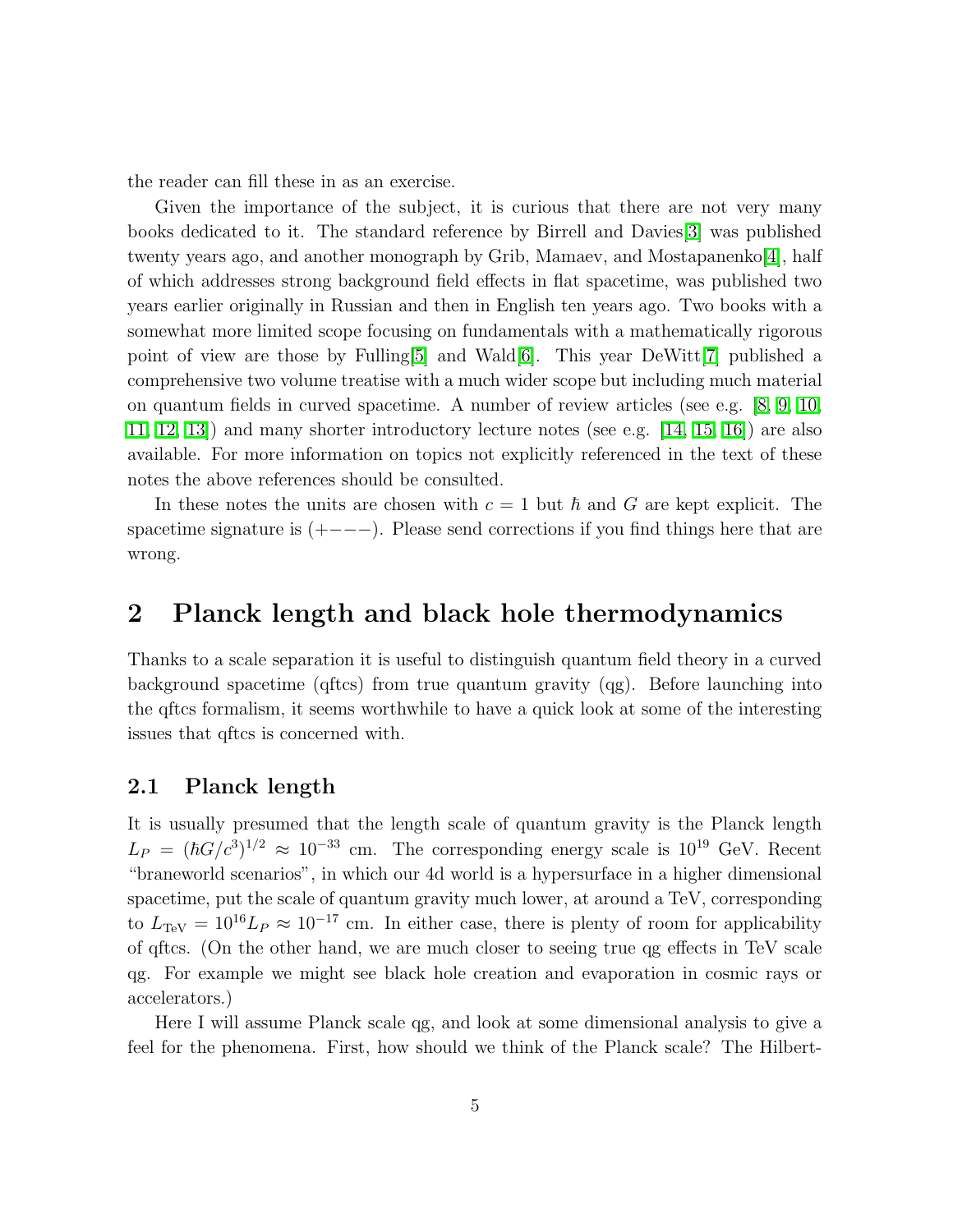the reader can fill these in as an exercise.

Given the importance of the subject, it is curious that there are not very many books dedicated to it. The standard reference by Birrell and Davies[3] was published twenty years ago, and another monograph by Grib, Mamaev, and Mostapanenko[4], half of which addresses strong background field effects in flat spacetime, was published two years earlier originally in Russian and then in English ten years ago. Two books with a somewhat more limited scope focusing on fundamentals with a mathematically rigorous point of view are those by Fulling[5] and Wald[6]. This year DeWitt[7] published a comprehensive two volume treatise with a much wider scope but including much material on quantum fields in curved spacetime. A number of review articles (see e.g. [8, 9, 10, 11, 12, 13]) and many shorter introductory lecture notes (see e.g. [14, 15, 16]) are also available. For more information on topics not explicitly referenced in the text of these notes the above references should be consulted.

In these notes the units are chosen with $c = 1$ but $\hbar$ and $G$ are kept explicit. The spacetime signature is $(+---)$. Please send corrections if you find things here that are wrong.

# 2 Planck length and black hole thermodynamics

Thanks to a scale separation it is useful to distinguish quantum field theory in a curved background spacetime (qftcs) from true quantum gravity (qg). Before launching into the qftcs formalism, it seems worthwhile to have a quick look at some of the interesting issues that qftcs is concerned with.

## 2.1 Planck length

It is usually presumed that the length scale of quantum gravity is the Planck length $L_P = (\hbar G/c^3)^{1/2} \approx 10^{-33}$ cm. The corresponding energy scale is $10^{19}$ GeV. Recent "braneworld scenarios", in which our 4d world is a hypersurface in a higher dimensional spacetime, put the scale of quantum gravity much lower, at around a TeV, corresponding to $L_{\rm TeV} = 10^{16} L_P \approx 10^{-17}$ cm. In either case, there is plenty of room for applicability of qftcs. (On the other hand, we are much closer to seeing true qg effects in TeV scale qg. For example we might see black hole creation and evaporation in cosmic rays or accelerators.)

Here I will assume Planck scale qg, and look at some dimensional analysis to give a feel for the phenomena. First, how should we think of the Planck scale? The Hilbert-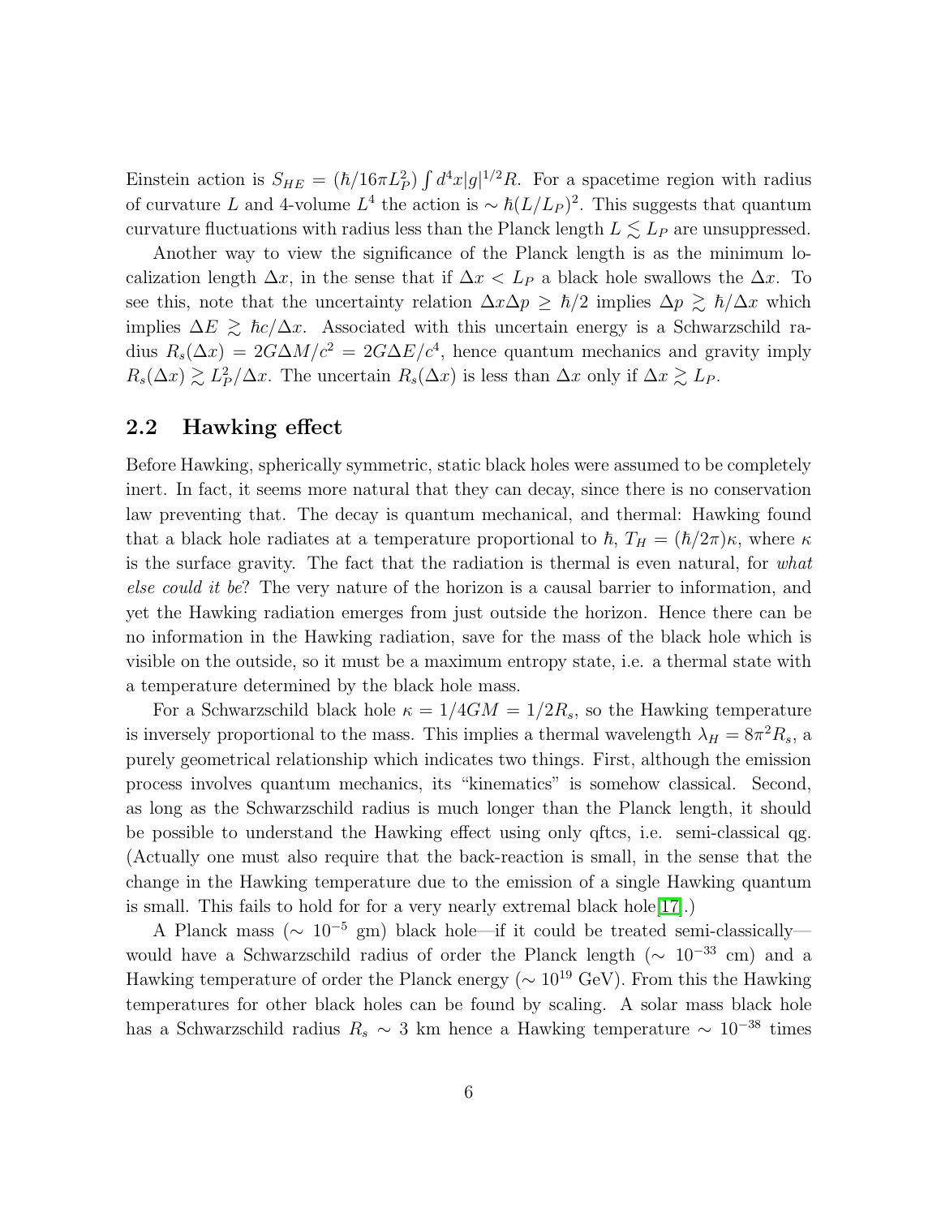Einstein action is $S_{HE} = (\hbar/16\pi L_P^2)\int d^4x|g|^{1/2}R$. For a spacetime region with radius of curvature $L$ and 4-volume $L^4$ the action is $\sim \hbar(L/L_P)^2$. This suggests that quantum curvature fluctuations with radius less than the Planck length $L \lesssim L_P$ are unsuppressed.

Another way to view the significance of the Planck length is as the minimum localization length $\Delta x$, in the sense that if $\Delta x < L_P$ a black hole swallows the $\Delta x$. To see this, note that the uncertainty relation $\Delta x \Delta p \geq \hbar/2$ implies $\Delta p \gtrsim \hbar/\Delta x$ which implies $\Delta E \gtrsim \hbar c/\Delta x$. Associated with this uncertain energy is a Schwarzschild radius $R_s(\Delta x) = 2G\Delta M/c^2 = 2G\Delta E/c^4$, hence quantum mechanics and gravity imply $R_s(\Delta x) \gtrsim L_P^2/\Delta x$. The uncertain $R_s(\Delta x)$ is less than $\Delta x$ only if $\Delta x \gtrsim L_P$.

## 2.2 Hawking effect

Before Hawking, spherically symmetric, static black holes were assumed to be completely inert. In fact, it seems more natural that they can decay, since there is no conservation law preventing that. The decay is quantum mechanical, and thermal: Hawking found that a black hole radiates at a temperature proportional to $\hbar$, $T_H = (\hbar/2\pi)\kappa$, where $\kappa$ is the surface gravity. The fact that the radiation is thermal is even natural, for *what else could it be*? The very nature of the horizon is a causal barrier to information, and yet the Hawking radiation emerges from just outside the horizon. Hence there can be no information in the Hawking radiation, save for the mass of the black hole which is visible on the outside, so it must be a maximum entropy state, i.e. a thermal state with a temperature determined by the black hole mass.

For a Schwarzschild black hole $\kappa = 1/4GM = 1/2R_s$, so the Hawking temperature is inversely proportional to the mass. This implies a thermal wavelength $\lambda_H = 8\pi^2 R_s$, a purely geometrical relationship which indicates two things. First, although the emission process involves quantum mechanics, its "kinematics" is somehow classical. Second, as long as the Schwarzschild radius is much longer than the Planck length, it should be possible to understand the Hawking effect using only qftcs, i.e. semi-classical qg. (Actually one must also require that the back-reaction is small, in the sense that the change in the Hawking temperature due to the emission of a single Hawking quantum is small. This fails to hold for for a very nearly extremal black hole[17].)

A Planck mass ($\sim 10^{-5}$ gm) black hole—if it could be treated semi-classically—would have a Schwarzschild radius of order the Planck length ($\sim 10^{-33}$ cm) and a Hawking temperature of order the Planck energy ($\sim 10^{19}$ GeV). From this the Hawking temperatures for other black holes can be found by scaling. A solar mass black hole has a Schwarzschild radius $R_s \sim 3$ km hence a Hawking temperature $\sim 10^{-38}$ times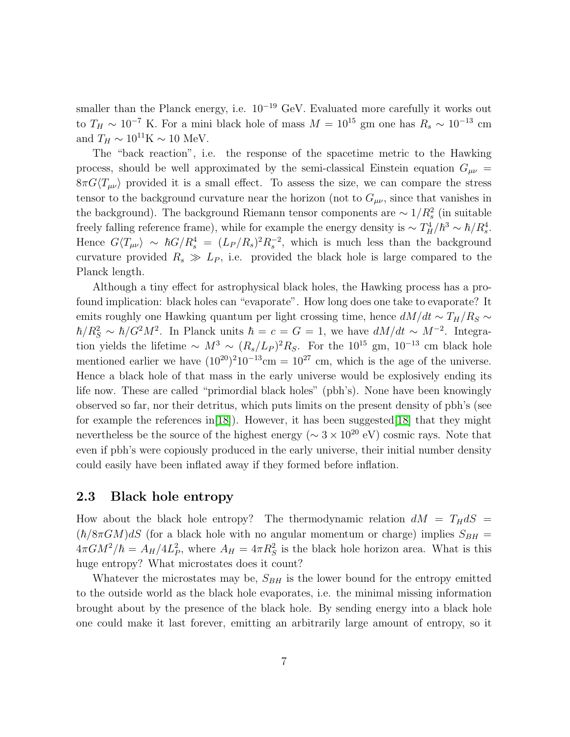smaller than the Planck energy, i.e. $10^{-19}$ GeV. Evaluated more carefully it works out to $T_H \sim 10^{-7}$ K. For a mini black hole of mass $M = 10^{15}$ gm one has $R_s \sim 10^{-13}$ cm and $T_H \sim 10^{11}\text{K} \sim 10$ MeV.

The "back reaction", i.e. the response of the spacetime metric to the Hawking process, should be well approximated by the semi-classical Einstein equation $G_{\mu\nu} = 8\pi G\langle T_{\mu\nu}\rangle$ provided it is a small effect. To assess the size, we can compare the stress tensor to the background curvature near the horizon (not to $G_{\mu\nu}$, since that vanishes in the background). The background Riemann tensor components are $\sim 1/R_s^2$ (in suitable freely falling reference frame), while for example the energy density is $\sim T_H^4/\hbar^3 \sim \hbar/R_s^4$. Hence $G\langle T_{\mu\nu}\rangle \sim \hbar G/R_s^4 = (L_P/R_s)^2 R_s^{-2}$, which is much less than the background curvature provided $R_s \gg L_P$, i.e. provided the black hole is large compared to the Planck length.

Although a tiny effect for astrophysical black holes, the Hawking process has a profound implication: black holes can "evaporate". How long does one take to evaporate? It emits roughly one Hawking quantum per light crossing time, hence $dM/dt \sim T_H/R_S \sim \hbar/R_S^2 \sim \hbar/G^2M^2$. In Planck units $\hbar = c = G = 1$, we have $dM/dt \sim M^{-2}$. Integration yields the lifetime $\sim M^3 \sim (R_s/L_P)^2 R_S$. For the $10^{15}$ gm, $10^{-13}$ cm black hole mentioned earlier we have $(10^{20})^2 10^{-13}\text{cm} = 10^{27}$ cm, which is the age of the universe. Hence a black hole of that mass in the early universe would be explosively ending its life now. These are called "primordial black holes" (pbh's). None have been knowingly observed so far, nor their detritus, which puts limits on the present density of pbh's (see for example the references in[18]). However, it has been suggested[18] that they might nevertheless be the source of the highest energy ($\sim 3 \times 10^{20}$ eV) cosmic rays. Note that even if pbh's were copiously produced in the early universe, their initial number density could easily have been inflated away if they formed before inflation.

### 2.3 Black hole entropy

How about the black hole entropy? The thermodynamic relation $dM = T_H dS = (\hbar/8\pi GM)dS$ (for a black hole with no angular momentum or charge) implies $S_{BH} = 4\pi GM^2/\hbar = A_H/4L_P^2$, where $A_H = 4\pi R_S^2$ is the black hole horizon area. What is this huge entropy? What microstates does it count?

Whatever the microstates may be, $S_{BH}$ is the lower bound for the entropy emitted to the outside world as the black hole evaporates, i.e. the minimal missing information brought about by the presence of the black hole. By sending energy into a black hole one could make it last forever, emitting an arbitrarily large amount of entropy, so it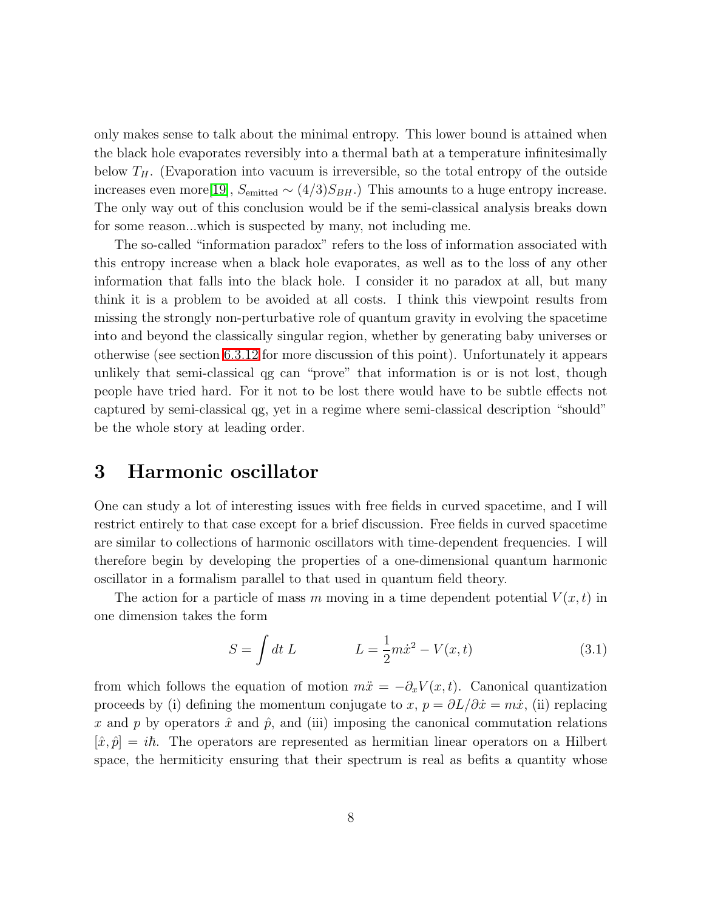only makes sense to talk about the minimal entropy. This lower bound is attained when the black hole evaporates reversibly into a thermal bath at a temperature infinitesimally below $T_H$. (Evaporation into vacuum is irreversible, so the total entropy of the outside increases even more[19], $S_{\text{emitted}} \sim (4/3)S_{BH}$.) This amounts to a huge entropy increase. The only way out of this conclusion would be if the semi-classical analysis breaks down for some reason...which is suspected by many, not including me.

The so-called "information paradox" refers to the loss of information associated with this entropy increase when a black hole evaporates, as well as to the loss of any other information that falls into the black hole. I consider it no paradox at all, but many think it is a problem to be avoided at all costs. I think this viewpoint results from missing the strongly non-perturbative role of quantum gravity in evolving the spacetime into and beyond the classically singular region, whether by generating baby universes or otherwise (see section 6.3.12 for more discussion of this point). Unfortunately it appears unlikely that semi-classical qg can "prove" that information is or is not lost, though people have tried hard. For it not to be lost there would have to be subtle effects not captured by semi-classical qg, yet in a regime where semi-classical description "should" be the whole story at leading order.

# 3 Harmonic oscillator

One can study a lot of interesting issues with free fields in curved spacetime, and I will restrict entirely to that case except for a brief discussion. Free fields in curved spacetime are similar to collections of harmonic oscillators with time-dependent frequencies. I will therefore begin by developing the properties of a one-dimensional quantum harmonic oscillator in a formalism parallel to that used in quantum field theory.

The action for a particle of mass $m$ moving in a time dependent potential $V(x,t)$ in one dimension takes the form

$$S = \int dt\, L \qquad\qquad L = \frac{1}{2}m\dot{x}^2 - V(x,t) \tag{3.1}$$

from which follows the equation of motion $m\ddot{x} = -\partial_x V(x,t)$. Canonical quantization proceeds by (i) defining the momentum conjugate to $x$, $p = \partial L/\partial\dot{x} = m\dot{x}$, (ii) replacing $x$ and $p$ by operators $\hat{x}$ and $\hat{p}$, and (iii) imposing the canonical commutation relations $[\hat{x},\hat{p}] = i\hbar$. The operators are represented as hermitian linear operators on a Hilbert space, the hermiticity ensuring that their spectrum is real as befits a quantity whose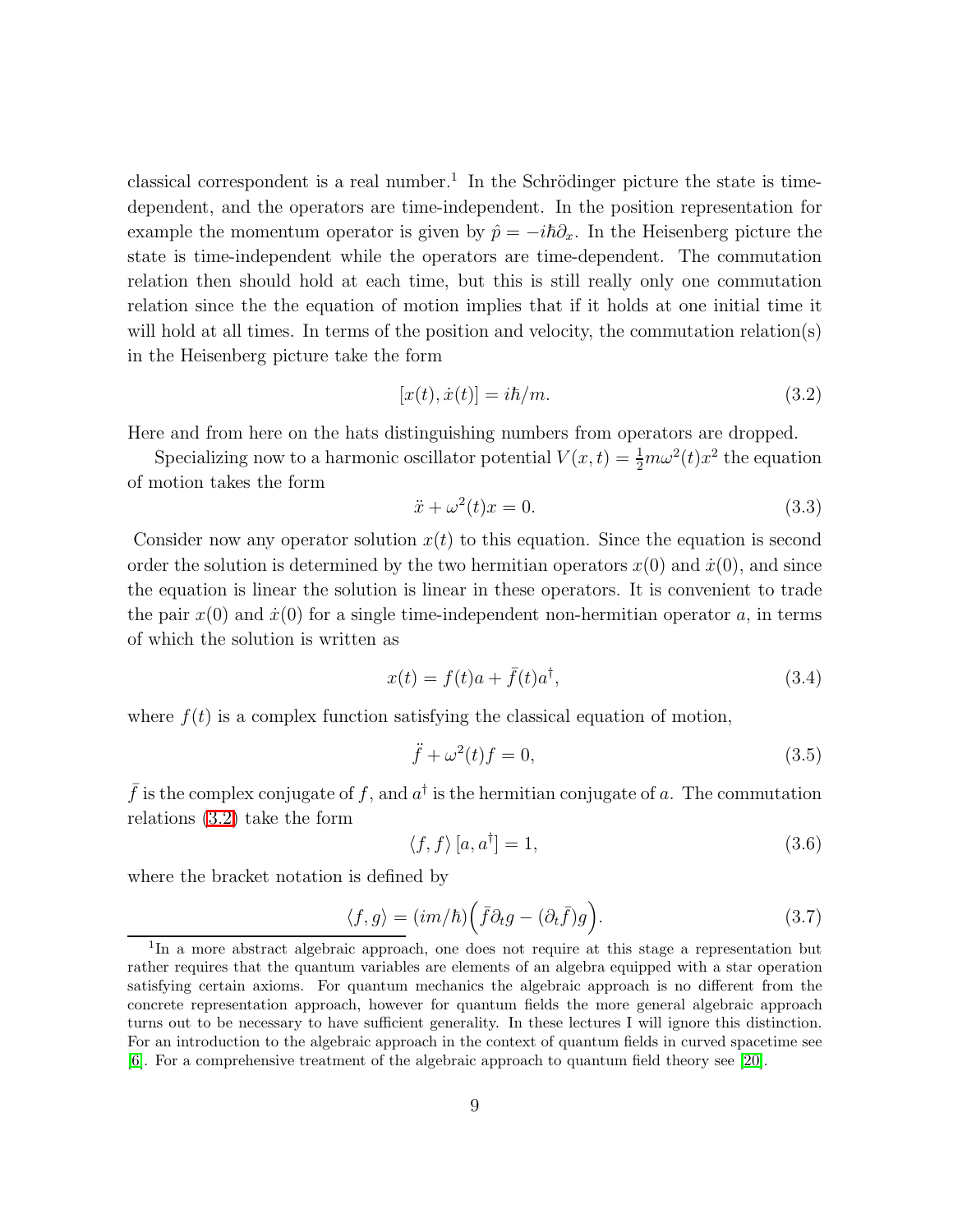classical correspondent is a real number.[1] In the Schrödinger picture the state is time-dependent, and the operators are time-independent. In the position representation for example the momentum operator is given by $\hat{p} = -i\hbar\partial_x$. In the Heisenberg picture the state is time-independent while the operators are time-dependent. The commutation relation then should hold at each time, but this is still really only one commutation relation since the the equation of motion implies that if it holds at one initial time it will hold at all times. In terms of the position and velocity, the commutation relation(s) in the Heisenberg picture take the form

$$[x(t), \dot{x}(t)] = i\hbar/m. \tag{3.2}$$

Here and from here on the hats distinguishing numbers from operators are dropped.

Specializing now to a harmonic oscillator potential $V(x,t) = \frac{1}{2}m\omega^2(t)x^2$ the equation of motion takes the form

$$\ddot{x} + \omega^2(t)x = 0. \tag{3.3}$$

Consider now any operator solution $x(t)$ to this equation. Since the equation is second order the solution is determined by the two hermitian operators $x(0)$ and $\dot{x}(0)$, and since the equation is linear the solution is linear in these operators. It is convenient to trade the pair $x(0)$ and $\dot{x}(0)$ for a single time-independent non-hermitian operator $a$, in terms of which the solution is written as

$$x(t) = f(t)a + \bar{f}(t)a^\dagger, \tag{3.4}$$

where $f(t)$ is a complex function satisfying the classical equation of motion,

$$\ddot{f} + \omega^2(t)f = 0, \tag{3.5}$$

$\bar{f}$ is the complex conjugate of $f$, and $a^\dagger$ is the hermitian conjugate of $a$. The commutation relations (3.2) take the form

$$\langle f, f \rangle \, [a, a^\dagger] = 1, \tag{3.6}$$

where the bracket notation is defined by

$$\langle f, g \rangle = (im/\hbar)\Big(\bar{f}\partial_t g - (\partial_t \bar{f})g\Big). \tag{3.7}$$

[1] In a more abstract algebraic approach, one does not require at this stage a representation but rather requires that the quantum variables are elements of an algebra equipped with a star operation satisfying certain axioms. For quantum mechanics the algebraic approach is no different from the concrete representation approach, however for quantum fields the more general algebraic approach turns out to be necessary to have sufficient generality. In these lectures I will ignore this distinction. For an introduction to the algebraic approach in the context of quantum fields in curved spacetime see [6]. For a comprehensive treatment of the algebraic approach to quantum field theory see [20].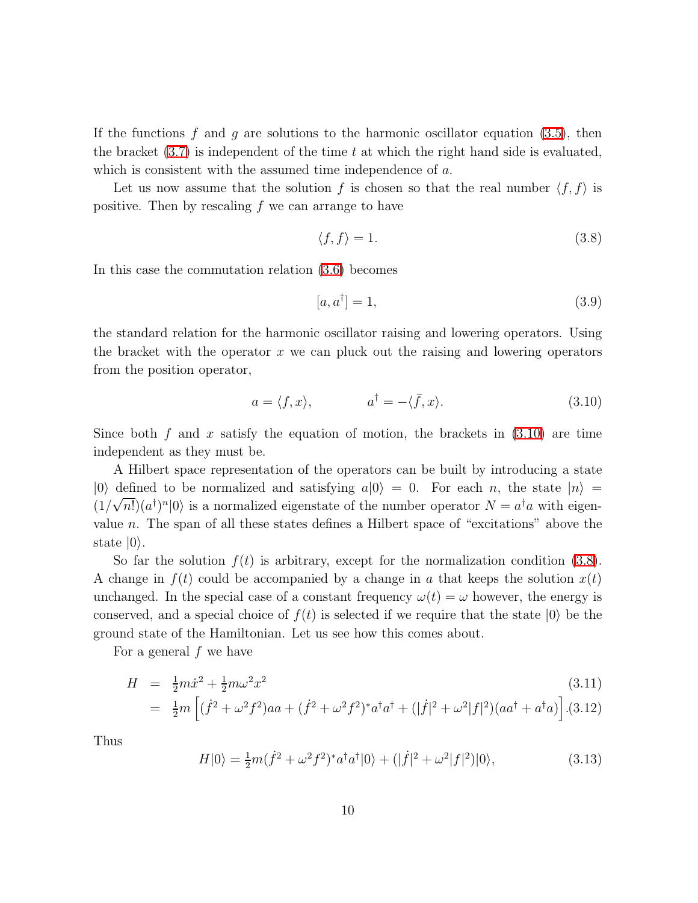If the functions $f$ and $g$ are solutions to the harmonic oscillator equation (3.5), then the bracket (3.7) is independent of the time $t$ at which the right hand side is evaluated, which is consistent with the assumed time independence of $a$.

Let us now assume that the solution $f$ is chosen so that the real number $\langle f, f \rangle$ is positive. Then by rescaling $f$ we can arrange to have

$$\langle f, f \rangle = 1. \tag{3.8}$$

In this case the commutation relation (3.6) becomes

$$[a, a^\dagger] = 1, \tag{3.9}$$

the standard relation for the harmonic oscillator raising and lowering operators. Using the bracket with the operator $x$ we can pluck out the raising and lowering operators from the position operator,

$$a = \langle f, x \rangle, \qquad\qquad a^\dagger = -\langle \bar{f}, x \rangle. \tag{3.10}$$

Since both $f$ and $x$ satisfy the equation of motion, the brackets in (3.10) are time independent as they must be.

A Hilbert space representation of the operators can be built by introducing a state $|0\rangle$ defined to be normalized and satisfying $a|0\rangle = 0$. For each $n$, the state $|n\rangle = (1/\sqrt{n!})(a^\dagger)^n|0\rangle$ is a normalized eigenstate of the number operator $N = a^\dagger a$ with eigenvalue $n$. The span of all these states defines a Hilbert space of "excitations" above the state $|0\rangle$.

So far the solution $f(t)$ is arbitrary, except for the normalization condition (3.8). A change in $f(t)$ could be accompanied by a change in $a$ that keeps the solution $x(t)$ unchanged. In the special case of a constant frequency $\omega(t) = \omega$ however, the energy is conserved, and a special choice of $f(t)$ is selected if we require that the state $|0\rangle$ be the ground state of the Hamiltonian. Let us see how this comes about.

For a general $f$ we have

$$\begin{aligned} H &= \tfrac{1}{2}m\dot{x}^2 + \tfrac{1}{2}m\omega^2 x^2 & (3.11)\\ &= \tfrac{1}{2}m\Big[(\dot{f}^2 + \omega^2 f^2)aa + (\dot{f}^2 + \omega^2 f^2)^* a^\dagger a^\dagger + (|\dot{f}|^2 + \omega^2|f|^2)(aa^\dagger + a^\dagger a)\Big]. & (3.12)\end{aligned}$$

Thus

$$H|0\rangle = \tfrac{1}{2}m(\dot{f}^2 + \omega^2 f^2)^* a^\dagger a^\dagger|0\rangle + (|\dot{f}|^2 + \omega^2|f|^2)|0\rangle, \tag{3.13}$$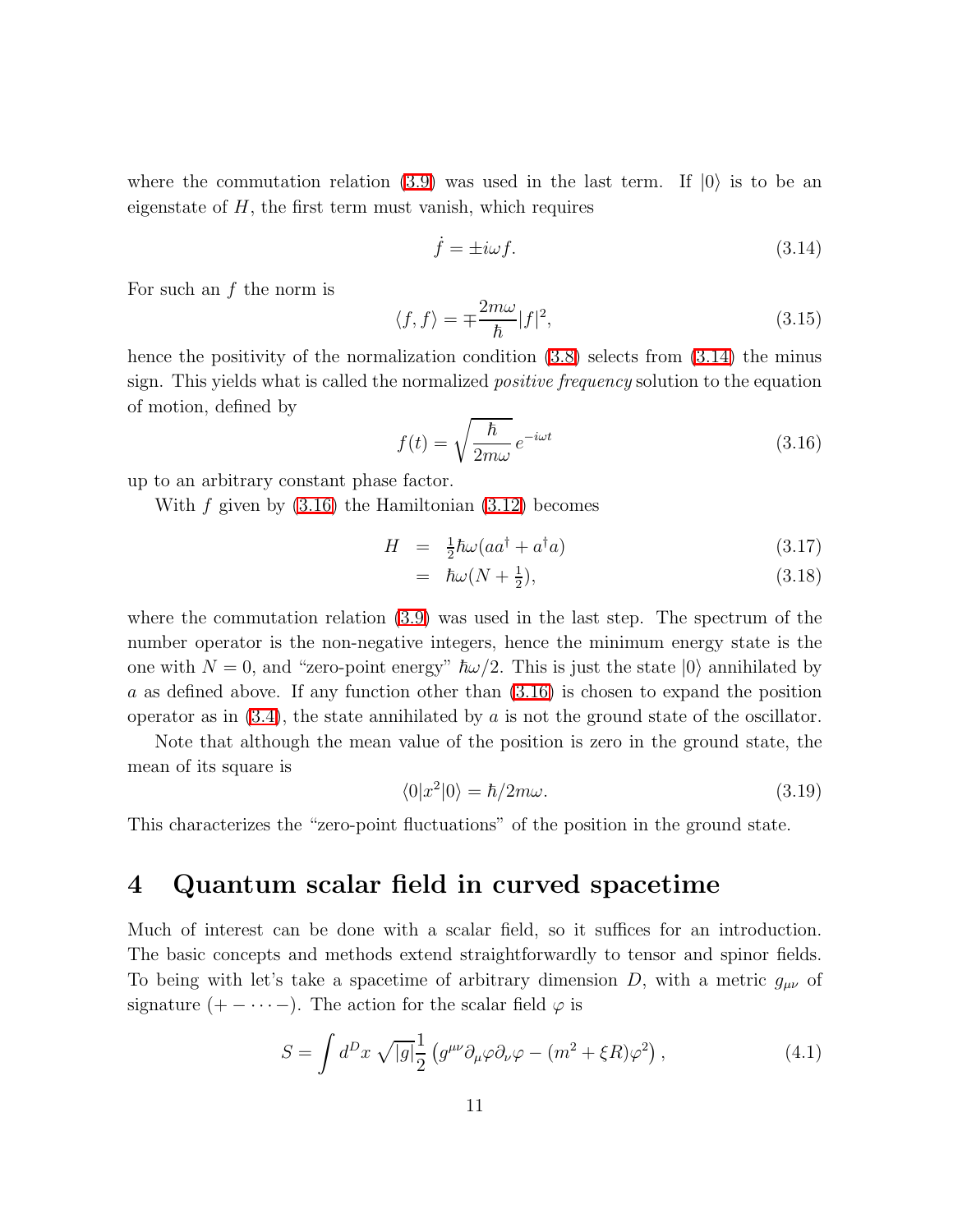where the commutation relation (3.9) was used in the last term. If $|0\rangle$ is to be an eigenstate of $H$, the first term must vanish, which requires

$$\dot{f} = \pm i\omega f. \tag{3.14}$$

For such an $f$ the norm is

$$\langle f, f\rangle = \mp\frac{2m\omega}{\hbar}|f|^2, \tag{3.15}$$

hence the positivity of the normalization condition (3.8) selects from (3.14) the minus sign. This yields what is called the normalized *positive frequency* solution to the equation of motion, defined by

$$f(t) = \sqrt{\frac{\hbar}{2m\omega}}\, e^{-i\omega t} \tag{3.16}$$

up to an arbitrary constant phase factor.

With $f$ given by (3.16) the Hamiltonian (3.12) becomes

$$\begin{aligned} H &= \tfrac{1}{2}\hbar\omega(aa^\dagger + a^\dagger a) && (3.17)\\ &= \hbar\omega(N + \tfrac{1}{2}), && (3.18) \end{aligned}$$

where the commutation relation (3.9) was used in the last step. The spectrum of the number operator is the non-negative integers, hence the minimum energy state is the one with $N = 0$, and "zero-point energy" $\hbar\omega/2$. This is just the state $|0\rangle$ annihilated by $a$ as defined above. If any function other than (3.16) is chosen to expand the position operator as in (3.4), the state annihilated by $a$ is not the ground state of the oscillator.

Note that although the mean value of the position is zero in the ground state, the mean of its square is

$$\langle 0|x^2|0\rangle = \hbar/2m\omega. \tag{3.19}$$

This characterizes the "zero-point fluctuations" of the position in the ground state.

# 4 Quantum scalar field in curved spacetime

Much of interest can be done with a scalar field, so it suffices for an introduction. The basic concepts and methods extend straightforwardly to tensor and spinor fields. To being with let's take a spacetime of arbitrary dimension $D$, with a metric $g_{\mu\nu}$ of signature $(+ - \cdots -)$. The action for the scalar field $\varphi$ is

$$S = \int d^D x\, \sqrt{|g|}\frac{1}{2}\left(g^{\mu\nu}\partial_\mu\varphi\partial_\nu\varphi - (m^2 + \xi R)\varphi^2\right), \tag{4.1}$$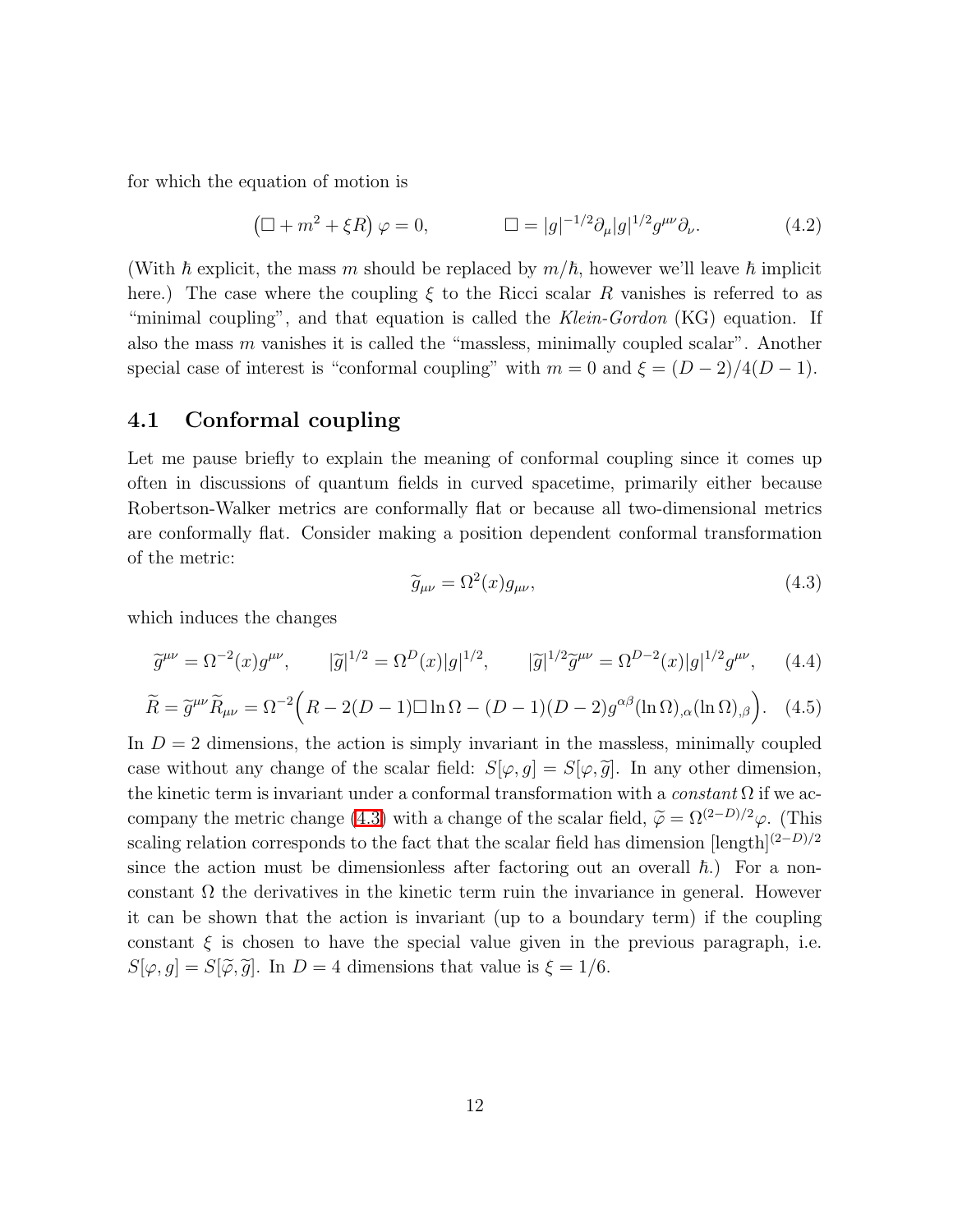for which the equation of motion is

$$\left(\Box + m^2 + \xi R\right)\varphi = 0, \qquad\qquad \Box = |g|^{-1/2}\partial_\mu |g|^{1/2} g^{\mu\nu}\partial_\nu. \tag{4.2}$$

(With $\hbar$ explicit, the mass $m$ should be replaced by $m/\hbar$, however we'll leave $\hbar$ implicit here.) The case where the coupling $\xi$ to the Ricci scalar $R$ vanishes is referred to as "minimal coupling", and that equation is called the *Klein-Gordon* (KG) equation. If also the mass $m$ vanishes it is called the "massless, minimally coupled scalar". Another special case of interest is "conformal coupling" with $m = 0$ and $\xi = (D-2)/4(D-1)$.

## 4.1 Conformal coupling

Let me pause briefly to explain the meaning of conformal coupling since it comes up often in discussions of quantum fields in curved spacetime, primarily either because Robertson-Walker metrics are conformally flat or because all two-dimensional metrics are conformally flat. Consider making a position dependent conformal transformation of the metric:

$$\widetilde{g}_{\mu\nu} = \Omega^2(x) g_{\mu\nu}, \tag{4.3}$$

which induces the changes

$$\widetilde{g}^{\mu\nu} = \Omega^{-2}(x) g^{\mu\nu}, \qquad |\widetilde{g}|^{1/2} = \Omega^D(x)|g|^{1/2}, \qquad |\widetilde{g}|^{1/2}\widetilde{g}^{\mu\nu} = \Omega^{D-2}(x)|g|^{1/2}g^{\mu\nu}, \tag{4.4}$$

$$\widetilde{R} = \widetilde{g}^{\mu\nu}\widetilde{R}_{\mu\nu} = \Omega^{-2}\Big(R - 2(D-1)\Box\ln\Omega - (D-1)(D-2)g^{\alpha\beta}(\ln\Omega)_{,\alpha}(\ln\Omega)_{,\beta}\Big). \tag{4.5}$$

In $D = 2$ dimensions, the action is simply invariant in the massless, minimally coupled case without any change of the scalar field: $S[\varphi, g] = S[\varphi, \widetilde{g}]$. In any other dimension, the kinetic term is invariant under a conformal transformation with a *constant* $\Omega$ if we accompany the metric change (4.3) with a change of the scalar field, $\widetilde{\varphi} = \Omega^{(2-D)/2}\varphi$. (This scaling relation corresponds to the fact that the scalar field has dimension [length]$^{(2-D)/2}$ since the action must be dimensionless after factoring out an overall $\hbar$.) For a non-constant $\Omega$ the derivatives in the kinetic term ruin the invariance in general. However it can be shown that the action is invariant (up to a boundary term) if the coupling constant $\xi$ is chosen to have the special value given in the previous paragraph, i.e. $S[\varphi, g] = S[\widetilde{\varphi}, \widetilde{g}]$. In $D = 4$ dimensions that value is $\xi = 1/6$.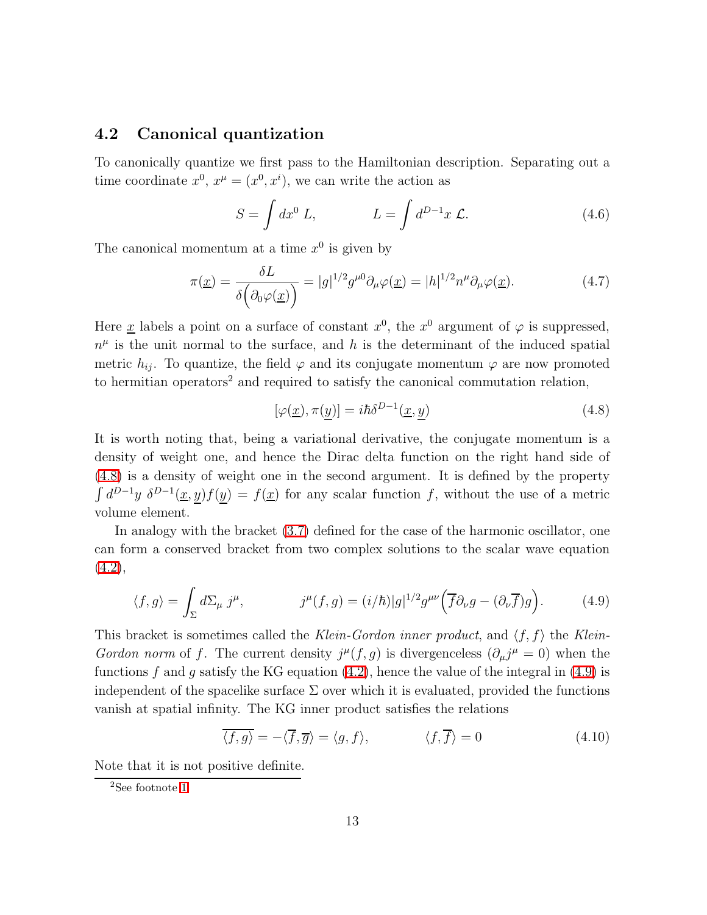### 4.2 Canonical quantization

To canonically quantize we first pass to the Hamiltonian description. Separating out a time coordinate $x^0$, $x^\mu = (x^0, x^i)$, we can write the action as

$$S = \int dx^0\, L, \qquad\qquad L = \int d^{D-1}x\; \mathcal{L}. \tag{4.6}$$

The canonical momentum at a time $x^0$ is given by

$$\pi(\underline{x}) = \frac{\delta L}{\delta\Big(\partial_0\varphi(\underline{x})\Big)} = |g|^{1/2} g^{\mu 0}\partial_\mu\varphi(\underline{x}) = |h|^{1/2} n^\mu \partial_\mu \varphi(\underline{x}). \tag{4.7}$$

Here $\underline{x}$ labels a point on a surface of constant $x^0$, the $x^0$ argument of $\varphi$ is suppressed, $n^\mu$ is the unit normal to the surface, and $h$ is the determinant of the induced spatial metric $h_{ij}$. To quantize, the field $\varphi$ and its conjugate momentum $\varphi$ are now promoted to hermitian operators[2] and required to satisfy the canonical commutation relation,

$$[\varphi(\underline{x}), \pi(\underline{y})] = i\hbar\delta^{D-1}(\underline{x}, \underline{y}) \tag{4.8}$$

It is worth noting that, being a variational derivative, the conjugate momentum is a density of weight one, and hence the Dirac delta function on the right hand side of (4.8) is a density of weight one in the second argument. It is defined by the property $\int d^{D-1}y\ \delta^{D-1}(\underline{x}, \underline{y}) f(\underline{y}) = f(\underline{x})$ for any scalar function $f$, without the use of a metric volume element.

In analogy with the bracket (3.7) defined for the case of the harmonic oscillator, one can form a conserved bracket from two complex solutions to the scalar wave equation (4.2),

$$\langle f, g\rangle = \int_\Sigma d\Sigma_\mu\, j^\mu, \qquad\qquad j^\mu(f,g) = (i/\hbar)|g|^{1/2} g^{\mu\nu}\Big(\overline{f}\partial_\nu g - (\partial_\nu \overline{f})g\Big). \tag{4.9}$$

This bracket is sometimes called the *Klein-Gordon inner product*, and $\langle f, f\rangle$ the *Klein-Gordon norm* of $f$. The current density $j^\mu(f,g)$ is divergenceless ($\partial_\mu j^\mu = 0$) when the functions $f$ and $g$ satisfy the KG equation (4.2), hence the value of the integral in (4.9) is independent of the spacelike surface $\Sigma$ over which it is evaluated, provided the functions vanish at spatial infinity. The KG inner product satisfies the relations

$$\overline{\langle f, g\rangle} = -\langle \overline{f}, \overline{g}\rangle = \langle g, f\rangle, \qquad\qquad \langle f, \overline{f}\rangle = 0 \tag{4.10}$$

Note that it is not positive definite.

[2] See footnote 1.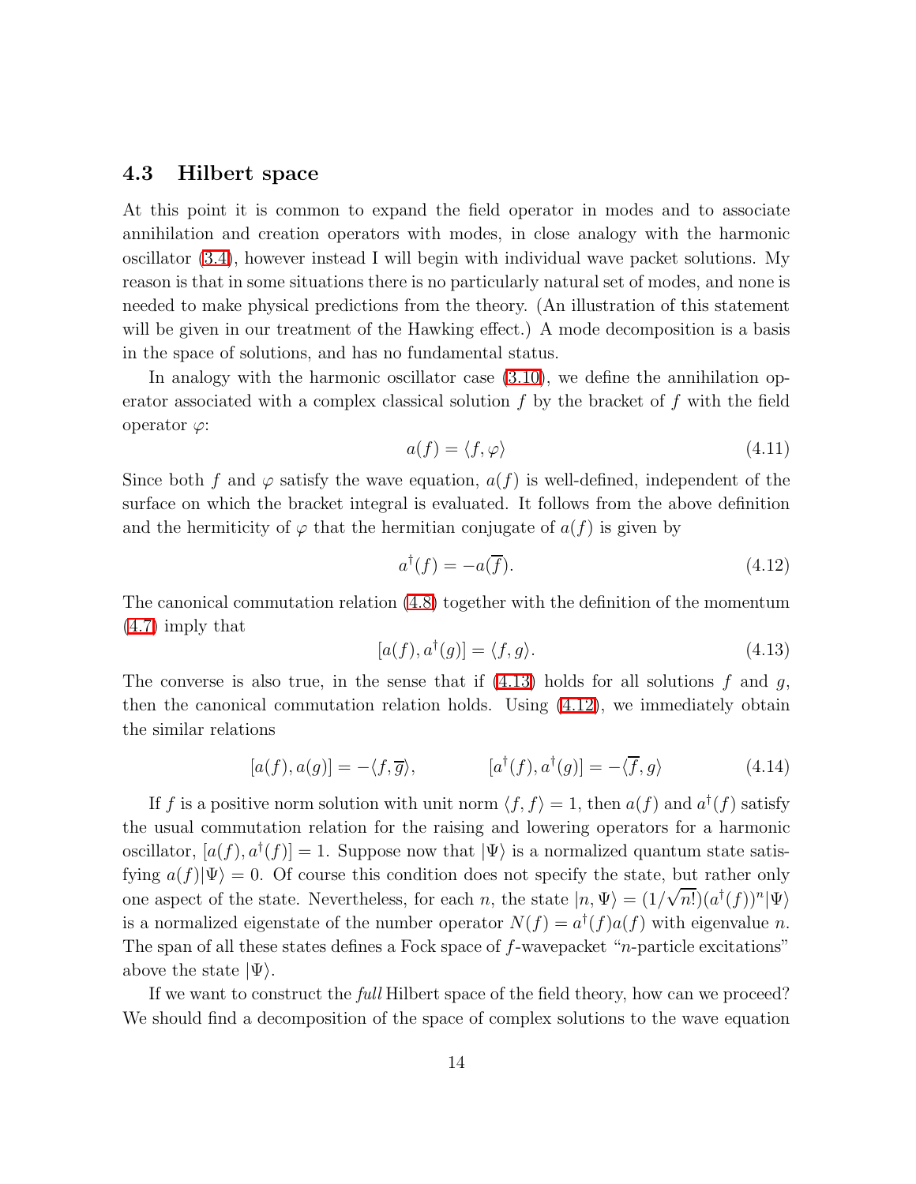### 4.3 Hilbert space

At this point it is common to expand the field operator in modes and to associate annihilation and creation operators with modes, in close analogy with the harmonic oscillator (3.4), however instead I will begin with individual wave packet solutions. My reason is that in some situations there is no particularly natural set of modes, and none is needed to make physical predictions from the theory. (An illustration of this statement will be given in our treatment of the Hawking effect.) A mode decomposition is a basis in the space of solutions, and has no fundamental status.

In analogy with the harmonic oscillator case (3.10), we define the annihilation operator associated with a complex classical solution $f$ by the bracket of $f$ with the field operator $\varphi$:

$$a(f) = \langle f, \varphi \rangle \tag{4.11}$$

Since both $f$ and $\varphi$ satisfy the wave equation, $a(f)$ is well-defined, independent of the surface on which the bracket integral is evaluated. It follows from the above definition and the hermiticity of $\varphi$ that the hermitian conjugate of $a(f)$ is given by

$$a^\dagger(f) = -a(\overline{f}). \tag{4.12}$$

The canonical commutation relation (4.8) together with the definition of the momentum (4.7) imply that

$$[a(f), a^\dagger(g)] = \langle f, g \rangle. \tag{4.13}$$

The converse is also true, in the sense that if (4.13) holds for all solutions $f$ and $g$, then the canonical commutation relation holds. Using (4.12), we immediately obtain the similar relations

$$[a(f), a(g)] = -\langle f, \overline{g} \rangle, \qquad\qquad [a^\dagger(f), a^\dagger(g)] = -\langle \overline{f}, g \rangle \tag{4.14}$$

If $f$ is a positive norm solution with unit norm $\langle f, f \rangle = 1$, then $a(f)$ and $a^\dagger(f)$ satisfy the usual commutation relation for the raising and lowering operators for a harmonic oscillator, $[a(f), a^\dagger(f)] = 1$. Suppose now that $|\Psi\rangle$ is a normalized quantum state satisfying $a(f)|\Psi\rangle = 0$. Of course this condition does not specify the state, but rather only one aspect of the state. Nevertheless, for each $n$, the state $|n, \Psi\rangle = (1/\sqrt{n!})(a^\dagger(f))^n|\Psi\rangle$ is a normalized eigenstate of the number operator $N(f) = a^\dagger(f)a(f)$ with eigenvalue $n$. The span of all these states defines a Fock space of $f$-wavepacket "$n$-particle excitations" above the state $|\Psi\rangle$.

If we want to construct the *full* Hilbert space of the field theory, how can we proceed? We should find a decomposition of the space of complex solutions to the wave equation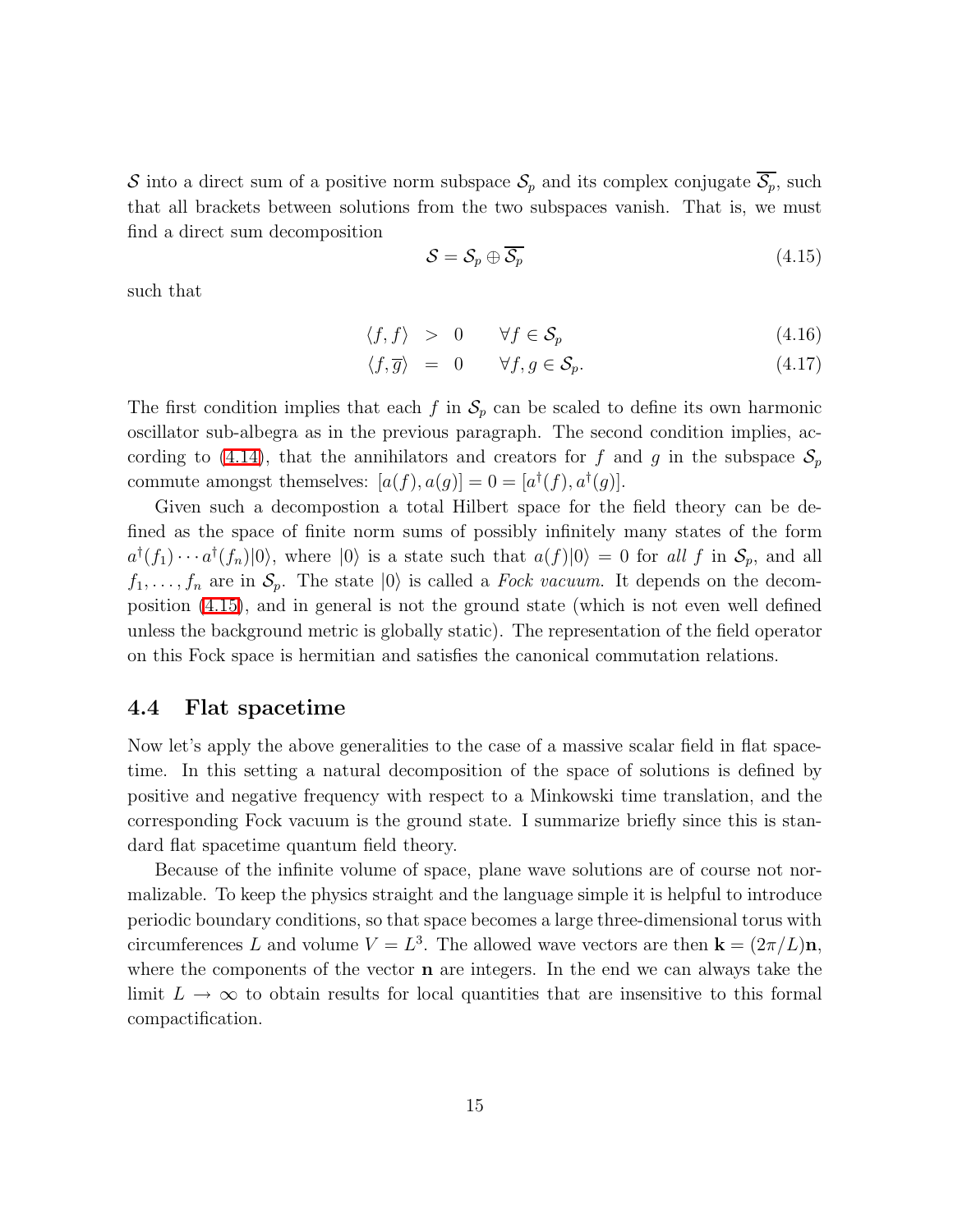$\mathcal{S}$ into a direct sum of a positive norm subspace $\mathcal{S}_p$ and its complex conjugate $\overline{\mathcal{S}_p}$, such that all brackets between solutions from the two subspaces vanish. That is, we must find a direct sum decomposition

$$\mathcal{S} = \mathcal{S}_p \oplus \overline{\mathcal{S}_p} \tag{4.15}$$

such that

$$\langle f, f \rangle \;>\; 0 \qquad \forall f \in \mathcal{S}_p \tag{4.16}$$

$$\langle f, \overline{g} \rangle \;=\; 0 \qquad \forall f, g \in \mathcal{S}_p. \tag{4.17}$$

The first condition implies that each $f$ in $\mathcal{S}_p$ can be scaled to define its own harmonic oscillator sub-albegra as in the previous paragraph. The second condition implies, according to (4.14), that the annihilators and creators for $f$ and $g$ in the subspace $\mathcal{S}_p$ commute amongst themselves: $[a(f), a(g)] = 0 = [a^\dagger(f), a^\dagger(g)]$.

Given such a decompostion a total Hilbert space for the field theory can be defined as the space of finite norm sums of possibly infinitely many states of the form $a^\dagger(f_1) \cdots a^\dagger(f_n)|0\rangle$, where $|0\rangle$ is a state such that $a(f)|0\rangle = 0$ for *all* $f$ in $\mathcal{S}_p$, and all $f_1, \ldots, f_n$ are in $\mathcal{S}_p$. The state $|0\rangle$ is called a *Fock vacuum*. It depends on the decomposition (4.15), and in general is not the ground state (which is not even well defined unless the background metric is globally static). The representation of the field operator on this Fock space is hermitian and satisfies the canonical commutation relations.

## 4.4 Flat spacetime

Now let's apply the above generalities to the case of a massive scalar field in flat spacetime. In this setting a natural decomposition of the space of solutions is defined by positive and negative frequency with respect to a Minkowski time translation, and the corresponding Fock vacuum is the ground state. I summarize briefly since this is standard flat spacetime quantum field theory.

Because of the infinite volume of space, plane wave solutions are of course not normalizable. To keep the physics straight and the language simple it is helpful to introduce periodic boundary conditions, so that space becomes a large three-dimensional torus with circumferences $L$ and volume $V = L^3$. The allowed wave vectors are then $\mathbf{k} = (2\pi/L)\mathbf{n}$, where the components of the vector $\mathbf{n}$ are integers. In the end we can always take the limit $L \to \infty$ to obtain results for local quantities that are insensitive to this formal compactification.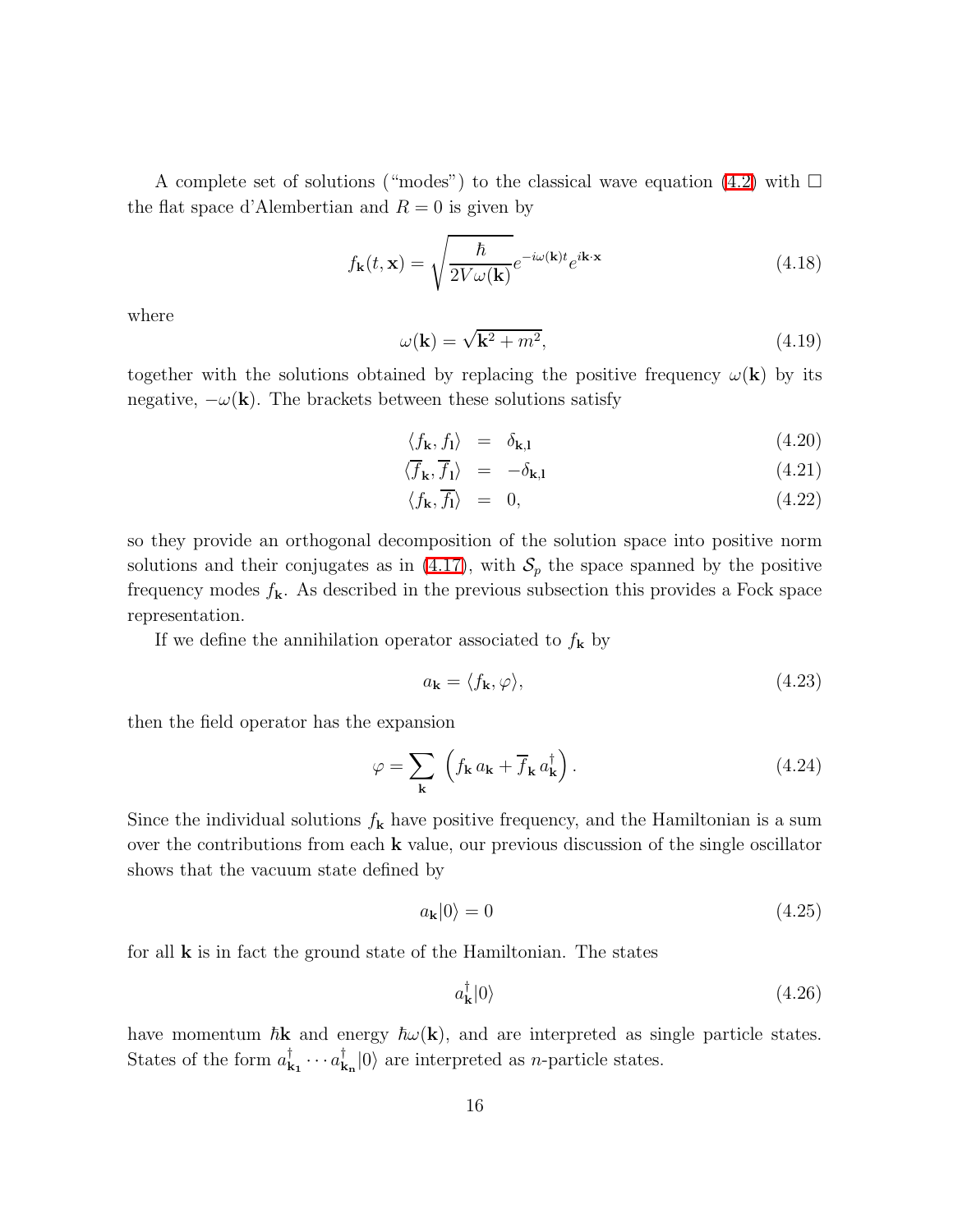A complete set of solutions ("modes") to the classical wave equation (4.2) with $\Box$ the flat space d'Alembertian and $R = 0$ is given by

$$f_{\mathbf{k}}(t, \mathbf{x}) = \sqrt{\frac{\hbar}{2V\omega(\mathbf{k})}} e^{-i\omega(\mathbf{k})t} e^{i\mathbf{k}\cdot\mathbf{x}} \tag{4.18}$$

where

$$\omega(\mathbf{k}) = \sqrt{\mathbf{k}^2 + m^2}, \tag{4.19}$$

together with the solutions obtained by replacing the positive frequency $\omega(\mathbf{k})$ by its negative, $-\omega(\mathbf{k})$. The brackets between these solutions satisfy

$$\langle f_{\mathbf{k}}, f_{\mathbf{l}} \rangle = \delta_{\mathbf{k},\mathbf{l}} \tag{4.20}$$

$$\langle \overline{f}_{\mathbf{k}}, \overline{f}_{\mathbf{l}} \rangle = -\delta_{\mathbf{k},\mathbf{l}} \tag{4.21}$$

$$\langle f_{\mathbf{k}}, \overline{f}_{\mathbf{l}} \rangle = 0, \tag{4.22}$$

so they provide an orthogonal decomposition of the solution space into positive norm solutions and their conjugates as in (4.17), with $\mathcal{S}_p$ the space spanned by the positive frequency modes $f_{\mathbf{k}}$. As described in the previous subsection this provides a Fock space representation.

If we define the annihilation operator associated to $f_{\mathbf{k}}$ by

$$a_{\mathbf{k}} = \langle f_{\mathbf{k}}, \varphi \rangle, \tag{4.23}$$

then the field operator has the expansion

$$\varphi = \sum_{\mathbf{k}} \left( f_{\mathbf{k}}\, a_{\mathbf{k}} + \overline{f}_{\mathbf{k}}\, a^{\dagger}_{\mathbf{k}} \right). \tag{4.24}$$

Since the individual solutions $f_{\mathbf{k}}$ have positive frequency, and the Hamiltonian is a sum over the contributions from each $\mathbf{k}$ value, our previous discussion of the single oscillator shows that the vacuum state defined by

$$a_{\mathbf{k}}|0\rangle = 0 \tag{4.25}$$

for all $\mathbf{k}$ is in fact the ground state of the Hamiltonian. The states

$$a^{\dagger}_{\mathbf{k}}|0\rangle \tag{4.26}$$

have momentum $\hbar\mathbf{k}$ and energy $\hbar\omega(\mathbf{k})$, and are interpreted as single particle states. States of the form $a^{\dagger}_{\mathbf{k_1}} \cdots a^{\dagger}_{\mathbf{k_n}}|0\rangle$ are interpreted as $n$-particle states.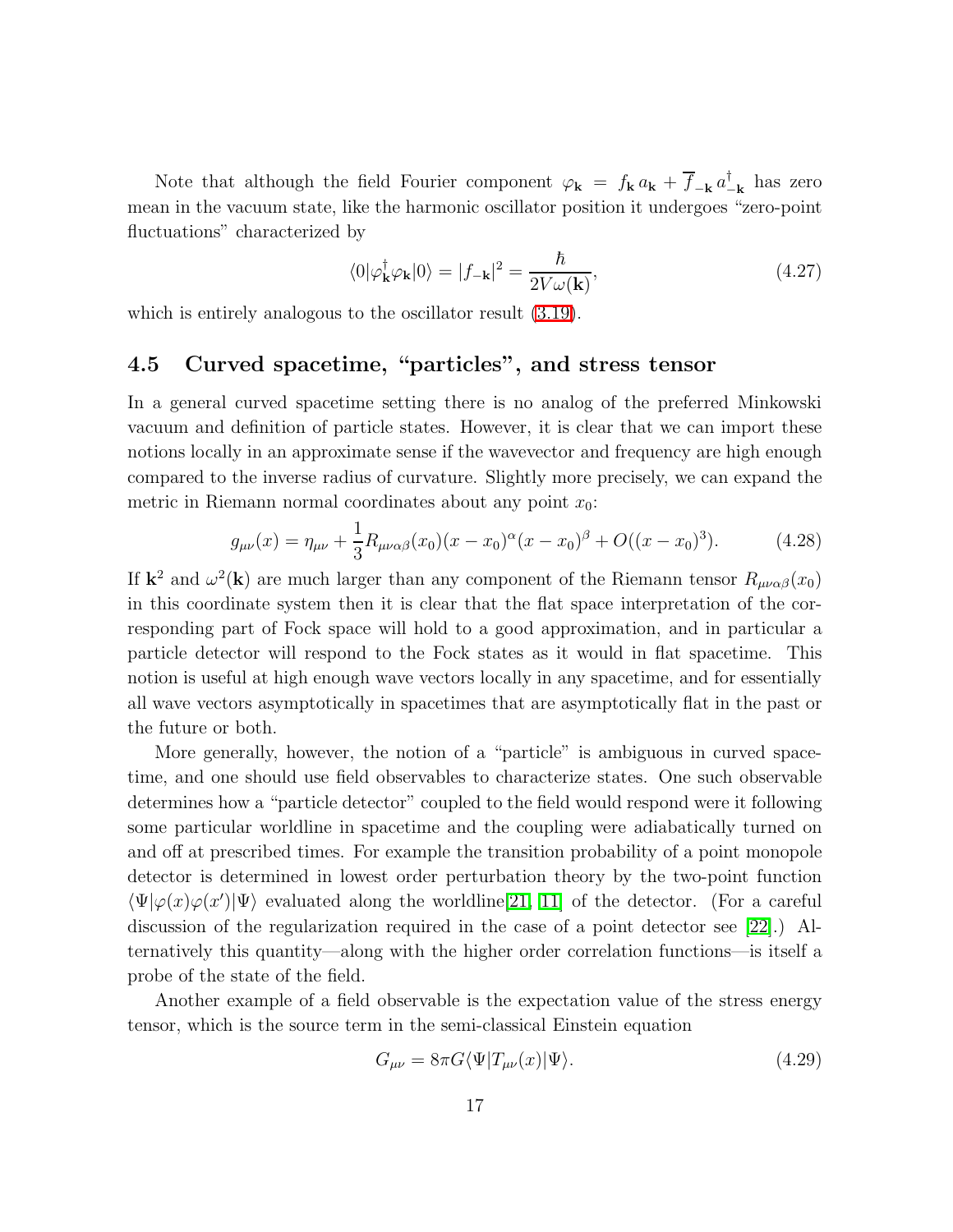Note that although the field Fourier component $\varphi_{\mathbf{k}} = f_{\mathbf{k}}\, a_{\mathbf{k}} + \overline{f}_{-\mathbf{k}}\, a^{\dagger}_{-\mathbf{k}}$ has zero mean in the vacuum state, like the harmonic oscillator position it undergoes "zero-point fluctuations" characterized by

$$\langle 0|\varphi^{\dagger}_{\mathbf{k}}\varphi_{\mathbf{k}}|0\rangle = |f_{-\mathbf{k}}|^2 = \frac{\hbar}{2V\omega(\mathbf{k})}, \tag{4.27}$$

which is entirely analogous to the oscillator result (3.19).

## 4.5 Curved spacetime, "particles", and stress tensor

In a general curved spacetime setting there is no analog of the preferred Minkowski vacuum and definition of particle states. However, it is clear that we can import these notions locally in an approximate sense if the wavevector and frequency are high enough compared to the inverse radius of curvature. Slightly more precisely, we can expand the metric in Riemann normal coordinates about any point $x_0$:

$$g_{\mu\nu}(x) = \eta_{\mu\nu} + \frac{1}{3}R_{\mu\nu\alpha\beta}(x_0)(x-x_0)^\alpha(x-x_0)^\beta + O((x-x_0)^3). \tag{4.28}$$

If $\mathbf{k}^2$ and $\omega^2(\mathbf{k})$ are much larger than any component of the Riemann tensor $R_{\mu\nu\alpha\beta}(x_0)$ in this coordinate system then it is clear that the flat space interpretation of the corresponding part of Fock space will hold to a good approximation, and in particular a particle detector will respond to the Fock states as it would in flat spacetime. This notion is useful at high enough wave vectors locally in any spacetime, and for essentially all wave vectors asymptotically in spacetimes that are asymptotically flat in the past or the future or both.

More generally, however, the notion of a "particle" is ambiguous in curved spacetime, and one should use field observables to characterize states. One such observable determines how a "particle detector" coupled to the field would respond were it following some particular worldline in spacetime and the coupling were adiabatically turned on and off at prescribed times. For example the transition probability of a point monopole detector is determined in lowest order perturbation theory by the two-point function $\langle\Psi|\varphi(x)\varphi(x')|\Psi\rangle$ evaluated along the worldline[21, 11] of the detector. (For a careful discussion of the regularization required in the case of a point detector see [22].) Alternatively this quantity—along with the higher order correlation functions—is itself a probe of the state of the field.

Another example of a field observable is the expectation value of the stress energy tensor, which is the source term in the semi-classical Einstein equation

$$G_{\mu\nu} = 8\pi G\langle\Psi|T_{\mu\nu}(x)|\Psi\rangle. \tag{4.29}$$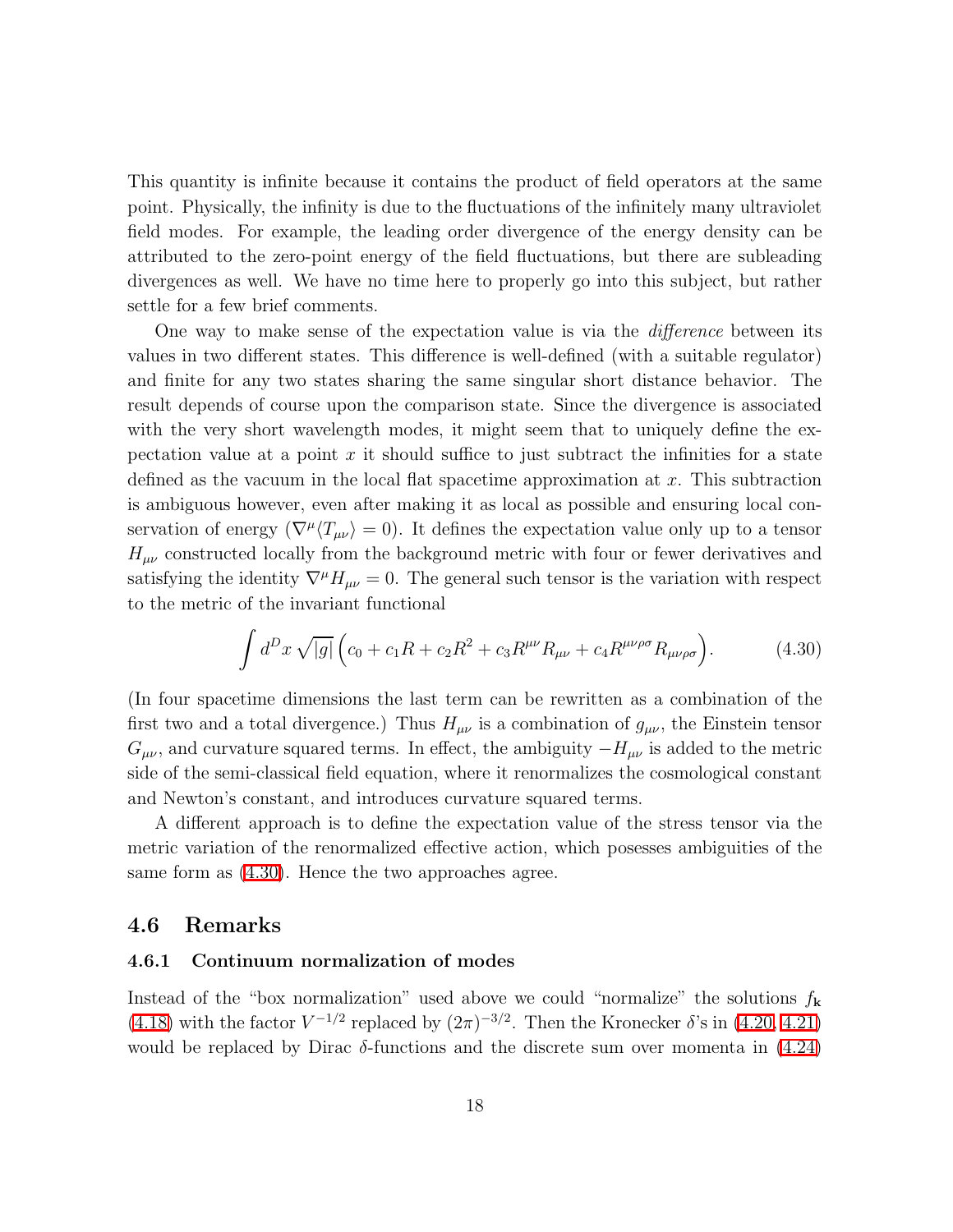This quantity is infinite because it contains the product of field operators at the same point. Physically, the infinity is due to the fluctuations of the infinitely many ultraviolet field modes. For example, the leading order divergence of the energy density can be attributed to the zero-point energy of the field fluctuations, but there are subleading divergences as well. We have no time here to properly go into this subject, but rather settle for a few brief comments.

One way to make sense of the expectation value is via the *difference* between its values in two different states. This difference is well-defined (with a suitable regulator) and finite for any two states sharing the same singular short distance behavior. The result depends of course upon the comparison state. Since the divergence is associated with the very short wavelength modes, it might seem that to uniquely define the expectation value at a point $x$ it should suffice to just subtract the infinities for a state defined as the vacuum in the local flat spacetime approximation at $x$. This subtraction is ambiguous however, even after making it as local as possible and ensuring local conservation of energy ($\nabla^\mu \langle T_{\mu\nu}\rangle = 0$). It defines the expectation value only up to a tensor $H_{\mu\nu}$ constructed locally from the background metric with four or fewer derivatives and satisfying the identity $\nabla^\mu H_{\mu\nu} = 0$. The general such tensor is the variation with respect to the metric of the invariant functional

$$\int d^D x \sqrt{|g|}\left(c_0 + c_1 R + c_2 R^2 + c_3 R^{\mu\nu} R_{\mu\nu} + c_4 R^{\mu\nu\rho\sigma} R_{\mu\nu\rho\sigma}\right). \tag{4.30}$$

(In four spacetime dimensions the last term can be rewritten as a combination of the first two and a total divergence.) Thus $H_{\mu\nu}$ is a combination of $g_{\mu\nu}$, the Einstein tensor $G_{\mu\nu}$, and curvature squared terms. In effect, the ambiguity $-H_{\mu\nu}$ is added to the metric side of the semi-classical field equation, where it renormalizes the cosmological constant and Newton's constant, and introduces curvature squared terms.

A different approach is to define the expectation value of the stress tensor via the metric variation of the renormalized effective action, which posesses ambiguities of the same form as (4.30). Hence the two approaches agree.

## 4.6 Remarks

### 4.6.1 Continuum normalization of modes

Instead of the "box normalization" used above we could "normalize" the solutions $f_{\mathbf{k}}$ (4.18) with the factor $V^{-1/2}$ replaced by $(2\pi)^{-3/2}$. Then the Kronecker $\delta$'s in (4.20, 4.21) would be replaced by Dirac $\delta$-functions and the discrete sum over momenta in (4.24)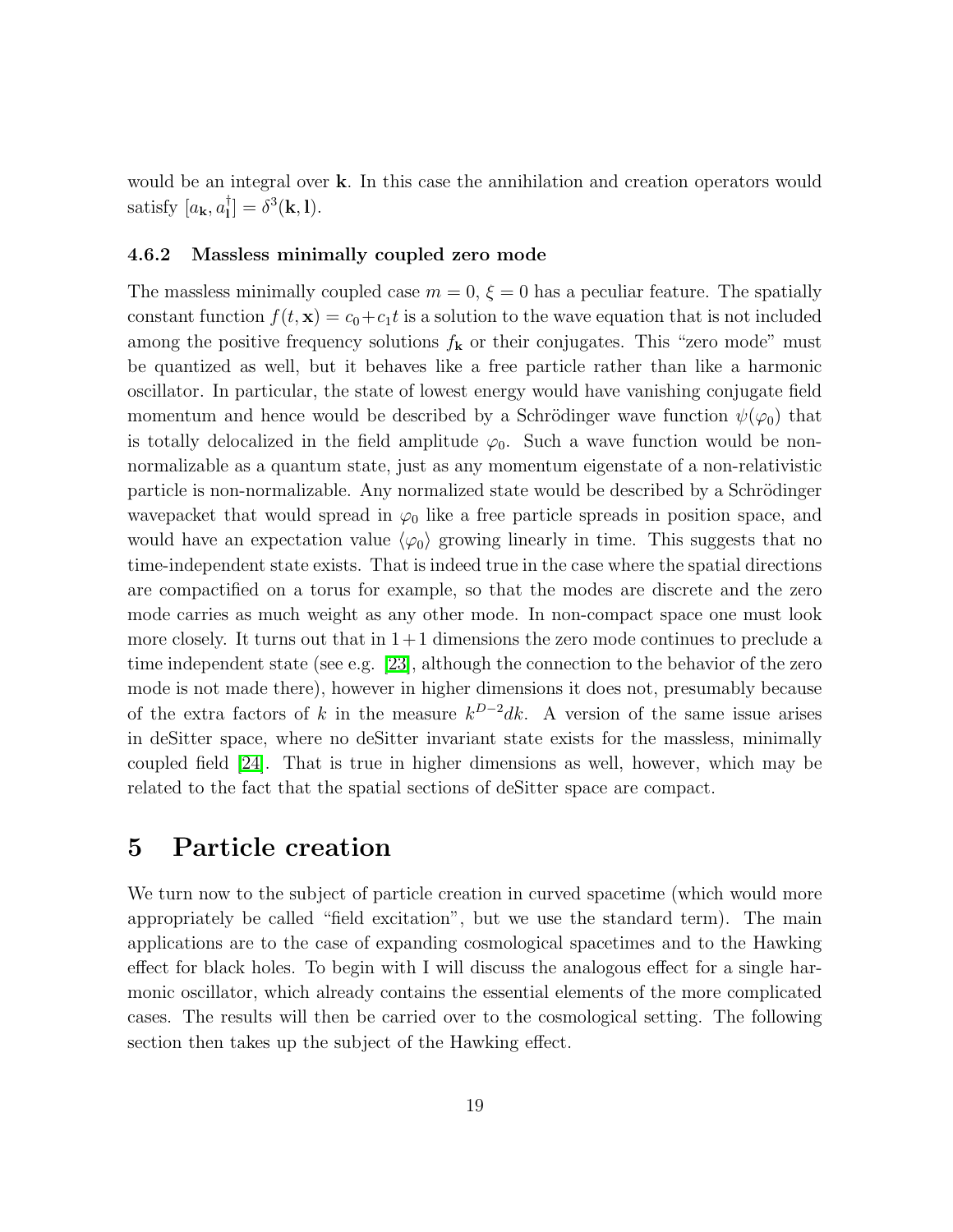would be an integral over $\mathbf{k}$. In this case the annihilation and creation operators would satisfy $[a_{\mathbf{k}}, a_{\mathbf{l}}^{\dagger}] = \delta^3(\mathbf{k}, \mathbf{l})$.

### 4.6.2 Massless minimally coupled zero mode

The massless minimally coupled case $m = 0$, $\xi = 0$ has a peculiar feature. The spatially constant function $f(t, \mathbf{x}) = c_0 + c_1 t$ is a solution to the wave equation that is not included among the positive frequency solutions $f_{\mathbf{k}}$ or their conjugates. This "zero mode" must be quantized as well, but it behaves like a free particle rather than like a harmonic oscillator. In particular, the state of lowest energy would have vanishing conjugate field momentum and hence would be described by a Schrödinger wave function $\psi(\varphi_0)$ that is totally delocalized in the field amplitude $\varphi_0$. Such a wave function would be non-normalizable as a quantum state, just as any momentum eigenstate of a non-relativistic particle is non-normalizable. Any normalized state would be described by a Schrödinger wavepacket that would spread in $\varphi_0$ like a free particle spreads in position space, and would have an expectation value $\langle \varphi_0 \rangle$ growing linearly in time. This suggests that no time-independent state exists. That is indeed true in the case where the spatial directions are compactified on a torus for example, so that the modes are discrete and the zero mode carries as much weight as any other mode. In non-compact space one must look more closely. It turns out that in $1+1$ dimensions the zero mode continues to preclude a time independent state (see e.g. [23], although the connection to the behavior of the zero mode is not made there), however in higher dimensions it does not, presumably because of the extra factors of $k$ in the measure $k^{D-2}dk$. A version of the same issue arises in deSitter space, where no deSitter invariant state exists for the massless, minimally coupled field [24]. That is true in higher dimensions as well, however, which may be related to the fact that the spatial sections of deSitter space are compact.

# 5 Particle creation

We turn now to the subject of particle creation in curved spacetime (which would more appropriately be called "field excitation", but we use the standard term). The main applications are to the case of expanding cosmological spacetimes and to the Hawking effect for black holes. To begin with I will discuss the analogous effect for a single harmonic oscillator, which already contains the essential elements of the more complicated cases. The results will then be carried over to the cosmological setting. The following section then takes up the subject of the Hawking effect.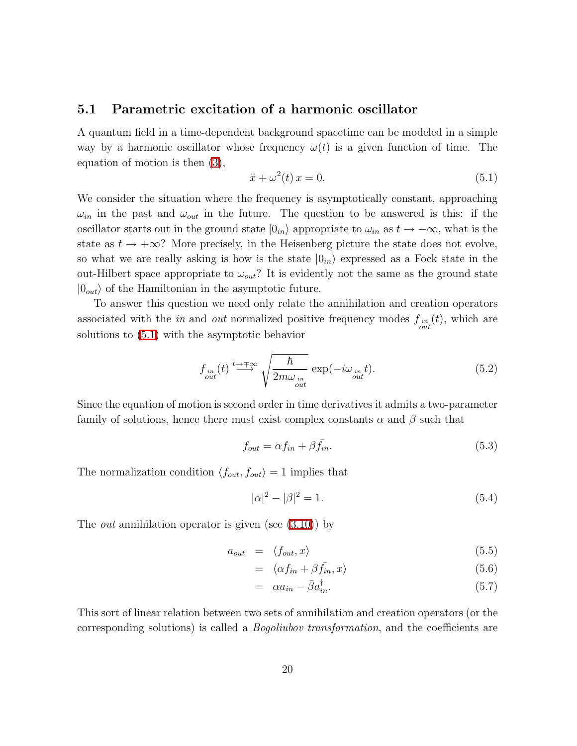### 5.1 Parametric excitation of a harmonic oscillator

A quantum field in a time-dependent background spacetime can be modeled in a simple way by a harmonic oscillator whose frequency $\omega(t)$ is a given function of time. The equation of motion is then (3),

$$\ddot{x} + \omega^2(t)\, x = 0. \tag{5.1}$$

We consider the situation where the frequency is asymptotically constant, approaching $\omega_{in}$ in the past and $\omega_{out}$ in the future. The question to be answered is this: if the oscillator starts out in the ground state $|0_{in}\rangle$ appropriate to $\omega_{in}$ as $t \to -\infty$, what is the state as $t \to +\infty$? More precisely, in the Heisenberg picture the state does not evolve, so what we are really asking is how is the state $|0_{in}\rangle$ expressed as a Fock state in the out-Hilbert space appropriate to $\omega_{out}$? It is evidently not the same as the ground state $|0_{out}\rangle$ of the Hamiltonian in the asymptotic future.

To answer this question we need only relate the annihilation and creation operators associated with the *in* and *out* normalized positive frequency modes $f_{\substack{in \\ out}}(t)$, which are solutions to (5.1) with the asymptotic behavior

$$f_{\substack{in \\ out}}(t) \overset{t\to\mp\infty}{\longrightarrow} \sqrt{\frac{\hbar}{2m\omega_{\substack{in \\ out}}}}\, \exp(-i\omega_{\substack{in \\ out}} t). \tag{5.2}$$

Since the equation of motion is second order in time derivatives it admits a two-parameter family of solutions, hence there must exist complex constants $\alpha$ and $\beta$ such that

$$f_{out} = \alpha f_{in} + \beta \bar{f_{in}}. \tag{5.3}$$

The normalization condition $\langle f_{out}, f_{out}\rangle = 1$ implies that

$$|\alpha|^2 - |\beta|^2 = 1. \tag{5.4}$$

The *out* annihilation operator is given (see (3.10)) by

$$\begin{aligned}
a_{out} &= \langle f_{out}, x\rangle && (5.5)\\
&= \langle \alpha f_{in} + \beta \bar{f_{in}}, x\rangle && (5.6)\\
&= \alpha a_{in} - \bar{\beta} a_{in}^{\dagger}. && (5.7)
\end{aligned}$$

This sort of linear relation between two sets of annihilation and creation operators (or the corresponding solutions) is called a *Bogoliubov transformation*, and the coefficients are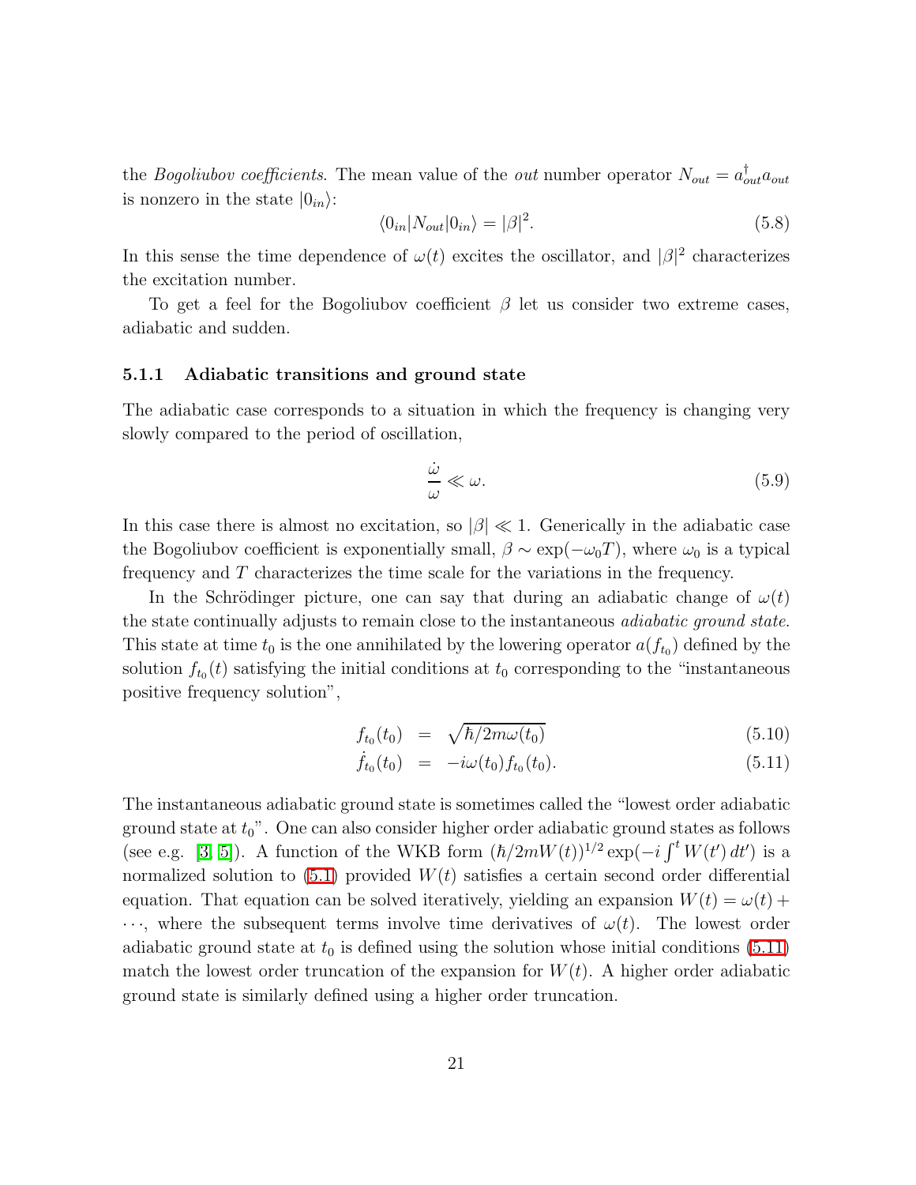the *Bogoliubov coefficients*. The mean value of the *out* number operator $N_{out} = a^\dagger_{out} a_{out}$ is nonzero in the state $|0_{in}\rangle$:

$$\langle 0_{in}|N_{out}|0_{in}\rangle = |\beta|^2. \tag{5.8}$$

In this sense the time dependence of $\omega(t)$ excites the oscillator, and $|\beta|^2$ characterizes the excitation number.

To get a feel for the Bogoliubov coefficient $\beta$ let us consider two extreme cases, adiabatic and sudden.

### 5.1.1 Adiabatic transitions and ground state

The adiabatic case corresponds to a situation in which the frequency is changing very slowly compared to the period of oscillation,

$$\frac{\dot{\omega}}{\omega} \ll \omega. \tag{5.9}$$

In this case there is almost no excitation, so $|\beta| \ll 1$. Generically in the adiabatic case the Bogoliubov coefficient is exponentially small, $\beta \sim \exp(-\omega_0 T)$, where $\omega_0$ is a typical frequency and $T$ characterizes the time scale for the variations in the frequency.

In the Schrödinger picture, one can say that during an adiabatic change of $\omega(t)$ the state continually adjusts to remain close to the instantaneous *adiabatic ground state*. This state at time $t_0$ is the one annihilated by the lowering operator $a(f_{t_0})$ defined by the solution $f_{t_0}(t)$ satisfying the initial conditions at $t_0$ corresponding to the "instantaneous positive frequency solution",

$$f_{t_0}(t_0) = \sqrt{\hbar/2m\omega(t_0)} \tag{5.10}$$

$$\dot{f}_{t_0}(t_0) = -i\omega(t_0) f_{t_0}(t_0). \tag{5.11}$$

The instantaneous adiabatic ground state is sometimes called the "lowest order adiabatic ground state at $t_0$". One can also consider higher order adiabatic ground states as follows (see e.g. [3, 5]). A function of the WKB form $(\hbar/2mW(t))^{1/2}\exp(-i\int^t W(t')\,dt')$ is a normalized solution to (5.1) provided $W(t)$ satisfies a certain second order differential equation. That equation can be solved iteratively, yielding an expansion $W(t) = \omega(t) + \cdots$, where the subsequent terms involve time derivatives of $\omega(t)$. The lowest order adiabatic ground state at $t_0$ is defined using the solution whose initial conditions (5.11) match the lowest order truncation of the expansion for $W(t)$. A higher order adiabatic ground state is similarly defined using a higher order truncation.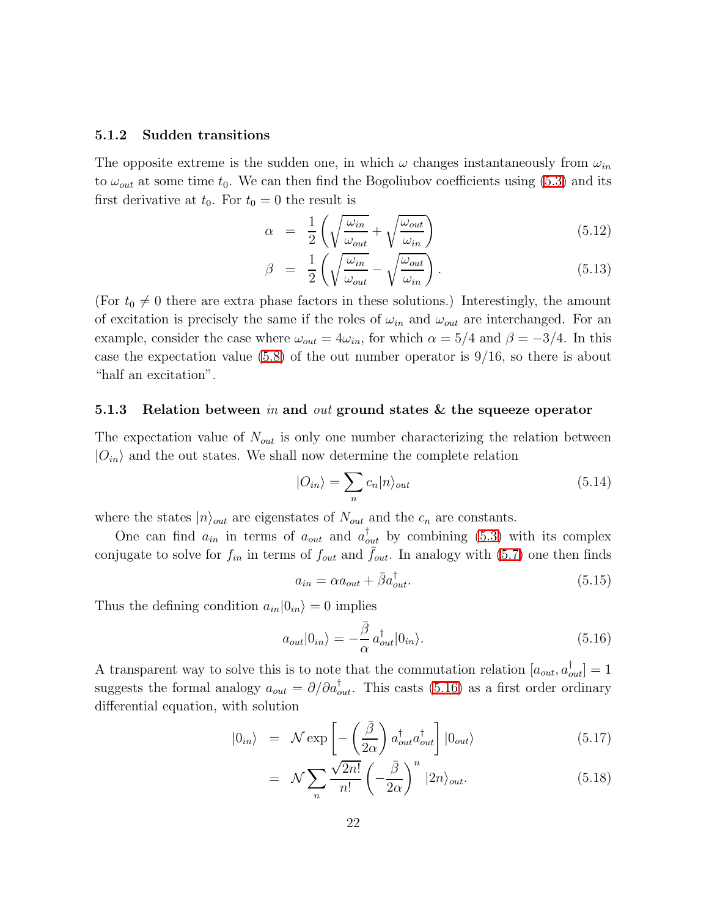### 5.1.2 Sudden transitions

The opposite extreme is the sudden one, in which $\omega$ changes instantaneously from $\omega_{in}$ to $\omega_{out}$ at some time $t_0$. We can then find the Bogoliubov coefficients using (5.3) and its first derivative at $t_0$. For $t_0 = 0$ the result is

$$\alpha = \frac{1}{2}\left(\sqrt{\frac{\omega_{in}}{\omega_{out}}} + \sqrt{\frac{\omega_{out}}{\omega_{in}}}\right) \tag{5.12}$$

$$\beta = \frac{1}{2}\left(\sqrt{\frac{\omega_{in}}{\omega_{out}}} - \sqrt{\frac{\omega_{out}}{\omega_{in}}}\right). \tag{5.13}$$

(For $t_0 \neq 0$ there are extra phase factors in these solutions.) Interestingly, the amount of excitation is precisely the same if the roles of $\omega_{in}$ and $\omega_{out}$ are interchanged. For an example, consider the case where $\omega_{out} = 4\omega_{in}$, for which $\alpha = 5/4$ and $\beta = -3/4$. In this case the expectation value (5.8) of the out number operator is 9/16, so there is about "half an excitation".

### 5.1.3 Relation between *in* and *out* ground states & the squeeze operator

The expectation value of $N_{out}$ is only one number characterizing the relation between $|O_{in}\rangle$ and the out states. We shall now determine the complete relation

$$|O_{in}\rangle = \sum_n c_n |n\rangle_{out} \tag{5.14}$$

where the states $|n\rangle_{out}$ are eigenstates of $N_{out}$ and the $c_n$ are constants.

One can find $a_{in}$ in terms of $a_{out}$ and $a_{out}^\dagger$ by combining (5.3) with its complex conjugate to solve for $f_{in}$ in terms of $f_{out}$ and $\bar{f}_{out}$. In analogy with (5.7) one then finds

$$a_{in} = \alpha a_{out} + \bar{\beta} a_{out}^\dagger. \tag{5.15}$$

Thus the defining condition $a_{in}|0_{in}\rangle = 0$ implies

$$a_{out}|0_{in}\rangle = -\frac{\bar{\beta}}{\alpha}\, a_{out}^\dagger |0_{in}\rangle. \tag{5.16}$$

A transparent way to solve this is to note that the commutation relation $[a_{out}, a_{out}^\dagger] = 1$ suggests the formal analogy $a_{out} = \partial/\partial a_{out}^\dagger$. This casts (5.16) as a first order ordinary differential equation, with solution

$$|0_{in}\rangle = \mathcal{N} \exp\left[-\left(\frac{\bar{\beta}}{2\alpha}\right) a_{out}^\dagger a_{out}^\dagger\right] |0_{out}\rangle \tag{5.17}$$

$$= \mathcal{N} \sum_n \frac{\sqrt{2n!}}{n!}\left(-\frac{\bar{\beta}}{2\alpha}\right)^n |2n\rangle_{out}. \tag{5.18}$$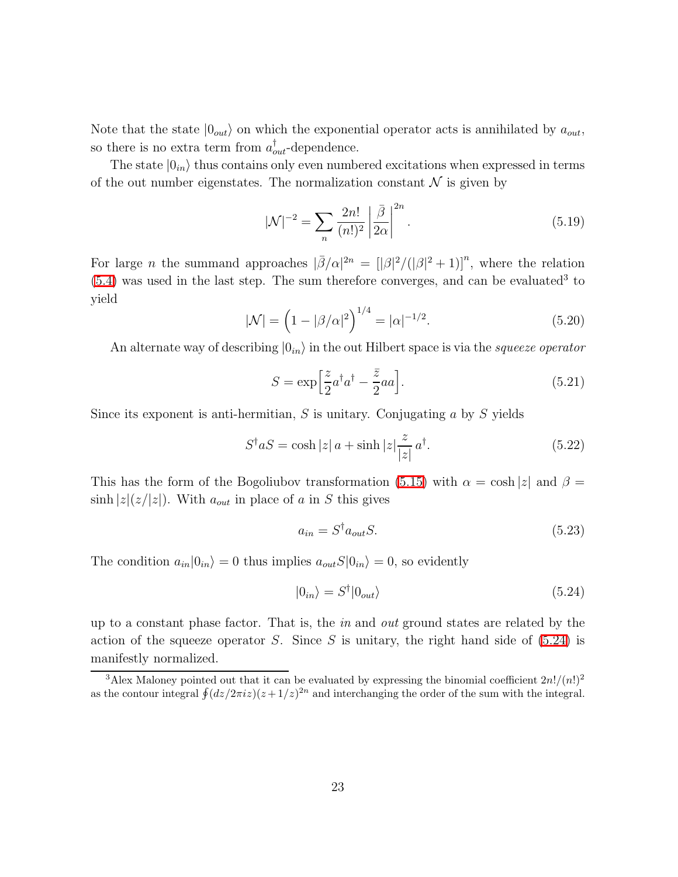Note that the state $|0_{out}\rangle$ on which the exponential operator acts is annihilated by $a_{out}$, so there is no extra term from $a^\dagger_{out}$-dependence.

The state $|0_{in}\rangle$ thus contains only even numbered excitations when expressed in terms of the out number eigenstates. The normalization constant $\mathcal{N}$ is given by

$$|\mathcal{N}|^{-2} = \sum_n \frac{2n!}{(n!)^2} \left| \frac{\bar{\beta}}{2\alpha} \right|^{2n}. \tag{5.19}$$

For large $n$ the summand approaches $|\bar{\beta}/\alpha|^{2n} = \left[|\beta|^2/(|\beta|^2+1)\right]^n$, where the relation (5.4) was used in the last step. The sum therefore converges, and can be evaluated[3] to yield

$$|\mathcal{N}| = \Big(1 - |\beta/\alpha|^2\Big)^{1/4} = |\alpha|^{-1/2}. \tag{5.20}$$

An alternate way of describing $|0_{in}\rangle$ in the out Hilbert space is via the *squeeze operator*

$$S = \exp\Big[\frac{z}{2} a^\dagger a^\dagger - \frac{\bar{z}}{2} a a\Big]. \tag{5.21}$$

Since its exponent is anti-hermitian, $S$ is unitary. Conjugating $a$ by $S$ yields

$$S^\dagger a S = \cosh|z|\, a + \sinh|z| \frac{z}{|z|}\, a^\dagger. \tag{5.22}$$

This has the form of the Bogoliubov transformation (5.15) with $\alpha = \cosh|z|$ and $\beta = \sinh|z|(z/|z|)$. With $a_{out}$ in place of $a$ in $S$ this gives

$$a_{in} = S^\dagger a_{out} S. \tag{5.23}$$

The condition $a_{in}|0_{in}\rangle = 0$ thus implies $a_{out} S|0_{in}\rangle = 0$, so evidently

$$|0_{in}\rangle = S^\dagger |0_{out}\rangle \tag{5.24}$$

up to a constant phase factor. That is, the *in* and *out* ground states are related by the action of the squeeze operator $S$. Since $S$ is unitary, the right hand side of (5.24) is manifestly normalized.

---

[3] Alex Maloney pointed out that it can be evaluated by expressing the binomial coefficient $2n!/(n!)^2$ as the contour integral $\oint (dz/2\pi i z)(z + 1/z)^{2n}$ and interchanging the order of the sum with the integral.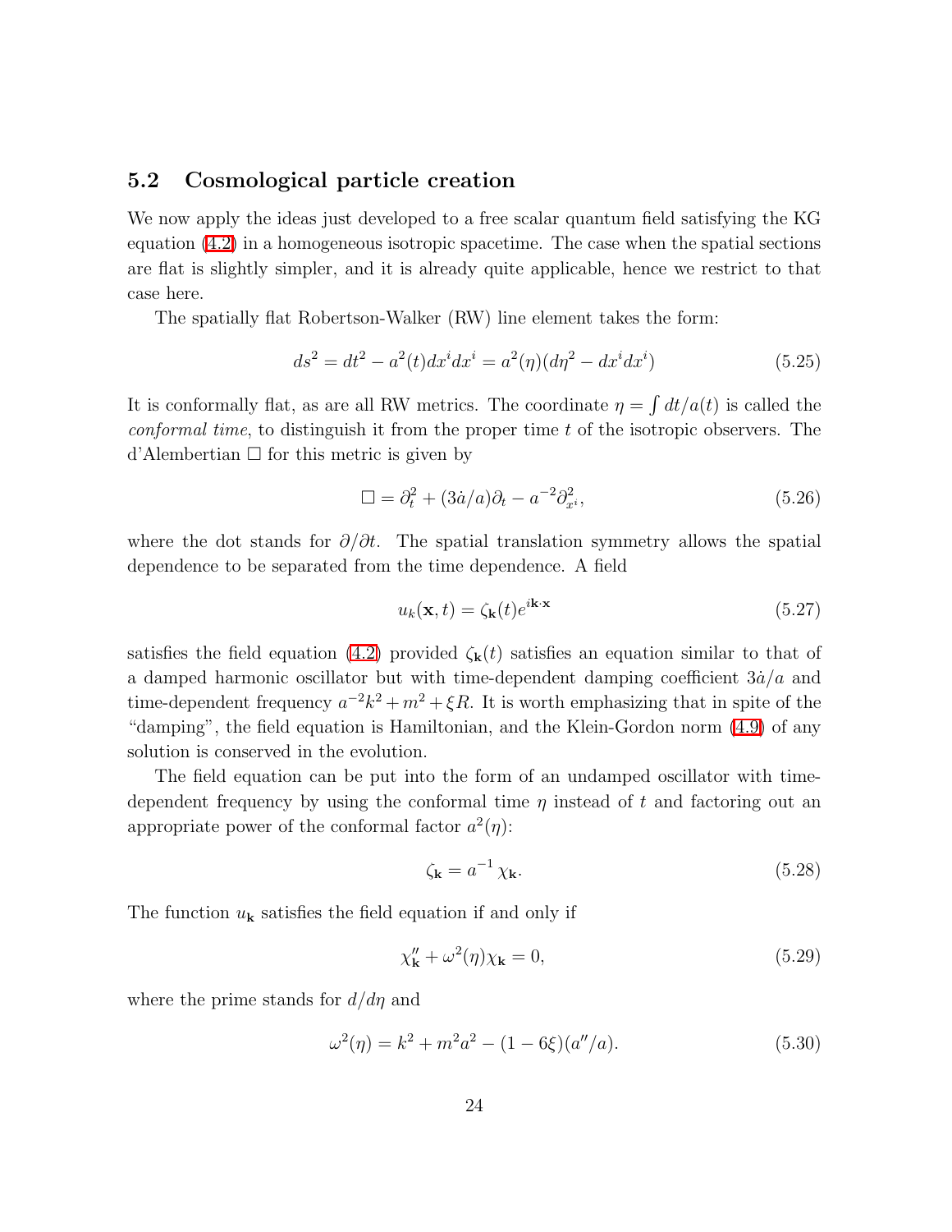### 5.2 Cosmological particle creation

We now apply the ideas just developed to a free scalar quantum field satisfying the KG equation (4.2) in a homogeneous isotropic spacetime. The case when the spatial sections are flat is slightly simpler, and it is already quite applicable, hence we restrict to that case here.

The spatially flat Robertson-Walker (RW) line element takes the form:

$$ds^2 = dt^2 - a^2(t)dx^i dx^i = a^2(\eta)(d\eta^2 - dx^i dx^i) \tag{5.25}$$

It is conformally flat, as are all RW metrics. The coordinate $\eta = \int dt/a(t)$ is called the *conformal time*, to distinguish it from the proper time $t$ of the isotropic observers. The d'Alembertian $\Box$ for this metric is given by

$$\Box = \partial_t^2 + (3\dot{a}/a)\partial_t - a^{-2}\partial_{x^i}^2, \tag{5.26}$$

where the dot stands for $\partial/\partial t$. The spatial translation symmetry allows the spatial dependence to be separated from the time dependence. A field

$$u_k(\mathbf{x}, t) = \zeta_{\mathbf{k}}(t)e^{i\mathbf{k}\cdot\mathbf{x}} \tag{5.27}$$

satisfies the field equation (4.2) provided $\zeta_{\mathbf{k}}(t)$ satisfies an equation similar to that of a damped harmonic oscillator but with time-dependent damping coefficient $3\dot{a}/a$ and time-dependent frequency $a^{-2}k^2 + m^2 + \xi R$. It is worth emphasizing that in spite of the "damping", the field equation is Hamiltonian, and the Klein-Gordon norm (4.9) of any solution is conserved in the evolution.

The field equation can be put into the form of an undamped oscillator with time-dependent frequency by using the conformal time $\eta$ instead of $t$ and factoring out an appropriate power of the conformal factor $a^2(\eta)$:

$$\zeta_{\mathbf{k}} = a^{-1}\chi_{\mathbf{k}}. \tag{5.28}$$

The function $u_{\mathbf{k}}$ satisfies the field equation if and only if

$$\chi_{\mathbf{k}}'' + \omega^2(\eta)\chi_{\mathbf{k}} = 0, \tag{5.29}$$

where the prime stands for $d/d\eta$ and

$$\omega^2(\eta) = k^2 + m^2a^2 - (1 - 6\xi)(a''/a). \tag{5.30}$$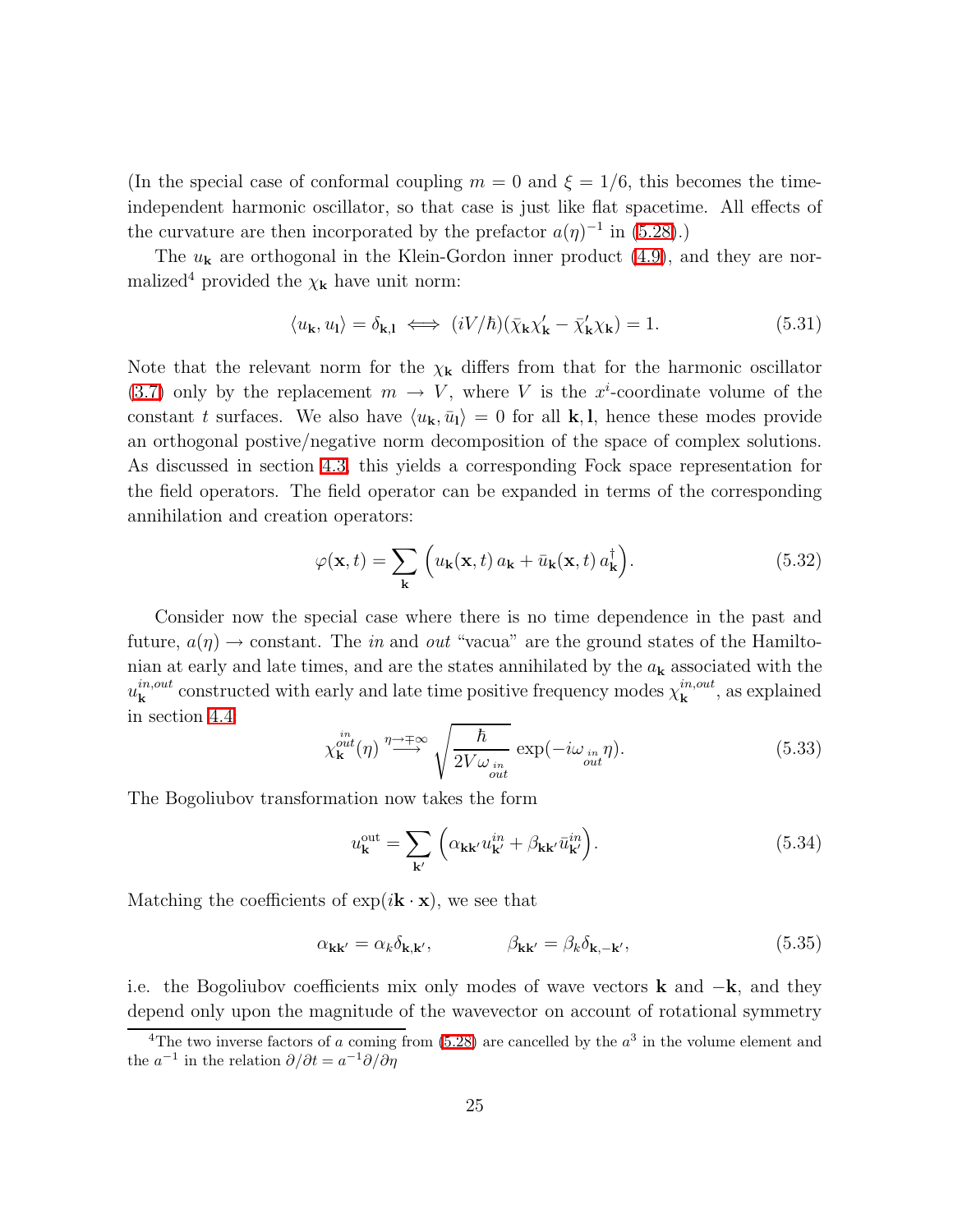(In the special case of conformal coupling $m = 0$ and $\xi = 1/6$, this becomes the time-independent harmonic oscillator, so that case is just like flat spacetime. All effects of the curvature are then incorporated by the prefactor $a(\eta)^{-1}$ in (5.28).)

The $u_{\mathbf{k}}$ are orthogonal in the Klein-Gordon inner product (4.9), and they are normalized[4] provided the $\chi_{\mathbf{k}}$ have unit norm:

$$\langle u_{\mathbf{k}}, u_{\mathbf{l}} \rangle = \delta_{\mathbf{k},\mathbf{l}} \iff (iV/\hbar)(\bar{\chi}_{\mathbf{k}}\chi'_{\mathbf{k}} - \bar{\chi}'_{\mathbf{k}}\chi_{\mathbf{k}}) = 1. \tag{5.31}$$

Note that the relevant norm for the $\chi_{\mathbf{k}}$ differs from that for the harmonic oscillator (3.7) only by the replacement $m \to V$, where $V$ is the $x^i$-coordinate volume of the constant $t$ surfaces. We also have $\langle u_{\mathbf{k}}, \bar{u}_{\mathbf{l}} \rangle = 0$ for all $\mathbf{k}, \mathbf{l}$, hence these modes provide an orthogonal postive/negative norm decomposition of the space of complex solutions. As discussed in section 4.3, this yields a corresponding Fock space representation for the field operators. The field operator can be expanded in terms of the corresponding annihilation and creation operators:

$$\varphi(\mathbf{x}, t) = \sum_{\mathbf{k}} \Big( u_{\mathbf{k}}(\mathbf{x}, t)\, a_{\mathbf{k}} + \bar{u}_{\mathbf{k}}(\mathbf{x}, t)\, a^{\dagger}_{\mathbf{k}} \Big). \tag{5.32}$$

Consider now the special case where there is no time dependence in the past and future, $a(\eta) \to$ constant. The *in* and *out* "vacua" are the ground states of the Hamiltonian at early and late times, and are the states annihilated by the $a_{\mathbf{k}}$ associated with the $u_{\mathbf{k}}^{in,out}$ constructed with early and late time positive frequency modes $\chi_{\mathbf{k}}^{in,out}$, as explained in section 4.4.

$$\chi_{\mathbf{k}}^{\substack{in \\ out}}(\eta) \overset{\eta \to \mp\infty}{\longrightarrow} \sqrt{\frac{\hbar}{2V\omega_{\substack{in \\ out}}}}\, \exp(-i\omega_{\substack{in \\ out}}\eta). \tag{5.33}$$

The Bogoliubov transformation now takes the form

$$u_{\mathbf{k}}^{\text{out}} = \sum_{\mathbf{k}'} \Big( \alpha_{\mathbf{k}\mathbf{k}'} u_{\mathbf{k}'}^{in} + \beta_{\mathbf{k}\mathbf{k}'} \bar{u}_{\mathbf{k}'}^{in} \Big). \tag{5.34}$$

Matching the coefficients of $\exp(i\mathbf{k}\cdot\mathbf{x})$, we see that

$$\alpha_{\mathbf{k}\mathbf{k}'} = \alpha_k \delta_{\mathbf{k},\mathbf{k}'}, \qquad\qquad \beta_{\mathbf{k}\mathbf{k}'} = \beta_k \delta_{\mathbf{k},-\mathbf{k}'}, \tag{5.35}$$

i.e. the Bogoliubov coefficients mix only modes of wave vectors $\mathbf{k}$ and $-\mathbf{k}$, and they depend only upon the magnitude of the wavevector on account of rotational symmetry

[4] The two inverse factors of $a$ coming from (5.28) are cancelled by the $a^3$ in the volume element and the $a^{-1}$ in the relation $\partial/\partial t = a^{-1}\partial/\partial\eta$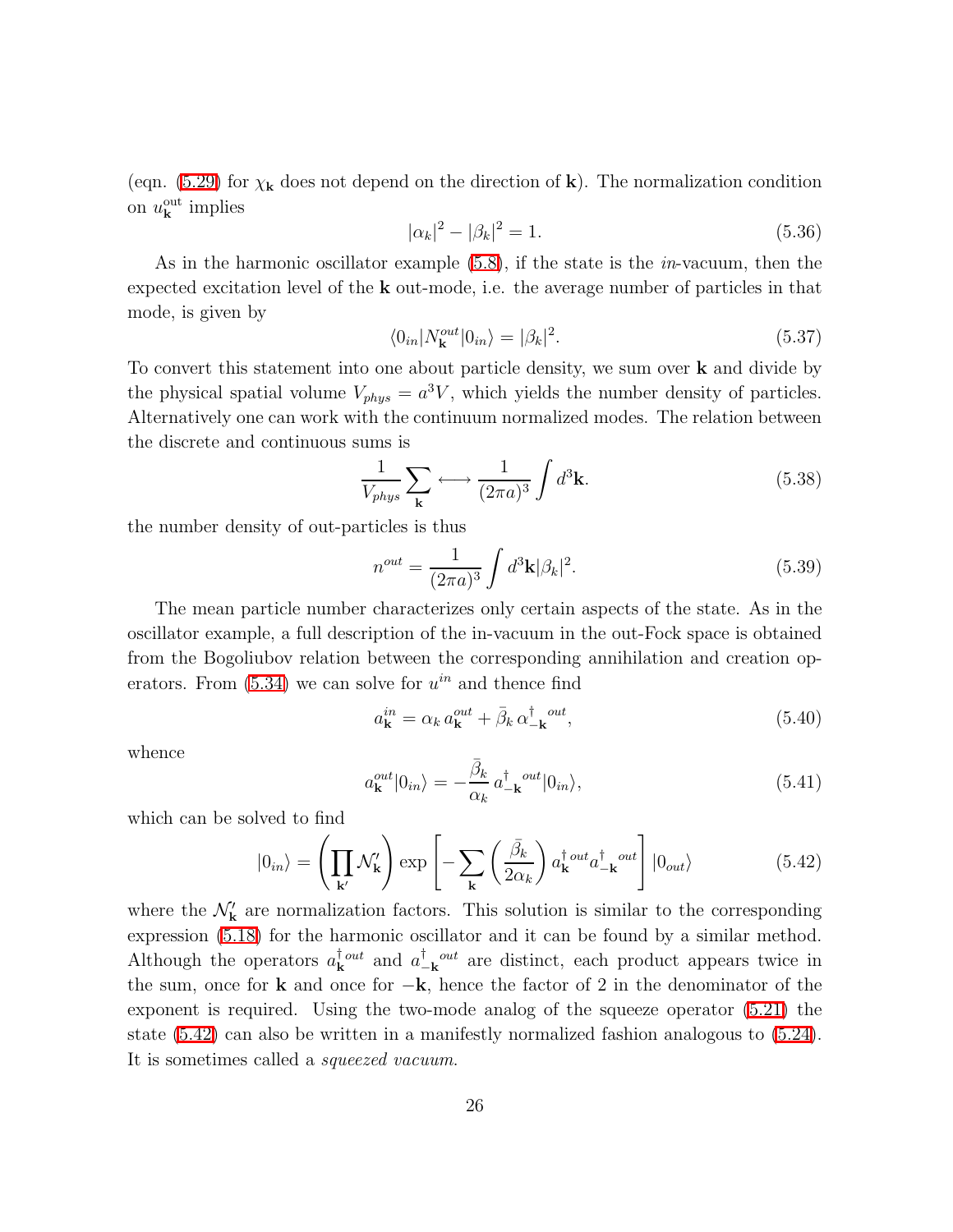(eqn. (5.29) for $\chi_{\mathbf{k}}$ does not depend on the direction of $\mathbf{k}$). The normalization condition on $u^{\rm out}_{\mathbf{k}}$ implies

$$|\alpha_k|^2 - |\beta_k|^2 = 1. \tag{5.36}$$

As in the harmonic oscillator example (5.8), if the state is the *in*-vacuum, then the expected excitation level of the $\mathbf{k}$ out-mode, i.e. the average number of particles in that mode, is given by

$$\langle 0_{in}|N^{out}_{\mathbf{k}}|0_{in}\rangle = |\beta_k|^2. \tag{5.37}$$

To convert this statement into one about particle density, we sum over $\mathbf{k}$ and divide by the physical spatial volume $V_{phys} = a^3 V$, which yields the number density of particles. Alternatively one can work with the continuum normalized modes. The relation between the discrete and continuous sums is

$$\frac{1}{V_{phys}}\sum_{\mathbf{k}} \longleftrightarrow \frac{1}{(2\pi a)^3}\int d^3\mathbf{k}. \tag{5.38}$$

the number density of out-particles is thus

$$n^{out} = \frac{1}{(2\pi a)^3}\int d^3\mathbf{k}|\beta_k|^2. \tag{5.39}$$

The mean particle number characterizes only certain aspects of the state. As in the oscillator example, a full description of the in-vacuum in the out-Fock space is obtained from the Bogoliubov relation between the corresponding annihilation and creation operators. From (5.34) we can solve for $u^{in}$ and thence find

$$a^{in}_{\mathbf{k}} = \alpha_k\, a^{out}_{\mathbf{k}} + \bar{\beta}_k\, \alpha^{\dagger\, out}_{-\mathbf{k}}, \tag{5.40}$$

whence

$$a^{out}_{\mathbf{k}}|0_{in}\rangle = -\frac{\bar{\beta}_k}{\alpha_k}\, a^{\dagger\, out}_{-\mathbf{k}}|0_{in}\rangle, \tag{5.41}$$

which can be solved to find

$$|0_{in}\rangle = \left(\prod_{\mathbf{k}'}\mathcal{N}'_{\mathbf{k}}\right)\exp\left[-\sum_{\mathbf{k}}\left(\frac{\bar{\beta}_k}{2\alpha_k}\right)a^{\dagger\, out}_{\mathbf{k}}a^{\dagger\, out}_{-\mathbf{k}}\right]|0_{out}\rangle \tag{5.42}$$

where the $\mathcal{N}'_{\mathbf{k}}$ are normalization factors. This solution is similar to the corresponding expression (5.18) for the harmonic oscillator and it can be found by a similar method. Although the operators $a^{\dagger\, out}_{\mathbf{k}}$ and $a^{\dagger\, out}_{-\mathbf{k}}$ are distinct, each product appears twice in the sum, once for $\mathbf{k}$ and once for $-\mathbf{k}$, hence the factor of 2 in the denominator of the exponent is required. Using the two-mode analog of the squeeze operator (5.21) the state (5.42) can also be written in a manifestly normalized fashion analogous to (5.24). It is sometimes called a *squeezed vacuum*.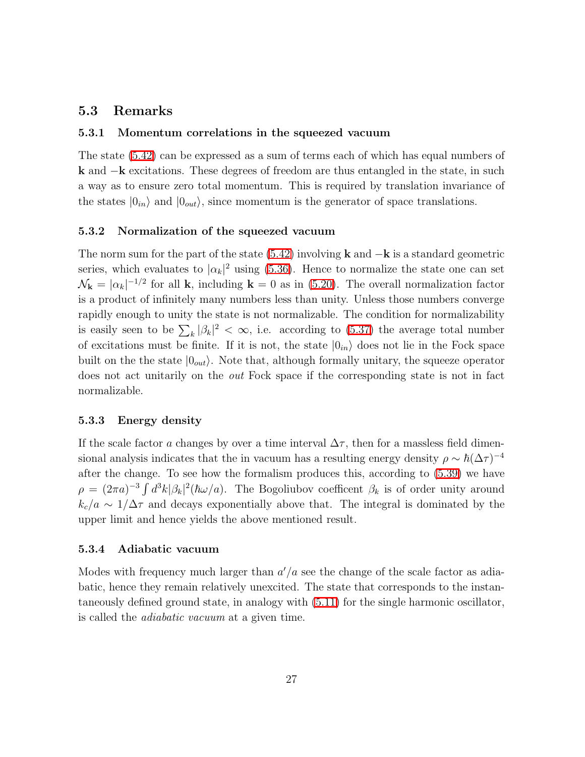## 5.3 Remarks

### 5.3.1 Momentum correlations in the squeezed vacuum

The state (5.42) can be expressed as a sum of terms each of which has equal numbers of $\mathbf{k}$ and $-\mathbf{k}$ excitations. These degrees of freedom are thus entangled in the state, in such a way as to ensure zero total momentum. This is required by translation invariance of the states $|0_{in}\rangle$ and $|0_{out}\rangle$, since momentum is the generator of space translations.

### 5.3.2 Normalization of the squeezed vacuum

The norm sum for the part of the state (5.42) involving $\mathbf{k}$ and $-\mathbf{k}$ is a standard geometric series, which evaluates to $|\alpha_k|^2$ using (5.36). Hence to normalize the state one can set $\mathcal{N}_{\mathbf{k}} = |\alpha_k|^{-1/2}$ for all $\mathbf{k}$, including $\mathbf{k} = 0$ as in (5.20). The overall normalization factor is a product of infinitely many numbers less than unity. Unless those numbers converge rapidly enough to unity the state is not normalizable. The condition for normalizability is easily seen to be $\sum_k |\beta_k|^2 < \infty$, i.e. according to (5.37) the average total number of excitations must be finite. If it is not, the state $|0_{in}\rangle$ does not lie in the Fock space built on the the state $|0_{out}\rangle$. Note that, although formally unitary, the squeeze operator does not act unitarily on the *out* Fock space if the corresponding state is not in fact normalizable.

### 5.3.3 Energy density

If the scale factor $a$ changes by over a time interval $\Delta\tau$, then for a massless field dimensional analysis indicates that the in vacuum has a resulting energy density $\rho \sim \hbar(\Delta\tau)^{-4}$ after the change. To see how the formalism produces this, according to (5.39) we have $\rho = (2\pi a)^{-3} \int d^3k |\beta_k|^2 (\hbar\omega/a)$. The Bogoliubov coefficent $\beta_k$ is of order unity around $k_c/a \sim 1/\Delta\tau$ and decays exponentially above that. The integral is dominated by the upper limit and hence yields the above mentioned result.

### 5.3.4 Adiabatic vacuum

Modes with frequency much larger than $a'/a$ see the change of the scale factor as adiabatic, hence they remain relatively unexcited. The state that corresponds to the instantaneously defined ground state, in analogy with (5.11) for the single harmonic oscillator, is called the *adiabatic vacuum* at a given time.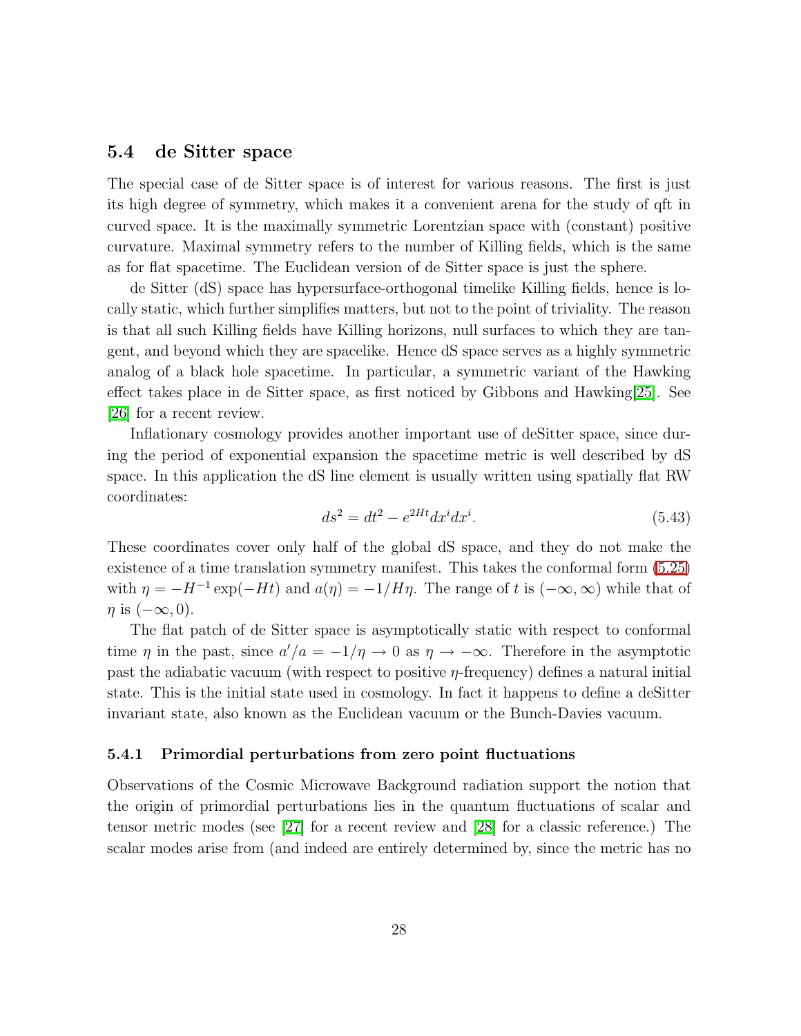### 5.4 de Sitter space

The special case of de Sitter space is of interest for various reasons. The first is just its high degree of symmetry, which makes it a convenient arena for the study of qft in curved space. It is the maximally symmetric Lorentzian space with (constant) positive curvature. Maximal symmetry refers to the number of Killing fields, which is the same as for flat spacetime. The Euclidean version of de Sitter space is just the sphere.

de Sitter (dS) space has hypersurface-orthogonal timelike Killing fields, hence is locally static, which further simplifies matters, but not to the point of triviality. The reason is that all such Killing fields have Killing horizons, null surfaces to which they are tangent, and beyond which they are spacelike. Hence dS space serves as a highly symmetric analog of a black hole spacetime. In particular, a symmetric variant of the Hawking effect takes place in de Sitter space, as first noticed by Gibbons and Hawking[25]. See [26] for a recent review.

Inflationary cosmology provides another important use of deSitter space, since during the period of exponential expansion the spacetime metric is well described by dS space. In this application the dS line element is usually written using spatially flat RW coordinates:

$$ds^2 = dt^2 - e^{2Ht} dx^i dx^i. \tag{5.43}$$

These coordinates cover only half of the global dS space, and they do not make the existence of a time translation symmetry manifest. This takes the conformal form (5.25) with $\eta = -H^{-1}\exp(-Ht)$ and $a(\eta) = -1/H\eta$. The range of $t$ is $(-\infty, \infty)$ while that of $\eta$ is $(-\infty, 0)$.

The flat patch of de Sitter space is asymptotically static with respect to conformal time $\eta$ in the past, since $a'/a = -1/\eta \to 0$ as $\eta \to -\infty$. Therefore in the asymptotic past the adiabatic vacuum (with respect to positive $\eta$-frequency) defines a natural initial state. This is the initial state used in cosmology. In fact it happens to define a deSitter invariant state, also known as the Euclidean vacuum or the Bunch-Davies vacuum.

#### 5.4.1 Primordial perturbations from zero point fluctuations

Observations of the Cosmic Microwave Background radiation support the notion that the origin of primordial perturbations lies in the quantum fluctuations of scalar and tensor metric modes (see [27] for a recent review and [28] for a classic reference.) The scalar modes arise from (and indeed are entirely determined by, since the metric has no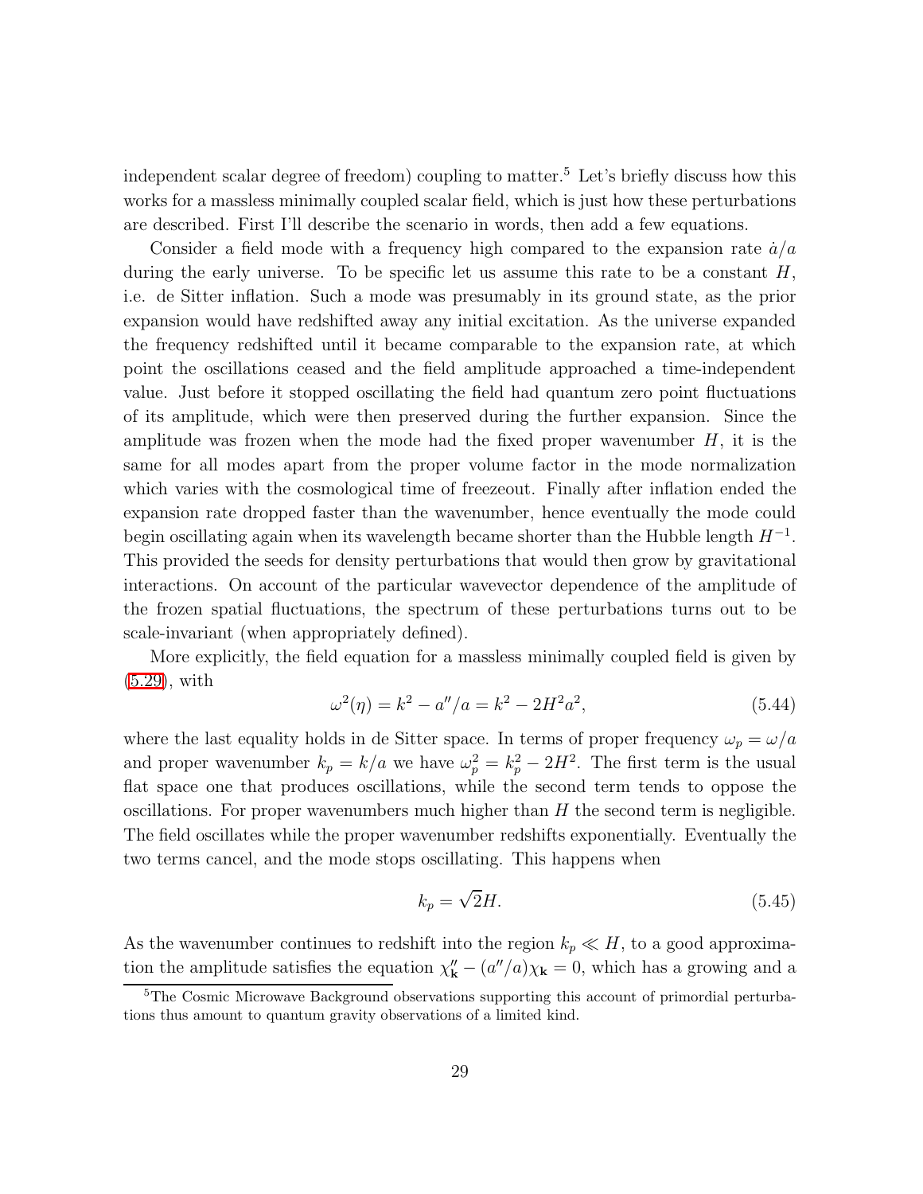independent scalar degree of freedom) coupling to matter.[5] Let's briefly discuss how this works for a massless minimally coupled scalar field, which is just how these perturbations are described. First I'll describe the scenario in words, then add a few equations.

Consider a field mode with a frequency high compared to the expansion rate $\dot{a}/a$ during the early universe. To be specific let us assume this rate to be a constant $H$, i.e. de Sitter inflation. Such a mode was presumably in its ground state, as the prior expansion would have redshifted away any initial excitation. As the universe expanded the frequency redshifted until it became comparable to the expansion rate, at which point the oscillations ceased and the field amplitude approached a time-independent value. Just before it stopped oscillating the field had quantum zero point fluctuations of its amplitude, which were then preserved during the further expansion. Since the amplitude was frozen when the mode had the fixed proper wavenumber $H$, it is the same for all modes apart from the proper volume factor in the mode normalization which varies with the cosmological time of freezeout. Finally after inflation ended the expansion rate dropped faster than the wavenumber, hence eventually the mode could begin oscillating again when its wavelength became shorter than the Hubble length $H^{-1}$. This provided the seeds for density perturbations that would then grow by gravitational interactions. On account of the particular wavevector dependence of the amplitude of the frozen spatial fluctuations, the spectrum of these perturbations turns out to be scale-invariant (when appropriately defined).

More explicitly, the field equation for a massless minimally coupled field is given by (5.29), with

$$\omega^2(\eta) = k^2 - a''/a = k^2 - 2H^2a^2, \tag{5.44}$$

where the last equality holds in de Sitter space. In terms of proper frequency $\omega_p = \omega/a$ and proper wavenumber $k_p = k/a$ we have $\omega_p^2 = k_p^2 - 2H^2$. The first term is the usual flat space one that produces oscillations, while the second term tends to oppose the oscillations. For proper wavenumbers much higher than $H$ the second term is negligible. The field oscillates while the proper wavenumber redshifts exponentially. Eventually the two terms cancel, and the mode stops oscillating. This happens when

$$k_p = \sqrt{2}H. \tag{5.45}$$

As the wavenumber continues to redshift into the region $k_p \ll H$, to a good approximation the amplitude satisfies the equation $\chi_{\mathbf{k}}'' - (a''/a)\chi_{\mathbf{k}} = 0$, which has a growing and a

[5] The Cosmic Microwave Background observations supporting this account of primordial perturbations thus amount to quantum gravity observations of a limited kind.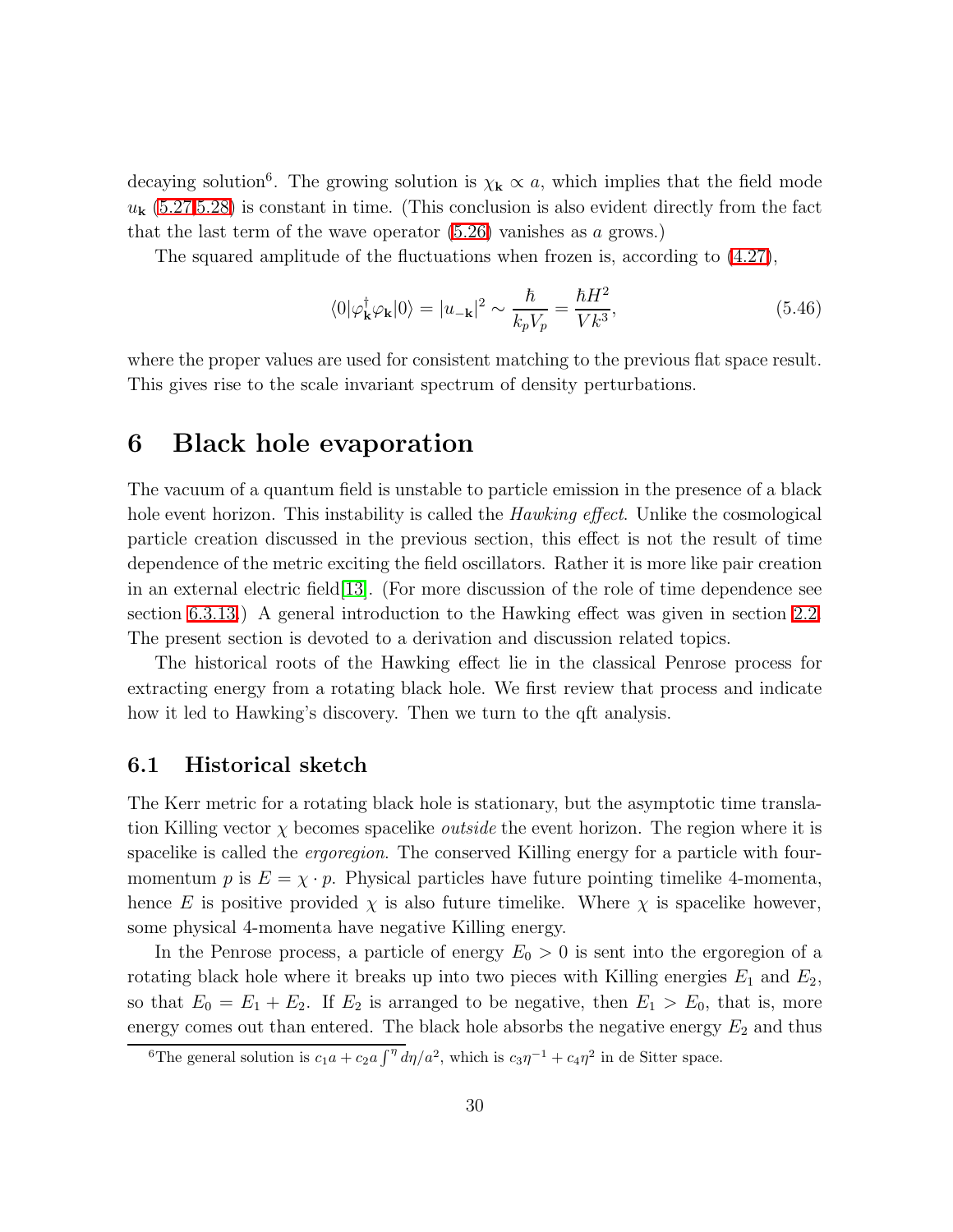decaying solution[6]. The growing solution is $\chi_{\mathbf{k}} \propto a$, which implies that the field mode $u_{\mathbf{k}}$ (5.27,5.28) is constant in time. (This conclusion is also evident directly from the fact that the last term of the wave operator (5.26) vanishes as $a$ grows.)

The squared amplitude of the fluctuations when frozen is, according to (4.27),

$$\langle 0|\varphi^\dagger_{\mathbf{k}}\varphi_{\mathbf{k}}|0\rangle = |u_{-\mathbf{k}}|^2 \sim \frac{\hbar}{k_p V_p} = \frac{\hbar H^2}{V k^3}, \tag{5.46}$$

where the proper values are used for consistent matching to the previous flat space result. This gives rise to the scale invariant spectrum of density perturbations.

# 6 Black hole evaporation

The vacuum of a quantum field is unstable to particle emission in the presence of a black hole event horizon. This instability is called the *Hawking effect*. Unlike the cosmological particle creation discussed in the previous section, this effect is not the result of time dependence of the metric exciting the field oscillators. Rather it is more like pair creation in an external electric field[13]. (For more discussion of the role of time dependence see section 6.3.13.) A general introduction to the Hawking effect was given in section 2.2. The present section is devoted to a derivation and discussion related topics.

The historical roots of the Hawking effect lie in the classical Penrose process for extracting energy from a rotating black hole. We first review that process and indicate how it led to Hawking's discovery. Then we turn to the qft analysis.

## 6.1 Historical sketch

The Kerr metric for a rotating black hole is stationary, but the asymptotic time translation Killing vector $\chi$ becomes spacelike *outside* the event horizon. The region where it is spacelike is called the *ergoregion*. The conserved Killing energy for a particle with four-momentum $p$ is $E = \chi \cdot p$. Physical particles have future pointing timelike 4-momenta, hence $E$ is positive provided $\chi$ is also future timelike. Where $\chi$ is spacelike however, some physical 4-momenta have negative Killing energy.

In the Penrose process, a particle of energy $E_0 > 0$ is sent into the ergoregion of a rotating black hole where it breaks up into two pieces with Killing energies $E_1$ and $E_2$, so that $E_0 = E_1 + E_2$. If $E_2$ is arranged to be negative, then $E_1 > E_0$, that is, more energy comes out than entered. The black hole absorbs the negative energy $E_2$ and thus

[6] The general solution is $c_1 a + c_2 a \int^\eta d\eta/a^2$, which is $c_3\eta^{-1} + c_4\eta^2$ in de Sitter space.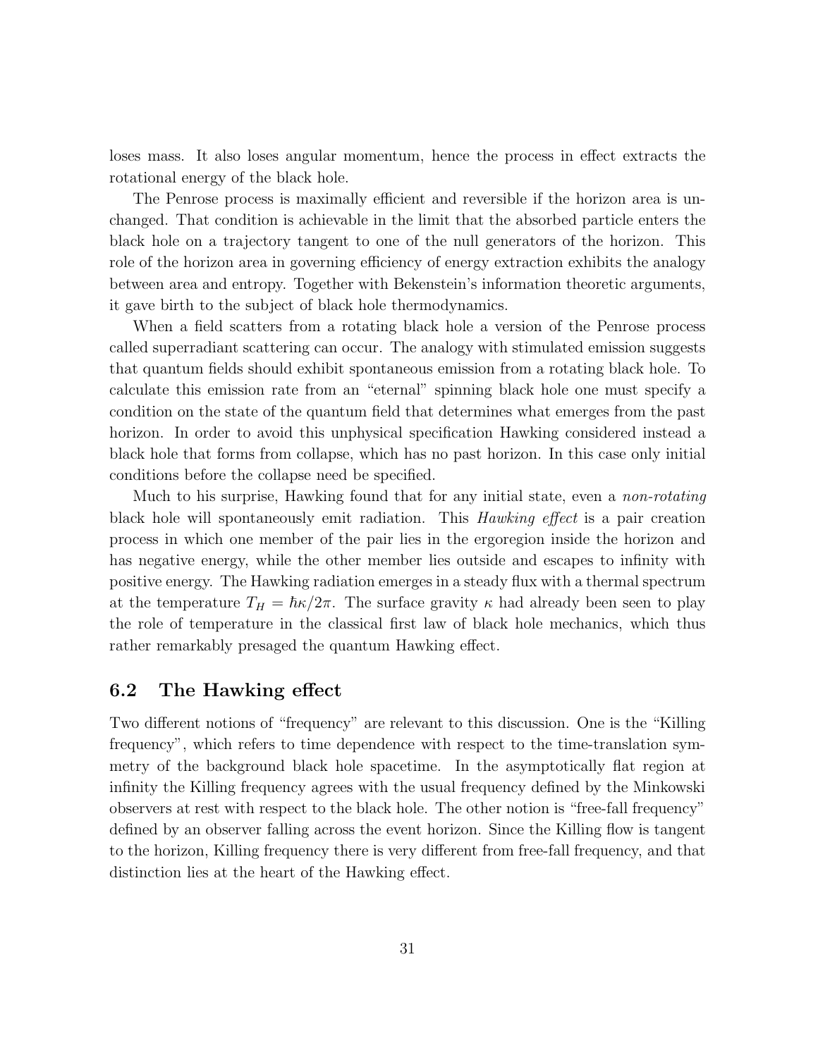loses mass. It also loses angular momentum, hence the process in effect extracts the rotational energy of the black hole.

The Penrose process is maximally efficient and reversible if the horizon area is unchanged. That condition is achievable in the limit that the absorbed particle enters the black hole on a trajectory tangent to one of the null generators of the horizon. This role of the horizon area in governing efficiency of energy extraction exhibits the analogy between area and entropy. Together with Bekenstein's information theoretic arguments, it gave birth to the subject of black hole thermodynamics.

When a field scatters from a rotating black hole a version of the Penrose process called superradiant scattering can occur. The analogy with stimulated emission suggests that quantum fields should exhibit spontaneous emission from a rotating black hole. To calculate this emission rate from an "eternal" spinning black hole one must specify a condition on the state of the quantum field that determines what emerges from the past horizon. In order to avoid this unphysical specification Hawking considered instead a black hole that forms from collapse, which has no past horizon. In this case only initial conditions before the collapse need be specified.

Much to his surprise, Hawking found that for any initial state, even a *non-rotating* black hole will spontaneously emit radiation. This *Hawking effect* is a pair creation process in which one member of the pair lies in the ergoregion inside the horizon and has negative energy, while the other member lies outside and escapes to infinity with positive energy. The Hawking radiation emerges in a steady flux with a thermal spectrum at the temperature $T_H = \hbar\kappa/2\pi$. The surface gravity $\kappa$ had already been seen to play the role of temperature in the classical first law of black hole mechanics, which thus rather remarkably presaged the quantum Hawking effect.

## 6.2 The Hawking effect

Two different notions of "frequency" are relevant to this discussion. One is the "Killing frequency", which refers to time dependence with respect to the time-translation symmetry of the background black hole spacetime. In the asymptotically flat region at infinity the Killing frequency agrees with the usual frequency defined by the Minkowski observers at rest with respect to the black hole. The other notion is "free-fall frequency" defined by an observer falling across the event horizon. Since the Killing flow is tangent to the horizon, Killing frequency there is very different from free-fall frequency, and that distinction lies at the heart of the Hawking effect.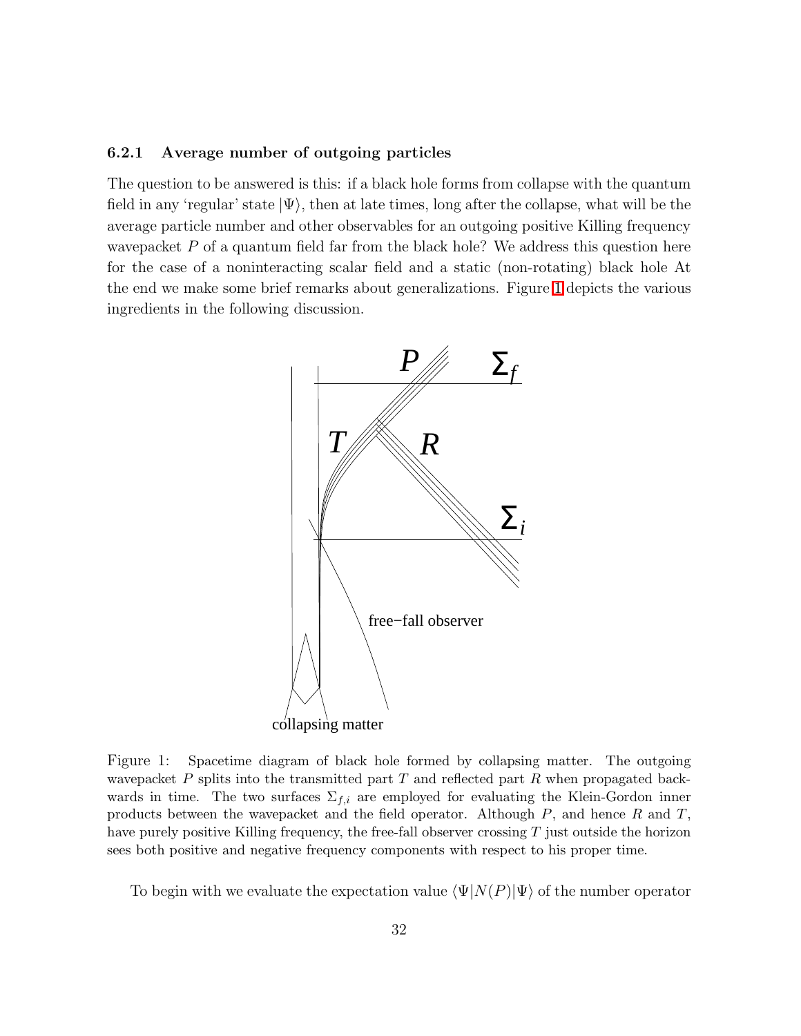### 6.2.1 Average number of outgoing particles

The question to be answered is this: if a black hole forms from collapse with the quantum field in any 'regular' state $|\Psi\rangle$, then at late times, long after the collapse, what will be the average particle number and other observables for an outgoing positive Killing frequency wavepacket $P$ of a quantum field far from the black hole? We address this question here for the case of a noninteracting scalar field and a static (non-rotating) black hole At the end we make some brief remarks about generalizations. Figure 1 depicts the various ingredients in the following discussion.

P

$\Sigma_f$

T

R

$\Sigma_i$

free−fall observer

collapsing matter

Figure 1: Spacetime diagram of black hole formed by collapsing matter. The outgoing wavepacket $P$ splits into the transmitted part $T$ and reflected part $R$ when propagated backwards in time. The two surfaces $\Sigma_{f,i}$ are employed for evaluating the Klein-Gordon inner products between the wavepacket and the field operator. Although $P$, and hence $R$ and $T$, have purely positive Killing frequency, the free-fall observer crossing $T$ just outside the horizon sees both positive and negative frequency components with respect to his proper time.

To begin with we evaluate the expectation value $\langle\Psi|N(P)|\Psi\rangle$ of the number operator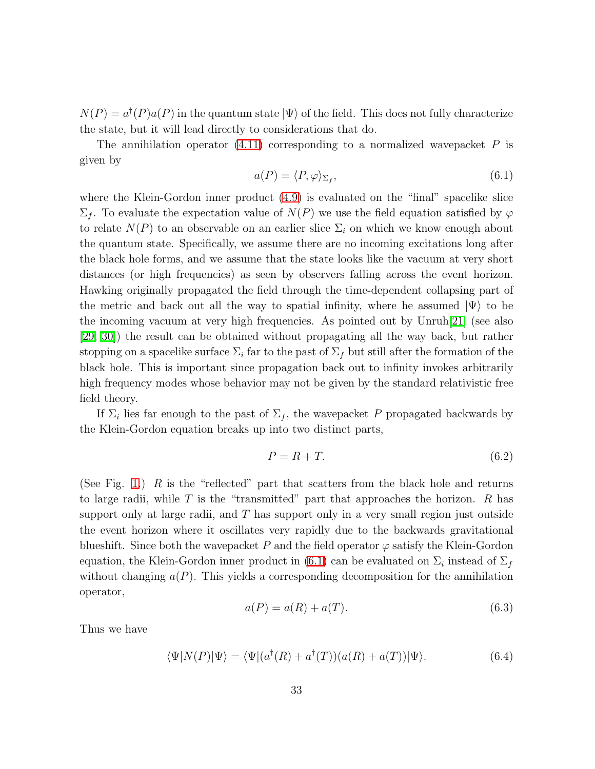$N(P) = a^\dagger(P)a(P)$ in the quantum state $|\Psi\rangle$ of the field. This does not fully characterize the state, but it will lead directly to considerations that do.

The annihilation operator (4.11) corresponding to a normalized wavepacket $P$ is given by

$$a(P) = \langle P, \varphi\rangle_{\Sigma_f}, \tag{6.1}$$

where the Klein-Gordon inner product (4.9) is evaluated on the "final" spacelike slice $\Sigma_f$. To evaluate the expectation value of $N(P)$ we use the field equation satisfied by $\varphi$ to relate $N(P)$ to an observable on an earlier slice $\Sigma_i$ on which we know enough about the quantum state. Specifically, we assume there are no incoming excitations long after the black hole forms, and we assume that the state looks like the vacuum at very short distances (or high frequencies) as seen by observers falling across the event horizon. Hawking originally propagated the field through the time-dependent collapsing part of the metric and back out all the way to spatial infinity, where he assumed $|\Psi\rangle$ to be the incoming vacuum at very high frequencies. As pointed out by Unruh[21] (see also [29, 30]) the result can be obtained without propagating all the way back, but rather stopping on a spacelike surface $\Sigma_i$ far to the past of $\Sigma_f$ but still after the formation of the black hole. This is important since propagation back out to infinity invokes arbitrarily high frequency modes whose behavior may not be given by the standard relativistic free field theory.

If $\Sigma_i$ lies far enough to the past of $\Sigma_f$, the wavepacket $P$ propagated backwards by the Klein-Gordon equation breaks up into two distinct parts,

$$P = R + T. \tag{6.2}$$

(See Fig. 1.) $R$ is the "reflected" part that scatters from the black hole and returns to large radii, while $T$ is the "transmitted" part that approaches the horizon. $R$ has support only at large radii, and $T$ has support only in a very small region just outside the event horizon where it oscillates very rapidly due to the backwards gravitational blueshift. Since both the wavepacket $P$ and the field operator $\varphi$ satisfy the Klein-Gordon equation, the Klein-Gordon inner product in (6.1) can be evaluated on $\Sigma_i$ instead of $\Sigma_f$ without changing $a(P)$. This yields a corresponding decomposition for the annihilation operator,

$$a(P) = a(R) + a(T). \tag{6.3}$$

Thus we have

$$\langle\Psi|N(P)|\Psi\rangle = \langle\Psi|(a^\dagger(R) + a^\dagger(T))(a(R) + a(T))|\Psi\rangle. \tag{6.4}$$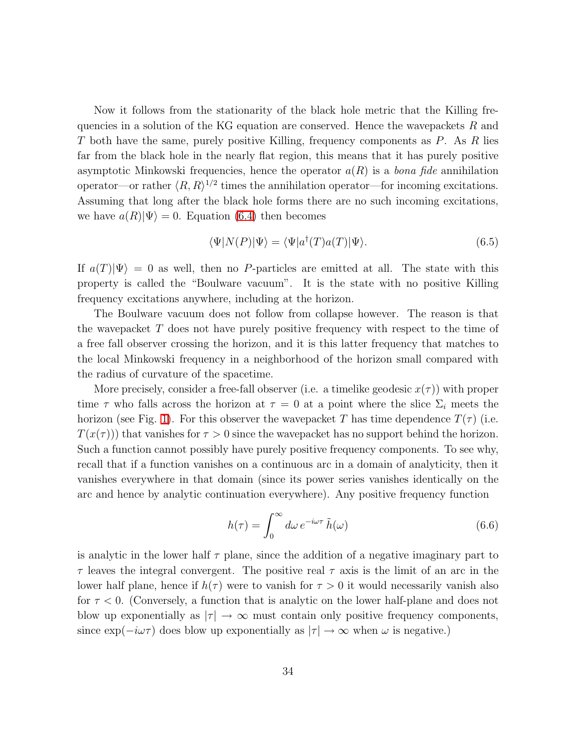Now it follows from the stationarity of the black hole metric that the Killing frequencies in a solution of the KG equation are conserved. Hence the wavepackets $R$ and $T$ both have the same, purely positive Killing, frequency components as $P$. As $R$ lies far from the black hole in the nearly flat region, this means that it has purely positive asymptotic Minkowski frequencies, hence the operator $a(R)$ is a *bona fide* annihilation operator—or rather $\langle R, R\rangle^{1/2}$ times the annihilation operator—for incoming excitations. Assuming that long after the black hole forms there are no such incoming excitations, we have $a(R)|\Psi\rangle = 0$. Equation (6.4) then becomes

$$\langle\Psi|N(P)|\Psi\rangle = \langle\Psi|a^\dagger(T)a(T)|\Psi\rangle. \tag{6.5}$$

If $a(T)|\Psi\rangle = 0$ as well, then no $P$-particles are emitted at all. The state with this property is called the "Boulware vacuum". It is the state with no positive Killing frequency excitations anywhere, including at the horizon.

The Boulware vacuum does not follow from collapse however. The reason is that the wavepacket $T$ does not have purely positive frequency with respect to the time of a free fall observer crossing the horizon, and it is this latter frequency that matches to the local Minkowski frequency in a neighborhood of the horizon small compared with the radius of curvature of the spacetime.

More precisely, consider a free-fall observer (i.e. a timelike geodesic $x(\tau)$) with proper time $\tau$ who falls across the horizon at $\tau = 0$ at a point where the slice $\Sigma_i$ meets the horizon (see Fig. 1). For this observer the wavepacket $T$ has time dependence $T(\tau)$ (i.e. $T(x(\tau))$) that vanishes for $\tau > 0$ since the wavepacket has no support behind the horizon. Such a function cannot possibly have purely positive frequency components. To see why, recall that if a function vanishes on a continuous arc in a domain of analyticity, then it vanishes everywhere in that domain (since its power series vanishes identically on the arc and hence by analytic continuation everywhere). Any positive frequency function

$$h(\tau) = \int_0^\infty d\omega\, e^{-i\omega\tau}\,\tilde{h}(\omega) \tag{6.6}$$

is analytic in the lower half $\tau$ plane, since the addition of a negative imaginary part to $\tau$ leaves the integral convergent. The positive real $\tau$ axis is the limit of an arc in the lower half plane, hence if $h(\tau)$ were to vanish for $\tau > 0$ it would necessarily vanish also for $\tau < 0$. (Conversely, a function that is analytic on the lower half-plane and does not blow up exponentially as $|\tau| \to \infty$ must contain only positive frequency components, since $\exp(-i\omega\tau)$ does blow up exponentially as $|\tau| \to \infty$ when $\omega$ is negative.)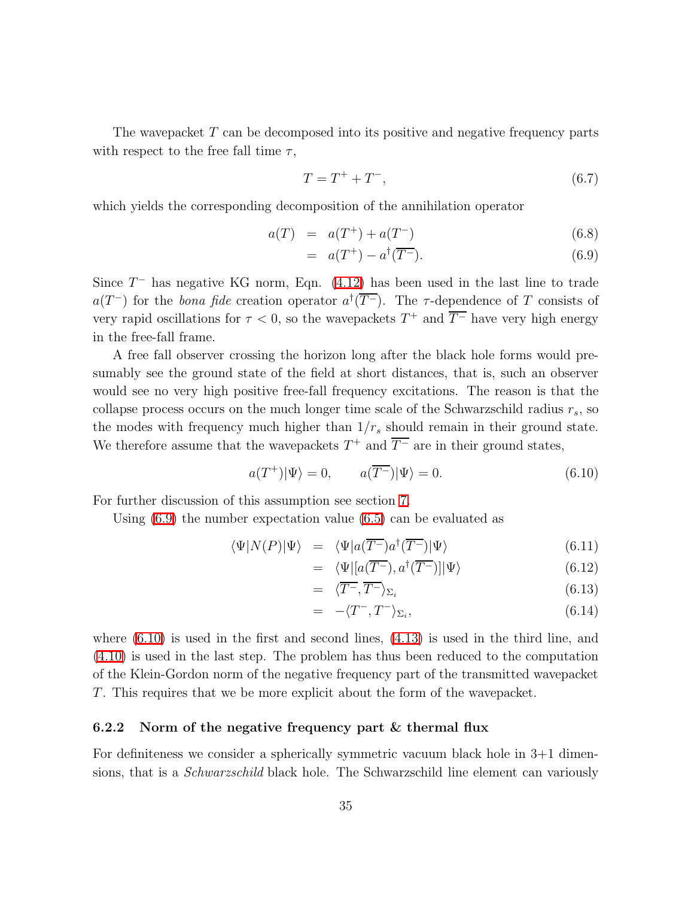The wavepacket $T$ can be decomposed into its positive and negative frequency parts with respect to the free fall time $\tau$,

$$T = T^+ + T^-, \tag{6.7}$$

which yields the corresponding decomposition of the annihilation operator

$$\begin{aligned} a(T) &= a(T^+) + a(T^-) & (6.8) \\ &= a(T^+) - a^\dagger(\overline{T^-}). & (6.9) \end{aligned}$$

Since $T^-$ has negative KG norm, Eqn. (4.12) has been used in the last line to trade $a(T^-)$ for the *bona fide* creation operator $a^\dagger(\overline{T^-})$. The $\tau$-dependence of $T$ consists of very rapid oscillations for $\tau < 0$, so the wavepackets $T^+$ and $\overline{T^-}$ have very high energy in the free-fall frame.

A free fall observer crossing the horizon long after the black hole forms would presumably see the ground state of the field at short distances, that is, such an observer would see no very high positive free-fall frequency excitations. The reason is that the collapse process occurs on the much longer time scale of the Schwarzschild radius $r_s$, so the modes with frequency much higher than $1/r_s$ should remain in their ground state. We therefore assume that the wavepackets $T^+$ and $\overline{T^-}$ are in their ground states,

$$a(T^+)|\Psi\rangle = 0, \qquad a(\overline{T^-})|\Psi\rangle = 0. \tag{6.10}$$

For further discussion of this assumption see section 7.

Using (6.9) the number expectation value (6.5) can be evaluated as

$$\begin{aligned} \langle\Psi|N(P)|\Psi\rangle &= \langle\Psi|a(\overline{T^-})a^\dagger(\overline{T^-})|\Psi\rangle & (6.11) \\ &= \langle\Psi|[a(\overline{T^-}), a^\dagger(\overline{T^-})]|\Psi\rangle & (6.12) \\ &= \langle\overline{T^-}, \overline{T^-}\rangle_{\Sigma_i} & (6.13) \\ &= -\langle T^-, T^-\rangle_{\Sigma_i}, & (6.14) \end{aligned}$$

where (6.10) is used in the first and second lines, (4.13) is used in the third line, and (4.10) is used in the last step. The problem has thus been reduced to the computation of the Klein-Gordon norm of the negative frequency part of the transmitted wavepacket $T$. This requires that we be more explicit about the form of the wavepacket.

### 6.2.2 Norm of the negative frequency part & thermal flux

For definiteness we consider a spherically symmetric vacuum black hole in 3+1 dimensions, that is a *Schwarzschild* black hole. The Schwarzschild line element can variously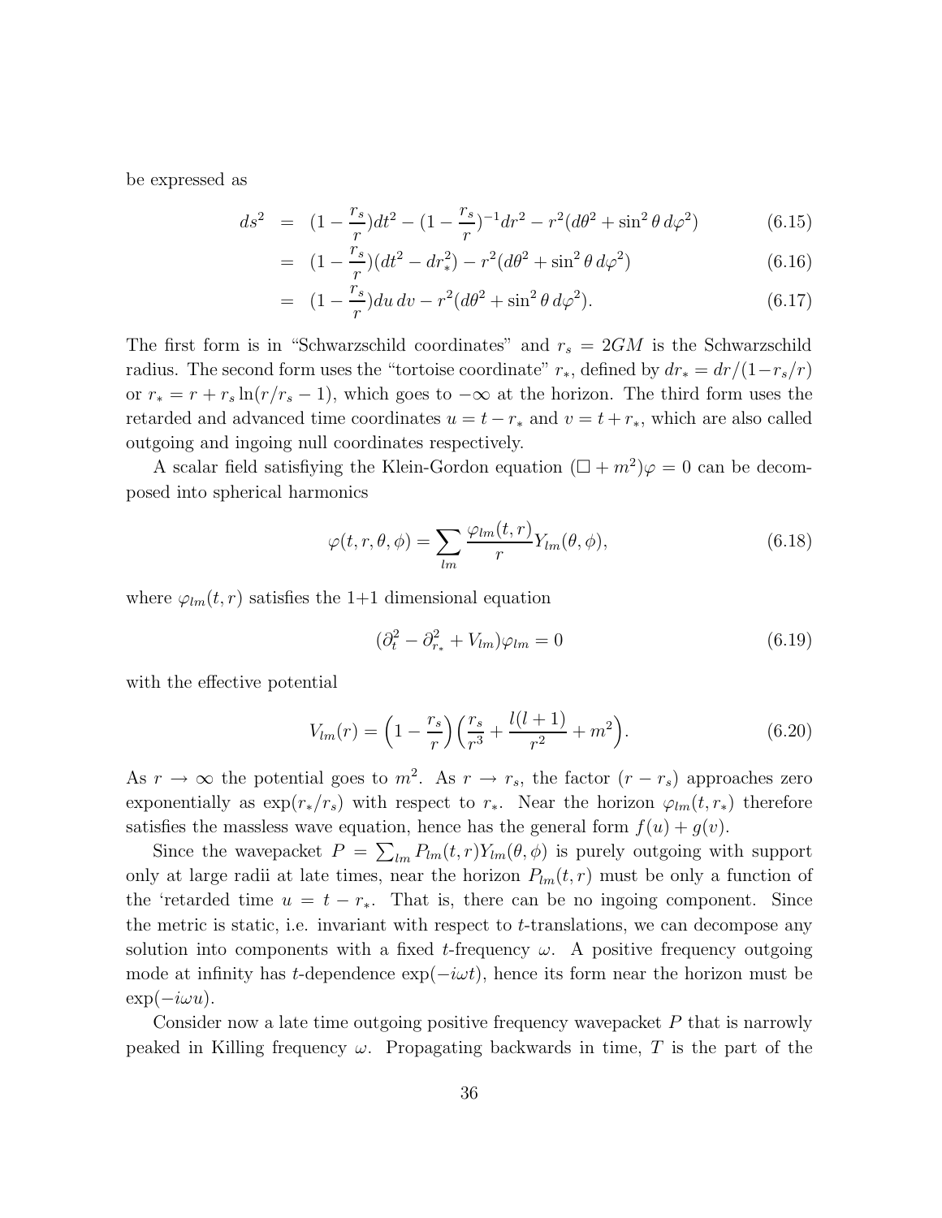be expressed as

$$
\begin{aligned}
ds^2 &= (1-\frac{r_s}{r})dt^2 - (1-\frac{r_s}{r})^{-1}dr^2 - r^2(d\theta^2 + \sin^2\theta\, d\varphi^2) && (6.15)\\
&= (1-\frac{r_s}{r})(dt^2 - dr_*^2) - r^2(d\theta^2 + \sin^2\theta\, d\varphi^2) && (6.16)\\
&= (1-\frac{r_s}{r})du\, dv - r^2(d\theta^2 + \sin^2\theta\, d\varphi^2). && (6.17)
\end{aligned}
$$

The first form is in "Schwarzschild coordinates" and $r_s = 2GM$ is the Schwarzschild radius. The second form uses the "tortoise coordinate" $r_*$, defined by $dr_* = dr/(1-r_s/r)$ or $r_* = r + r_s \ln(r/r_s - 1)$, which goes to $-\infty$ at the horizon. The third form uses the retarded and advanced time coordinates $u = t - r_*$ and $v = t + r_*$, which are also called outgoing and ingoing null coordinates respectively.

A scalar field satisfiying the Klein-Gordon equation $(\Box + m^2)\varphi = 0$ can be decomposed into spherical harmonics

$$\varphi(t, r, \theta, \phi) = \sum_{lm} \frac{\varphi_{lm}(t, r)}{r} Y_{lm}(\theta, \phi), \tag{6.18}$$

where $\varphi_{lm}(t, r)$ satisfies the 1+1 dimensional equation

$$(\partial_t^2 - \partial_{r_*}^2 + V_{lm})\varphi_{lm} = 0 \tag{6.19}$$

with the effective potential

$$V_{lm}(r) = \Big(1 - \frac{r_s}{r}\Big)\Big(\frac{r_s}{r^3} + \frac{l(l+1)}{r^2} + m^2\Big). \tag{6.20}$$

As $r \to \infty$ the potential goes to $m^2$. As $r \to r_s$, the factor $(r - r_s)$ approaches zero exponentially as $\exp(r_*/r_s)$ with respect to $r_*$. Near the horizon $\varphi_{lm}(t, r_*)$ therefore satisfies the massless wave equation, hence has the general form $f(u) + g(v)$.

Since the wavepacket $P = \sum_{lm} P_{lm}(t, r)Y_{lm}(\theta, \phi)$ is purely outgoing with support only at large radii at late times, near the horizon $P_{lm}(t, r)$ must be only a function of the 'retarded time $u = t - r_*$. That is, there can be no ingoing component. Since the metric is static, i.e. invariant with respect to $t$-translations, we can decompose any solution into components with a fixed $t$-frequency $\omega$. A positive frequency outgoing mode at infinity has $t$-dependence $\exp(-i\omega t)$, hence its form near the horizon must be $\exp(-i\omega u)$.

Consider now a late time outgoing positive frequency wavepacket $P$ that is narrowly peaked in Killing frequency $\omega$. Propagating backwards in time, $T$ is the part of the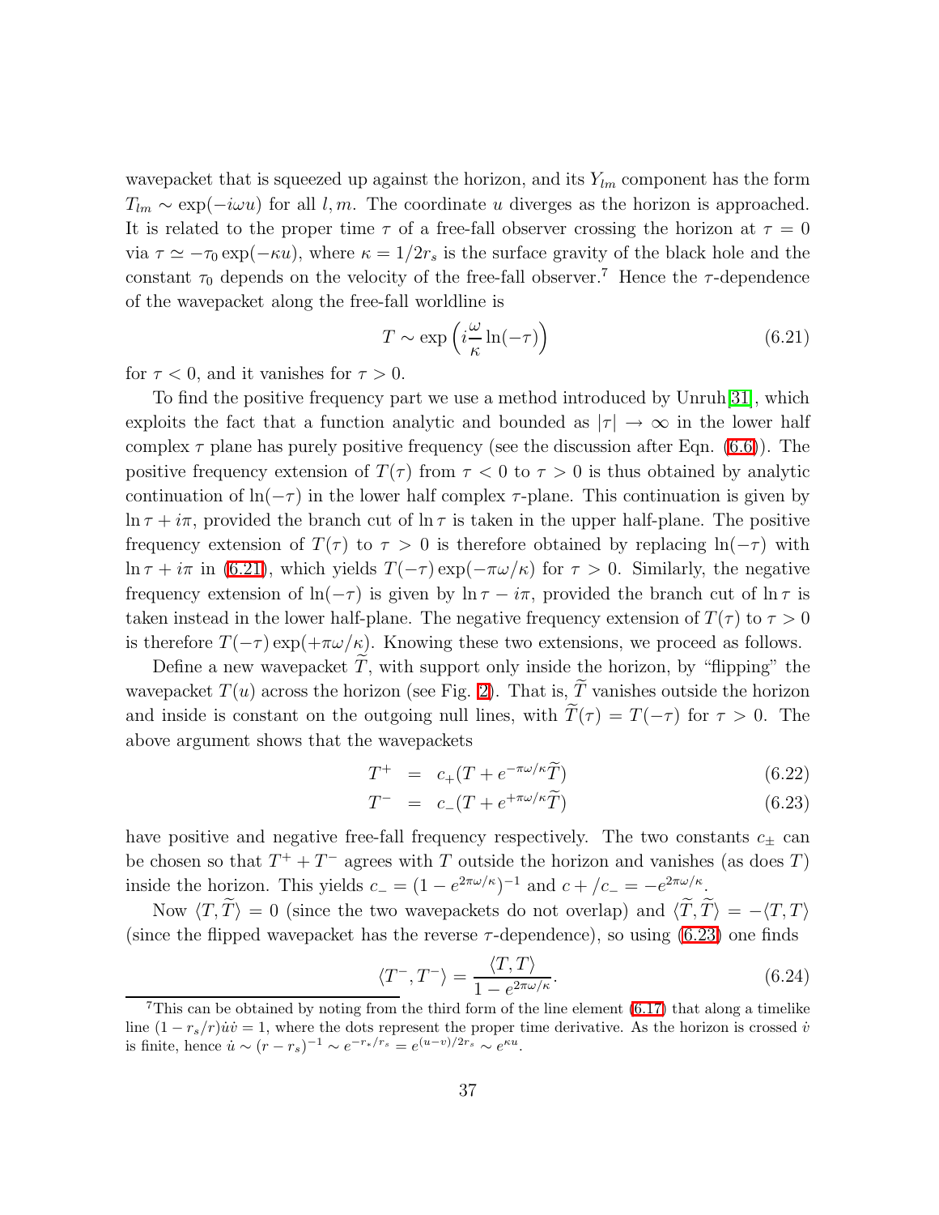wavepacket that is squeezed up against the horizon, and its $Y_{lm}$ component has the form $T_{lm} \sim \exp(-i\omega u)$ for all $l, m$. The coordinate $u$ diverges as the horizon is approached. It is related to the proper time $\tau$ of a free-fall observer crossing the horizon at $\tau = 0$ via $\tau \simeq -\tau_0 \exp(-\kappa u)$, where $\kappa = 1/2r_s$ is the surface gravity of the black hole and the constant $\tau_0$ depends on the velocity of the free-fall observer.[7] Hence the $\tau$-dependence of the wavepacket along the free-fall worldline is

$$T \sim \exp\left(i\frac{\omega}{\kappa}\ln(-\tau)\right) \tag{6.21}$$

for $\tau < 0$, and it vanishes for $\tau > 0$.

To find the positive frequency part we use a method introduced by Unruh[31], which exploits the fact that a function analytic and bounded as $|\tau| \to \infty$ in the lower half complex $\tau$ plane has purely positive frequency (see the discussion after Eqn. (6.6)). The positive frequency extension of $T(\tau)$ from $\tau < 0$ to $\tau > 0$ is thus obtained by analytic continuation of $\ln(-\tau)$ in the lower half complex $\tau$-plane. This continuation is given by $\ln\tau + i\pi$, provided the branch cut of $\ln\tau$ is taken in the upper half-plane. The positive frequency extension of $T(\tau)$ to $\tau > 0$ is therefore obtained by replacing $\ln(-\tau)$ with $\ln\tau + i\pi$ in (6.21), which yields $T(-\tau)\exp(-\pi\omega/\kappa)$ for $\tau > 0$. Similarly, the negative frequency extension of $\ln(-\tau)$ is given by $\ln\tau - i\pi$, provided the branch cut of $\ln\tau$ is taken instead in the lower half-plane. The negative frequency extension of $T(\tau)$ to $\tau > 0$ is therefore $T(-\tau)\exp(+\pi\omega/\kappa)$. Knowing these two extensions, we proceed as follows.

Define a new wavepacket $\widetilde{T}$, with support only inside the horizon, by "flipping" the wavepacket $T(u)$ across the horizon (see Fig. 2). That is, $\widetilde{T}$ vanishes outside the horizon and inside is constant on the outgoing null lines, with $\widetilde{T}(\tau) = T(-\tau)$ for $\tau > 0$. The above argument shows that the wavepackets

$$T^+ = c_+(T + e^{-\pi\omega/\kappa}\widetilde{T}) \tag{6.22}$$

$$T^- = c_-(T + e^{+\pi\omega/\kappa}\widetilde{T}) \tag{6.23}$$

have positive and negative free-fall frequency respectively. The two constants $c_\pm$ can be chosen so that $T^+ + T^-$ agrees with $T$ outside the horizon and vanishes (as does $T$) inside the horizon. This yields $c_- = (1 - e^{2\pi\omega/\kappa})^{-1}$ and $c+/c_- = -e^{2\pi\omega/\kappa}$.

Now $\langle T, \widetilde{T}\rangle = 0$ (since the two wavepackets do not overlap) and $\langle \widetilde{T}, \widetilde{T}\rangle = -\langle T, T\rangle$ (since the flipped wavepacket has the reverse $\tau$-dependence), so using (6.23) one finds

$$\langle T^-, T^-\rangle = \frac{\langle T, T\rangle}{1 - e^{2\pi\omega/\kappa}}. \tag{6.24}$$

[7] This can be obtained by noting from the third form of the line element (6.17) that along a timelike line $(1 - r_s/r)\dot{u}\dot{v} = 1$, where the dots represent the proper time derivative. As the horizon is crossed $\dot{v}$ is finite, hence $\dot{u} \sim (r - r_s)^{-1} \sim e^{-r_*/r_s} = e^{(u-v)/2r_s} \sim e^{\kappa u}$.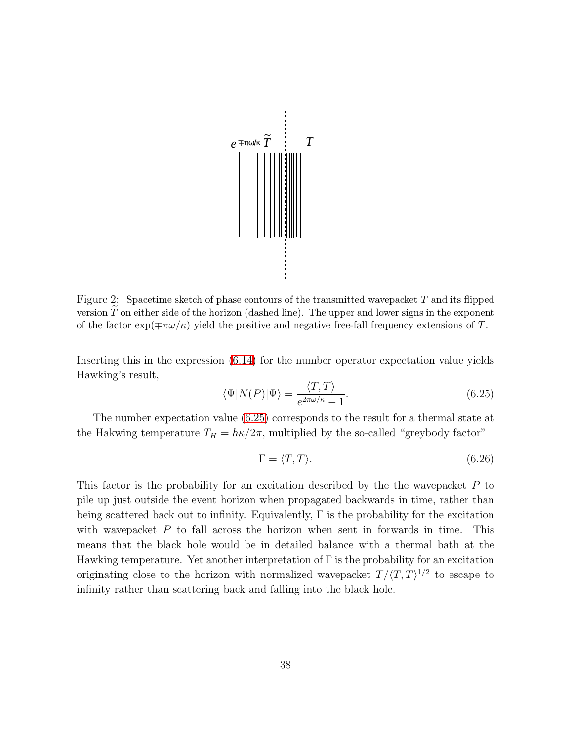$e^{\mp\pi\omega/\kappa}\,\widetilde{T}$

$T$

Figure 2: Spacetime sketch of phase contours of the transmitted wavepacket $T$ and its flipped version $\widetilde{T}$ on either side of the horizon (dashed line). The upper and lower signs in the exponent of the factor $\exp(\mp\pi\omega/\kappa)$ yield the positive and negative free-fall frequency extensions of $T$.

Inserting this in the expression (6.14) for the number operator expectation value yields Hawking's result,

$$\langle\Psi|N(P)|\Psi\rangle = \frac{\langle T, T\rangle}{e^{2\pi\omega/\kappa} - 1}. \tag{6.25}$$

The number expectation value (6.25) corresponds to the result for a thermal state at the Hakwing temperature $T_H = \hbar\kappa/2\pi$, multiplied by the so-called "greybody factor"

$$\Gamma = \langle T, T\rangle. \tag{6.26}$$

This factor is the probability for an excitation described by the the wavepacket $P$ to pile up just outside the event horizon when propagated backwards in time, rather than being scattered back out to infinity. Equivalently, $\Gamma$ is the probability for the excitation with wavepacket $P$ to fall across the horizon when sent in forwards in time. This means that the black hole would be in detailed balance with a thermal bath at the Hawking temperature. Yet another interpretation of $\Gamma$ is the probability for an excitation originating close to the horizon with normalized wavepacket $T/\langle T, T\rangle^{1/2}$ to escape to infinity rather than scattering back and falling into the black hole.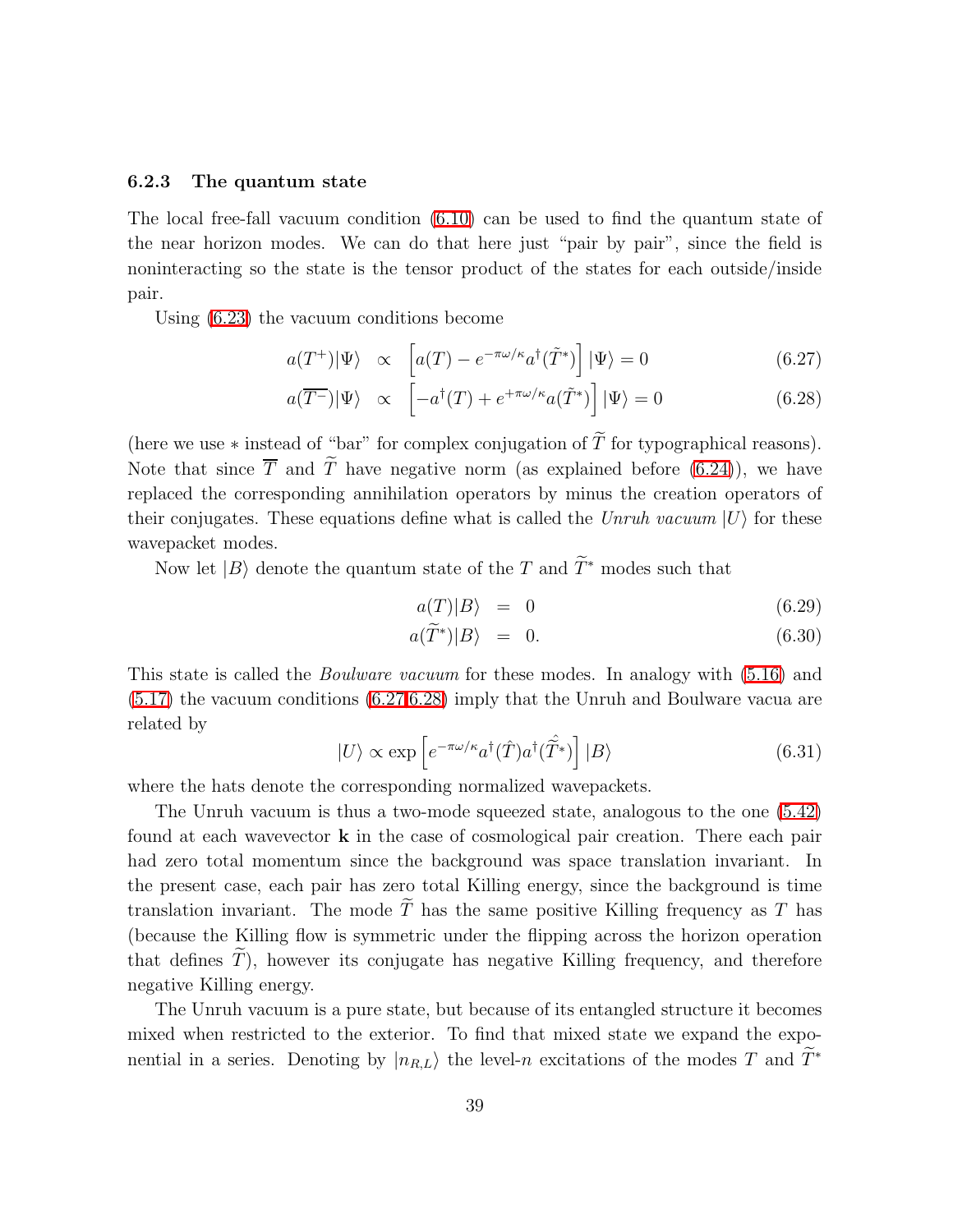### 6.2.3 The quantum state

The local free-fall vacuum condition (6.10) can be used to find the quantum state of the near horizon modes. We can do that here just "pair by pair", since the field is noninteracting so the state is the tensor product of the states for each outside/inside pair.

Using (6.23) the vacuum conditions become

$$
a(T^+)|\Psi\rangle \;\propto\; \Big[a(T) - e^{-\pi\omega/\kappa} a^\dagger(\tilde{T}^*)\Big]\,|\Psi\rangle = 0 \tag{6.27}
$$

$$
a(\overline{T^-})|\Psi\rangle \;\propto\; \Big[-a^\dagger(T) + e^{+\pi\omega/\kappa} a(\tilde{T}^*)\Big]\,|\Psi\rangle = 0 \tag{6.28}
$$

(here we use $*$ instead of "bar" for complex conjugation of $\widetilde{T}$ for typographical reasons). Note that since $\overline{T}$ and $\widetilde{T}$ have negative norm (as explained before (6.24)), we have replaced the corresponding annihilation operators by minus the creation operators of their conjugates. These equations define what is called the *Unruh vacuum* $|U\rangle$ for these wavepacket modes.

Now let $|B\rangle$ denote the quantum state of the $T$ and $\widetilde{T}^*$ modes such that

$$
a(T)|B\rangle \;=\; 0 \tag{6.29}
$$

$$
a(\widetilde{T}^*)|B\rangle \;=\; 0. \tag{6.30}
$$

This state is called the *Boulware vacuum* for these modes. In analogy with (5.16) and (5.17) the vacuum conditions (6.27,6.28) imply that the Unruh and Boulware vacua are related by

$$
|U\rangle \propto \exp\Big[e^{-\pi\omega/\kappa} a^\dagger(\hat{T}) a^\dagger(\hat{\widetilde{T}}{}^*)\Big]\,|B\rangle \tag{6.31}
$$

where the hats denote the corresponding normalized wavepackets.

The Unruh vacuum is thus a two-mode squeezed state, analogous to the one (5.42) found at each wavevector $\mathbf{k}$ in the case of cosmological pair creation. There each pair had zero total momentum since the background was space translation invariant. In the present case, each pair has zero total Killing energy, since the background is time translation invariant. The mode $\widetilde{T}$ has the same positive Killing frequency as $T$ has (because the Killing flow is symmetric under the flipping across the horizon operation that defines $\widetilde{T}$), however its conjugate has negative Killing frequency, and therefore negative Killing energy.

The Unruh vacuum is a pure state, but because of its entangled structure it becomes mixed when restricted to the exterior. To find that mixed state we expand the exponential in a series. Denoting by $|n_{R,L}\rangle$ the level-$n$ excitations of the modes $T$ and $\widetilde{T}^*$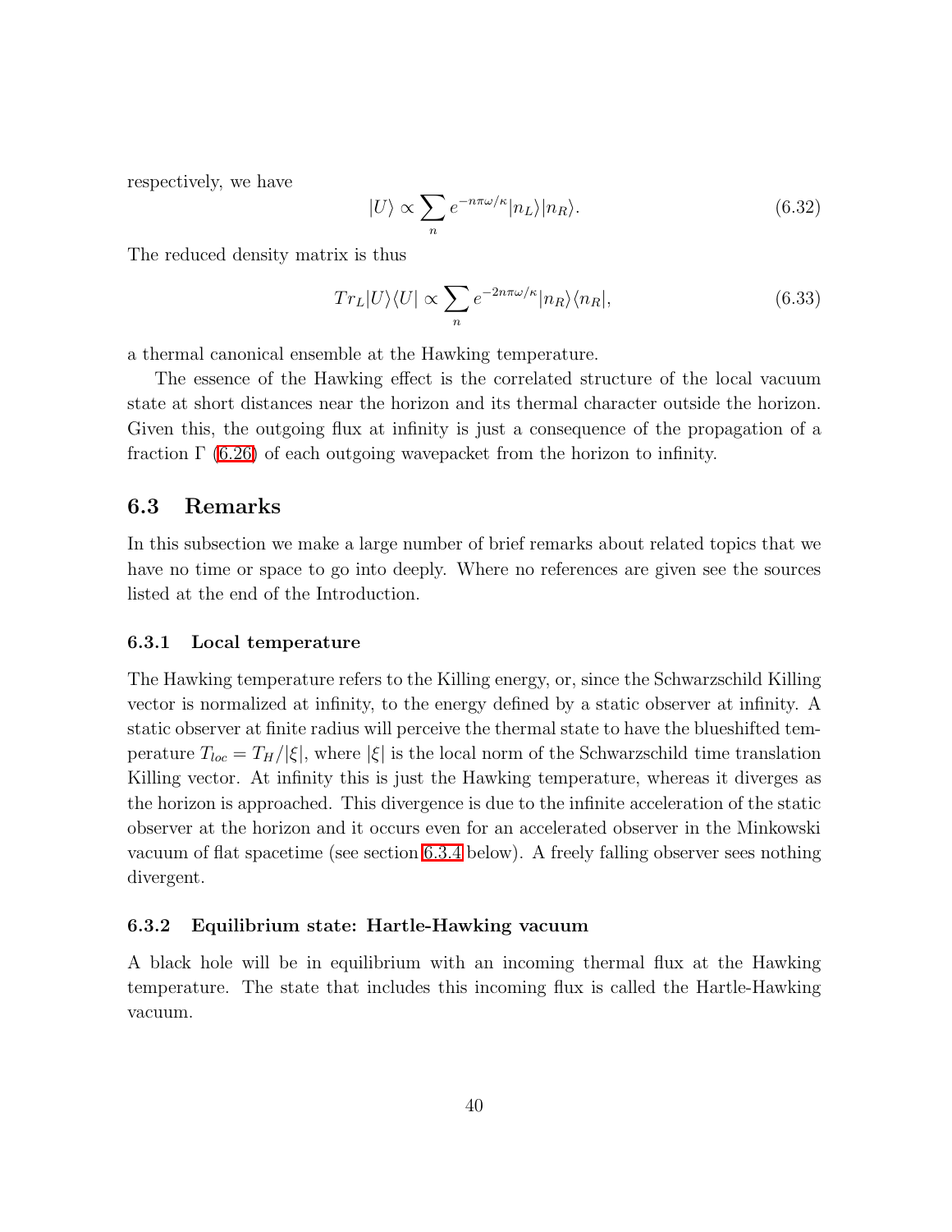respectively, we have

$$|U\rangle \propto \sum_n e^{-n\pi\omega/\kappa}|n_L\rangle|n_R\rangle. \tag{6.32}$$

The reduced density matrix is thus

$$Tr_L|U\rangle\langle U| \propto \sum_n e^{-2n\pi\omega/\kappa}|n_R\rangle\langle n_R|, \tag{6.33}$$

a thermal canonical ensemble at the Hawking temperature.

The essence of the Hawking effect is the correlated structure of the local vacuum state at short distances near the horizon and its thermal character outside the horizon. Given this, the outgoing flux at infinity is just a consequence of the propagation of a fraction $\Gamma$ (6.26) of each outgoing wavepacket from the horizon to infinity.

## 6.3 Remarks

In this subsection we make a large number of brief remarks about related topics that we have no time or space to go into deeply. Where no references are given see the sources listed at the end of the Introduction.

### 6.3.1 Local temperature

The Hawking temperature refers to the Killing energy, or, since the Schwarzschild Killing vector is normalized at infinity, to the energy defined by a static observer at infinity. A static observer at finite radius will perceive the thermal state to have the blueshifted temperature $T_{loc} = T_H/|\xi|$, where $|\xi|$ is the local norm of the Schwarzschild time translation Killing vector. At infinity this is just the Hawking temperature, whereas it diverges as the horizon is approached. This divergence is due to the infinite acceleration of the static observer at the horizon and it occurs even for an accelerated observer in the Minkowski vacuum of flat spacetime (see section 6.3.4 below). A freely falling observer sees nothing divergent.

### 6.3.2 Equilibrium state: Hartle-Hawking vacuum

A black hole will be in equilibrium with an incoming thermal flux at the Hawking temperature. The state that includes this incoming flux is called the Hartle-Hawking vacuum.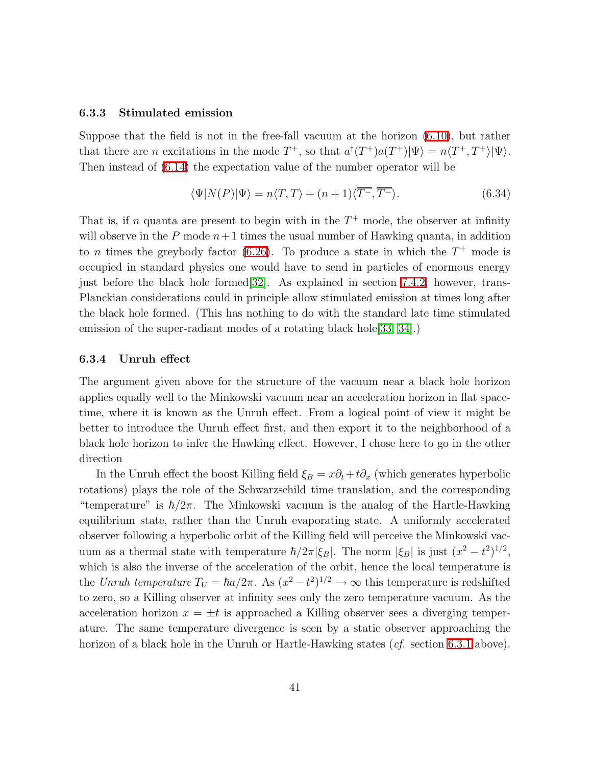### 6.3.3 Stimulated emission

Suppose that the field is not in the free-fall vacuum at the horizon (6.10), but rather that there are $n$ excitations in the mode $T^+$, so that $a^\dagger(T^+)a(T^+)|\Psi\rangle = n\langle T^+, T^+\rangle|\Psi\rangle$. Then instead of (6.14) the expectation value of the number operator will be

$$\langle\Psi|N(P)|\Psi\rangle = n\langle T, T\rangle + (n+1)\langle\overline{T^-}, \overline{T^-}\rangle. \tag{6.34}$$

That is, if $n$ quanta are present to begin with in the $T^+$ mode, the observer at infinity will observe in the $P$ mode $n+1$ times the usual number of Hawking quanta, in addition to $n$ times the greybody factor (6.26). To produce a state in which the $T^+$ mode is occupied in standard physics one would have to send in particles of enormous energy just before the black hole formed[32]. As explained in section 7.4.2, however, trans-Planckian considerations could in principle allow stimulated emission at times long after the black hole formed. (This has nothing to do with the standard late time stimulated emission of the super-radiant modes of a rotating black hole[33, 34].)

### 6.3.4 Unruh effect

The argument given above for the structure of the vacuum near a black hole horizon applies equally well to the Minkowski vacuum near an acceleration horizon in flat spacetime, where it is known as the Unruh effect. From a logical point of view it might be better to introduce the Unruh effect first, and then export it to the neighborhood of a black hole horizon to infer the Hawking effect. However, I chose here to go in the other direction

In the Unruh effect the boost Killing field $\xi_B = x\partial_t + t\partial_x$ (which generates hyperbolic rotations) plays the role of the Schwarzschild time translation, and the corresponding "temperature" is $\hbar/2\pi$. The Minkowski vacuum is the analog of the Hartle-Hawking equilibrium state, rather than the Unruh evaporating state. A uniformly accelerated observer following a hyperbolic orbit of the Killing field will perceive the Minkowski vacuum as a thermal state with temperature $\hbar/2\pi|\xi_B|$. The norm $|\xi_B|$ is just $(x^2 - t^2)^{1/2}$, which is also the inverse of the acceleration of the orbit, hence the local temperature is the *Unruh temperature* $T_U = \hbar a/2\pi$. As $(x^2 - t^2)^{1/2} \to \infty$ this temperature is redshifted to zero, so a Killing observer at infinity sees only the zero temperature vacuum. As the acceleration horizon $x = \pm t$ is approached a Killing observer sees a diverging temperature. The same temperature divergence is seen by a static observer approaching the horizon of a black hole in the Unruh or Hartle-Hawking states (*cf.* section 6.3.1 above).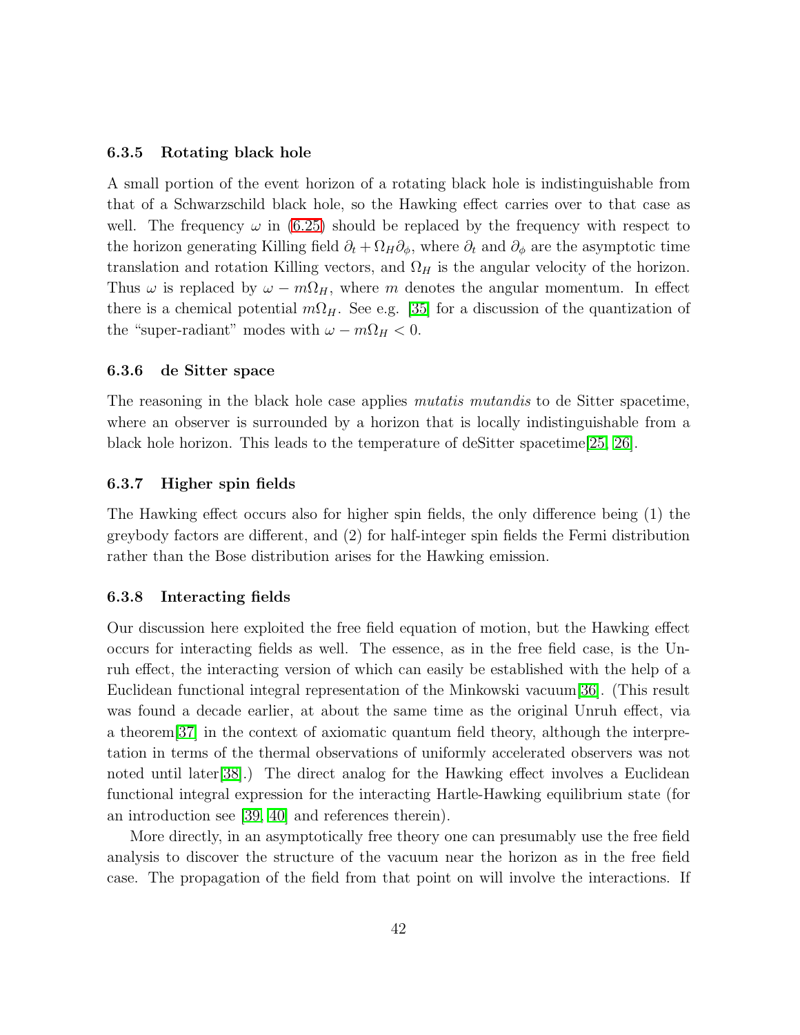#### 6.3.5 Rotating black hole

A small portion of the event horizon of a rotating black hole is indistinguishable from that of a Schwarzschild black hole, so the Hawking effect carries over to that case as well. The frequency $\omega$ in (6.25) should be replaced by the frequency with respect to the horizon generating Killing field $\partial_t + \Omega_H \partial_\phi$, where $\partial_t$ and $\partial_\phi$ are the asymptotic time translation and rotation Killing vectors, and $\Omega_H$ is the angular velocity of the horizon. Thus $\omega$ is replaced by $\omega - m\Omega_H$, where $m$ denotes the angular momentum. In effect there is a chemical potential $m\Omega_H$. See e.g. [35] for a discussion of the quantization of the "super-radiant" modes with $\omega - m\Omega_H < 0$.

#### 6.3.6 de Sitter space

The reasoning in the black hole case applies *mutatis mutandis* to de Sitter spacetime, where an observer is surrounded by a horizon that is locally indistinguishable from a black hole horizon. This leads to the temperature of deSitter spacetime[25, 26].

#### 6.3.7 Higher spin fields

The Hawking effect occurs also for higher spin fields, the only difference being (1) the greybody factors are different, and (2) for half-integer spin fields the Fermi distribution rather than the Bose distribution arises for the Hawking emission.

#### 6.3.8 Interacting fields

Our discussion here exploited the free field equation of motion, but the Hawking effect occurs for interacting fields as well. The essence, as in the free field case, is the Unruh effect, the interacting version of which can easily be established with the help of a Euclidean functional integral representation of the Minkowski vacuum[36]. (This result was found a decade earlier, at about the same time as the original Unruh effect, via a theorem[37] in the context of axiomatic quantum field theory, although the interpretation in terms of the thermal observations of uniformly accelerated observers was not noted until later[38].) The direct analog for the Hawking effect involves a Euclidean functional integral expression for the interacting Hartle-Hawking equilibrium state (for an introduction see [39, 40] and references therein).

More directly, in an asymptotically free theory one can presumably use the free field analysis to discover the structure of the vacuum near the horizon as in the free field case. The propagation of the field from that point on will involve the interactions. If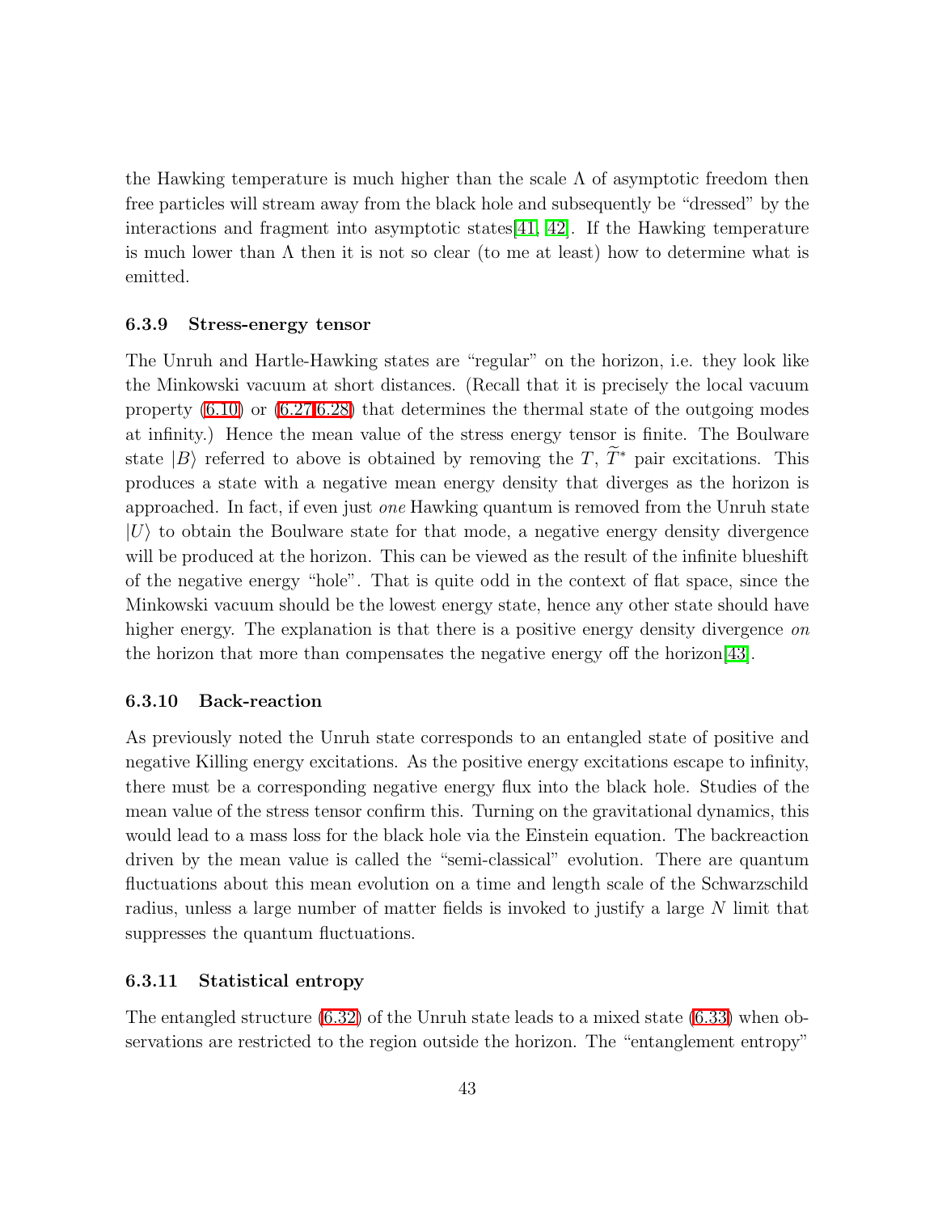the Hawking temperature is much higher than the scale $\Lambda$ of asymptotic freedom then free particles will stream away from the black hole and subsequently be "dressed" by the interactions and fragment into asymptotic states[41, 42]. If the Hawking temperature is much lower than $\Lambda$ then it is not so clear (to me at least) how to determine what is emitted.

### 6.3.9 Stress-energy tensor

The Unruh and Hartle-Hawking states are "regular" on the horizon, i.e. they look like the Minkowski vacuum at short distances. (Recall that it is precisely the local vacuum property (6.10) or (6.27,6.28) that determines the thermal state of the outgoing modes at infinity.) Hence the mean value of the stress energy tensor is finite. The Boulware state $|B\rangle$ referred to above is obtained by removing the $T$, $\widetilde{T}^*$ pair excitations. This produces a state with a negative mean energy density that diverges as the horizon is approached. In fact, if even just *one* Hawking quantum is removed from the Unruh state $|U\rangle$ to obtain the Boulware state for that mode, a negative energy density divergence will be produced at the horizon. This can be viewed as the result of the infinite blueshift of the negative energy "hole". That is quite odd in the context of flat space, since the Minkowski vacuum should be the lowest energy state, hence any other state should have higher energy. The explanation is that there is a positive energy density divergence *on* the horizon that more than compensates the negative energy off the horizon[43].

### 6.3.10 Back-reaction

As previously noted the Unruh state corresponds to an entangled state of positive and negative Killing energy excitations. As the positive energy excitations escape to infinity, there must be a corresponding negative energy flux into the black hole. Studies of the mean value of the stress tensor confirm this. Turning on the gravitational dynamics, this would lead to a mass loss for the black hole via the Einstein equation. The backreaction driven by the mean value is called the "semi-classical" evolution. There are quantum fluctuations about this mean evolution on a time and length scale of the Schwarzschild radius, unless a large number of matter fields is invoked to justify a large $N$ limit that suppresses the quantum fluctuations.

### 6.3.11 Statistical entropy

The entangled structure (6.32) of the Unruh state leads to a mixed state (6.33) when observations are restricted to the region outside the horizon. The "entanglement entropy"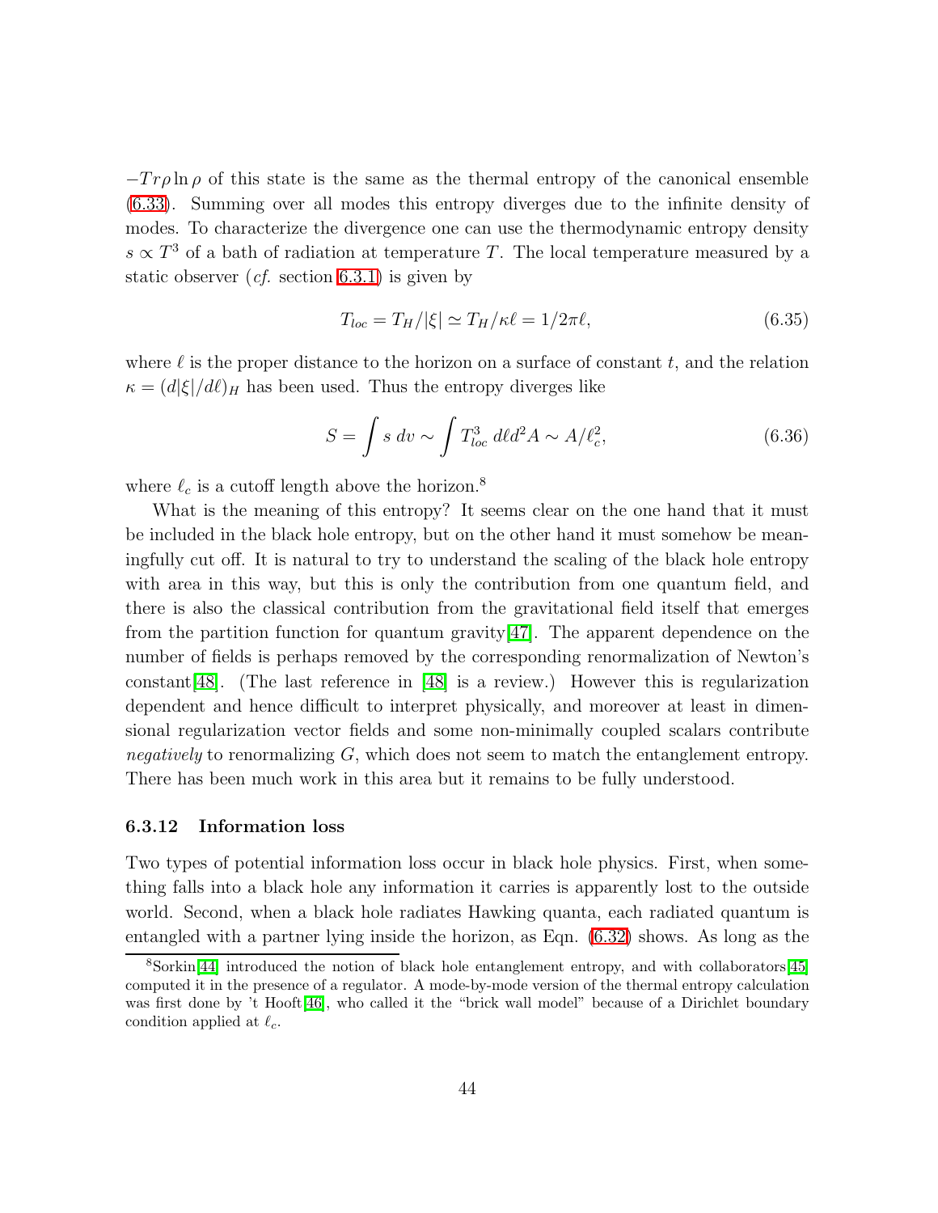$-Tr\rho \ln \rho$ of this state is the same as the thermal entropy of the canonical ensemble (6.33). Summing over all modes this entropy diverges due to the infinite density of modes. To characterize the divergence one can use the thermodynamic entropy density $s \propto T^3$ of a bath of radiation at temperature $T$. The local temperature measured by a static observer (*cf.* section 6.3.1) is given by

$$T_{loc} = T_H/|\xi| \simeq T_H/\kappa\ell = 1/2\pi\ell, \tag{6.35}$$

where $\ell$ is the proper distance to the horizon on a surface of constant $t$, and the relation $\kappa = (d|\xi|/d\ell)_H$ has been used. Thus the entropy diverges like

$$S = \int s \; dv \sim \int T_{loc}^3 \; d\ell d^2A \sim A/\ell_c^2, \tag{6.36}$$

where $\ell_c$ is a cutoff length above the horizon.[8]

What is the meaning of this entropy? It seems clear on the one hand that it must be included in the black hole entropy, but on the other hand it must somehow be meaningfully cut off. It is natural to try to understand the scaling of the black hole entropy with area in this way, but this is only the contribution from one quantum field, and there is also the classical contribution from the gravitational field itself that emerges from the partition function for quantum gravity[47]. The apparent dependence on the number of fields is perhaps removed by the corresponding renormalization of Newton's constant[48]. (The last reference in [48] is a review.) However this is regularization dependent and hence difficult to interpret physically, and moreover at least in dimensional regularization vector fields and some non-minimally coupled scalars contribute *negatively* to renormalizing $G$, which does not seem to match the entanglement entropy. There has been much work in this area but it remains to be fully understood.

### 6.3.12 Information loss

Two types of potential information loss occur in black hole physics. First, when something falls into a black hole any information it carries is apparently lost to the outside world. Second, when a black hole radiates Hawking quanta, each radiated quantum is entangled with a partner lying inside the horizon, as Eqn. (6.32) shows. As long as the

[8] Sorkin[44] introduced the notion of black hole entanglement entropy, and with collaborators[45] computed it in the presence of a regulator. A mode-by-mode version of the thermal entropy calculation was first done by 't Hooft[46], who called it the "brick wall model" because of a Dirichlet boundary condition applied at $\ell_c$.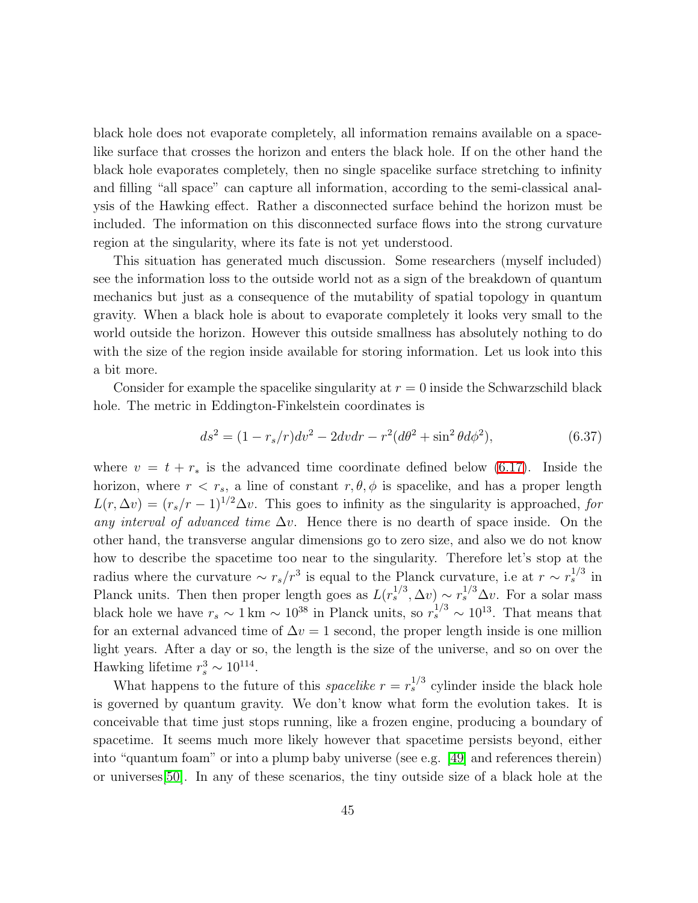black hole does not evaporate completely, all information remains available on a spacelike surface that crosses the horizon and enters the black hole. If on the other hand the black hole evaporates completely, then no single spacelike surface stretching to infinity and filling "all space" can capture all information, according to the semi-classical analysis of the Hawking effect. Rather a disconnected surface behind the horizon must be included. The information on this disconnected surface flows into the strong curvature region at the singularity, where its fate is not yet understood.

This situation has generated much discussion. Some researchers (myself included) see the information loss to the outside world not as a sign of the breakdown of quantum mechanics but just as a consequence of the mutability of spatial topology in quantum gravity. When a black hole is about to evaporate completely it looks very small to the world outside the horizon. However this outside smallness has absolutely nothing to do with the size of the region inside available for storing information. Let us look into this a bit more.

Consider for example the spacelike singularity at $r = 0$ inside the Schwarzschild black hole. The metric in Eddington-Finkelstein coordinates is

$$ds^2 = (1 - r_s/r)dv^2 - 2dvdr - r^2(d\theta^2 + \sin^2\theta d\phi^2), \tag{6.37}$$

where $v = t + r_*$ is the advanced time coordinate defined below (6.17). Inside the horizon, where $r < r_s$, a line of constant $r, \theta, \phi$ is spacelike, and has a proper length $L(r, \Delta v) = (r_s/r - 1)^{1/2}\Delta v$. This goes to infinity as the singularity is approached, *for any interval of advanced time* $\Delta v$. Hence there is no dearth of space inside. On the other hand, the transverse angular dimensions go to zero size, and also we do not know how to describe the spacetime too near to the singularity. Therefore let's stop at the radius where the curvature $\sim r_s/r^3$ is equal to the Planck curvature, i.e at $r \sim r_s^{1/3}$ in Planck units. Then then proper length goes as $L(r_s^{1/3}, \Delta v) \sim r_s^{1/3}\Delta v$. For a solar mass black hole we have $r_s \sim 1\,\text{km} \sim 10^{38}$ in Planck units, so $r_s^{1/3} \sim 10^{13}$. That means that for an external advanced time of $\Delta v = 1$ second, the proper length inside is one million light years. After a day or so, the length is the size of the universe, and so on over the Hawking lifetime $r_s^3 \sim 10^{114}$.

What happens to the future of this *spacelike* $r = r_s^{1/3}$ cylinder inside the black hole is governed by quantum gravity. We don't know what form the evolution takes. It is conceivable that time just stops running, like a frozen engine, producing a boundary of spacetime. It seems much more likely however that spacetime persists beyond, either into "quantum foam" or into a plump baby universe (see e.g. [49] and references therein) or universes[50]. In any of these scenarios, the tiny outside size of a black hole at the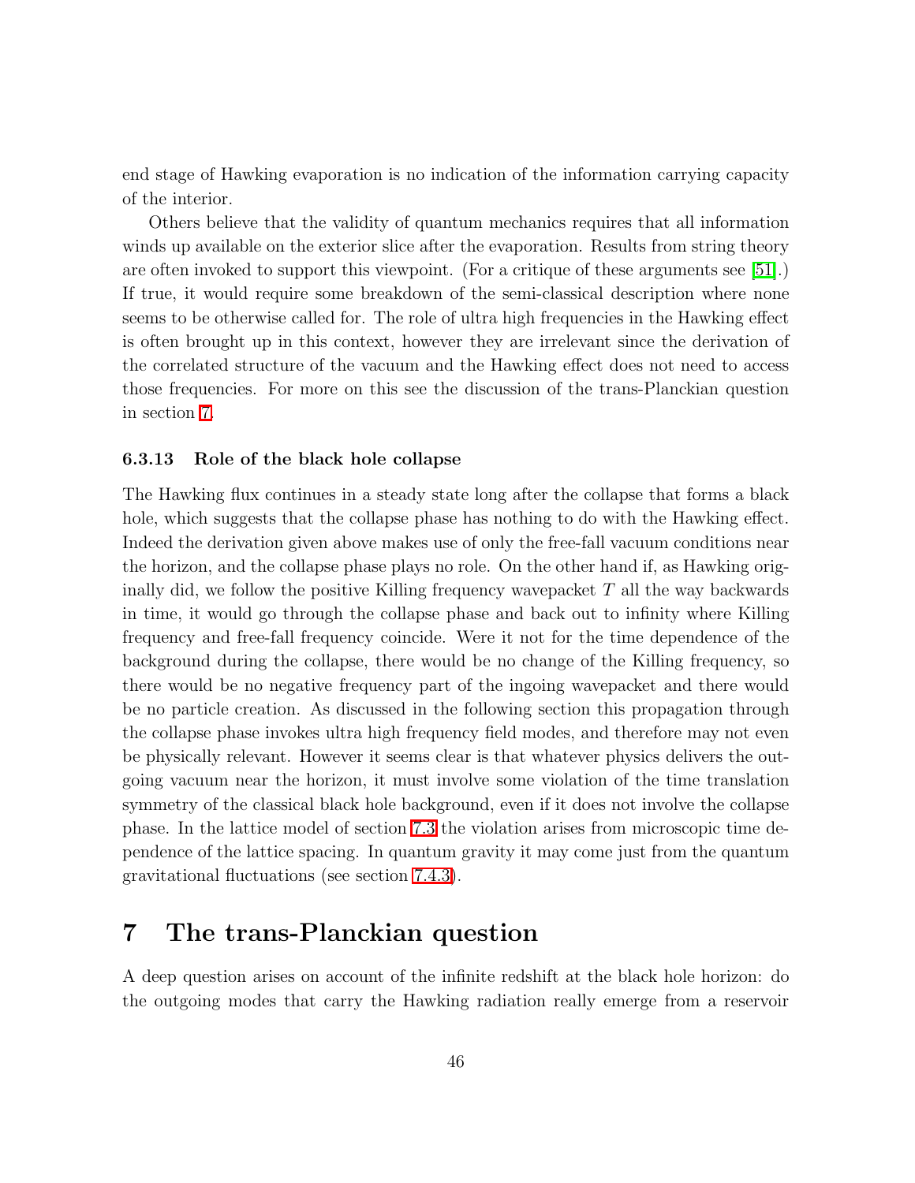end stage of Hawking evaporation is no indication of the information carrying capacity of the interior.

Others believe that the validity of quantum mechanics requires that all information winds up available on the exterior slice after the evaporation. Results from string theory are often invoked to support this viewpoint. (For a critique of these arguments see [51].) If true, it would require some breakdown of the semi-classical description where none seems to be otherwise called for. The role of ultra high frequencies in the Hawking effect is often brought up in this context, however they are irrelevant since the derivation of the correlated structure of the vacuum and the Hawking effect does not need to access those frequencies. For more on this see the discussion of the trans-Planckian question in section 7.

#### 6.3.13 Role of the black hole collapse

The Hawking flux continues in a steady state long after the collapse that forms a black hole, which suggests that the collapse phase has nothing to do with the Hawking effect. Indeed the derivation given above makes use of only the free-fall vacuum conditions near the horizon, and the collapse phase plays no role. On the other hand if, as Hawking originally did, we follow the positive Killing frequency wavepacket $T$ all the way backwards in time, it would go through the collapse phase and back out to infinity where Killing frequency and free-fall frequency coincide. Were it not for the time dependence of the background during the collapse, there would be no change of the Killing frequency, so there would be no negative frequency part of the ingoing wavepacket and there would be no particle creation. As discussed in the following section this propagation through the collapse phase invokes ultra high frequency field modes, and therefore may not even be physically relevant. However it seems clear is that whatever physics delivers the outgoing vacuum near the horizon, it must involve some violation of the time translation symmetry of the classical black hole background, even if it does not involve the collapse phase. In the lattice model of section 7.3 the violation arises from microscopic time dependence of the lattice spacing. In quantum gravity it may come just from the quantum gravitational fluctuations (see section 7.4.3).

## 7 The trans-Planckian question

A deep question arises on account of the infinite redshift at the black hole horizon: do the outgoing modes that carry the Hawking radiation really emerge from a reservoir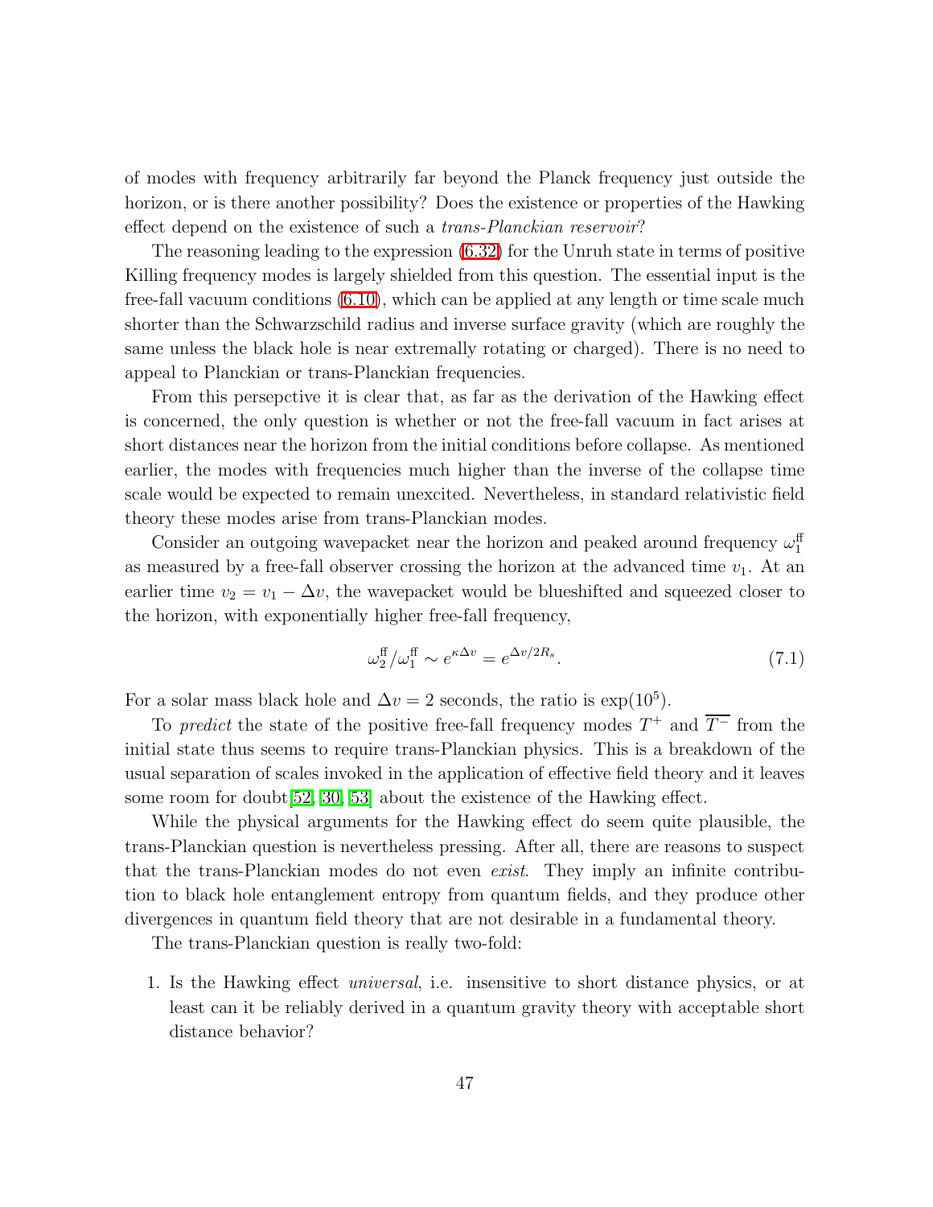of modes with frequency arbitrarily far beyond the Planck frequency just outside the horizon, or is there another possibility? Does the existence or properties of the Hawking effect depend on the existence of such a *trans-Planckian reservoir*?

The reasoning leading to the expression (6.32) for the Unruh state in terms of positive Killing frequency modes is largely shielded from this question. The essential input is the free-fall vacuum conditions (6.10), which can be applied at any length or time scale much shorter than the Schwarzschild radius and inverse surface gravity (which are roughly the same unless the black hole is near extremally rotating or charged). There is no need to appeal to Planckian or trans-Planckian frequencies.

From this persepctive it is clear that, as far as the derivation of the Hawking effect is concerned, the only question is whether or not the free-fall vacuum in fact arises at short distances near the horizon from the initial conditions before collapse. As mentioned earlier, the modes with frequencies much higher than the inverse of the collapse time scale would be expected to remain unexcited. Nevertheless, in standard relativistic field theory these modes arise from trans-Planckian modes.

Consider an outgoing wavepacket near the horizon and peaked around frequency $\omega_1^{\rm ff}$ as measured by a free-fall observer crossing the horizon at the advanced time $v_1$. At an earlier time $v_2 = v_1 - \Delta v$, the wavepacket would be blueshifted and squeezed closer to the horizon, with exponentially higher free-fall frequency,

$$\omega_2^{\rm ff}/\omega_1^{\rm ff} \sim e^{\kappa \Delta v} = e^{\Delta v/2R_s}. \tag{7.1}$$

For a solar mass black hole and $\Delta v = 2$ seconds, the ratio is $\exp(10^5)$.

To *predict* the state of the positive free-fall frequency modes $T^+$ and $\overline{T^-}$ from the initial state thus seems to require trans-Planckian physics. This is a breakdown of the usual separation of scales invoked in the application of effective field theory and it leaves some room for doubt[52, 30, 53] about the existence of the Hawking effect.

While the physical arguments for the Hawking effect do seem quite plausible, the trans-Planckian question is nevertheless pressing. After all, there are reasons to suspect that the trans-Planckian modes do not even *exist*. They imply an infinite contribution to black hole entanglement entropy from quantum fields, and they produce other divergences in quantum field theory that are not desirable in a fundamental theory.

The trans-Planckian question is really two-fold:

1. Is the Hawking effect *universal*, i.e. insensitive to short distance physics, or at least can it be reliably derived in a quantum gravity theory with acceptable short distance behavior?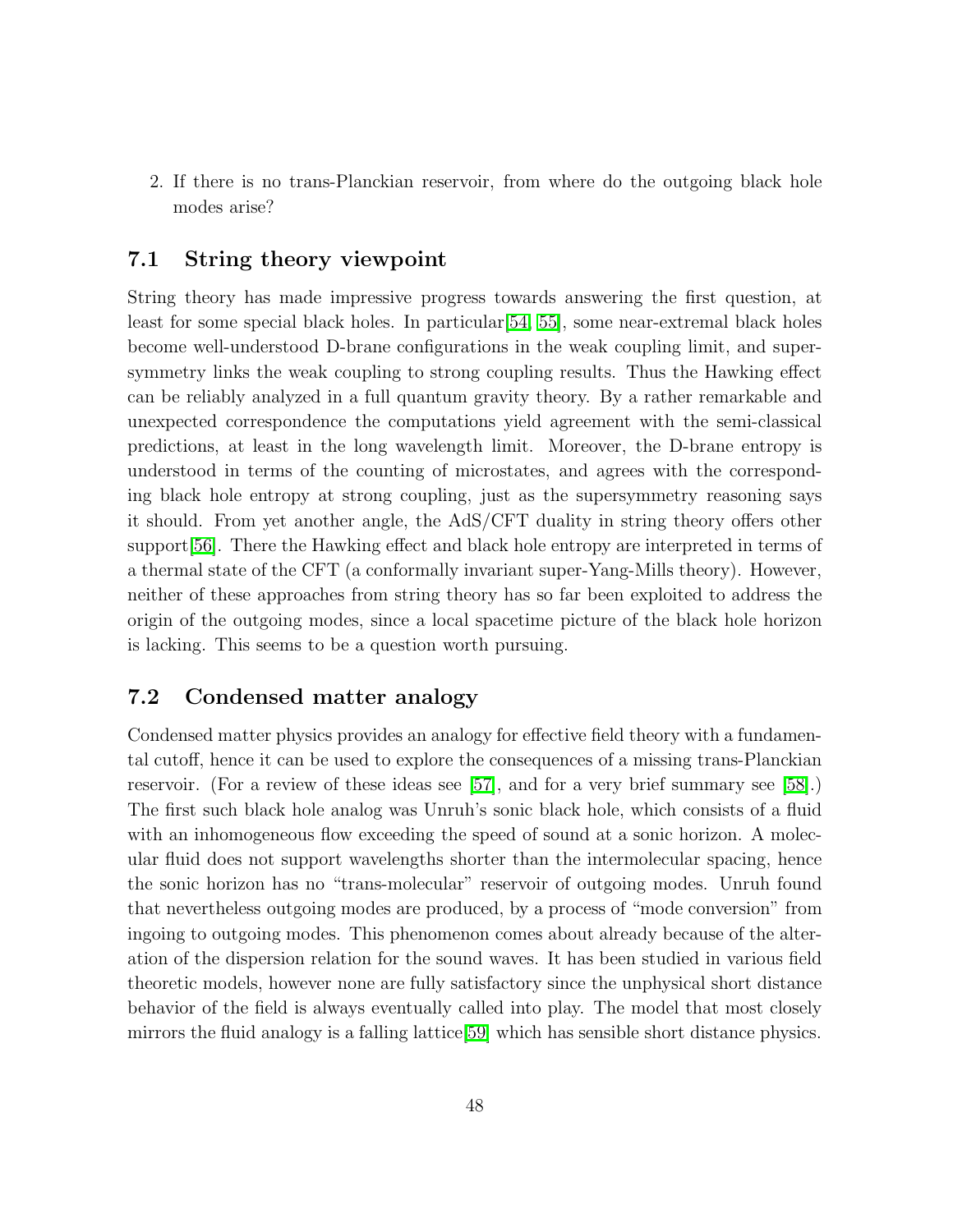2. If there is no trans-Planckian reservoir, from where do the outgoing black hole modes arise?

## 7.1 String theory viewpoint

String theory has made impressive progress towards answering the first question, at least for some special black holes. In particular[54, 55], some near-extremal black holes become well-understood D-brane configurations in the weak coupling limit, and supersymmetry links the weak coupling to strong coupling results. Thus the Hawking effect can be reliably analyzed in a full quantum gravity theory. By a rather remarkable and unexpected correspondence the computations yield agreement with the semi-classical predictions, at least in the long wavelength limit. Moreover, the D-brane entropy is understood in terms of the counting of microstates, and agrees with the corresponding black hole entropy at strong coupling, just as the supersymmetry reasoning says it should. From yet another angle, the AdS/CFT duality in string theory offers other support[56]. There the Hawking effect and black hole entropy are interpreted in terms of a thermal state of the CFT (a conformally invariant super-Yang-Mills theory). However, neither of these approaches from string theory has so far been exploited to address the origin of the outgoing modes, since a local spacetime picture of the black hole horizon is lacking. This seems to be a question worth pursuing.

## 7.2 Condensed matter analogy

Condensed matter physics provides an analogy for effective field theory with a fundamental cutoff, hence it can be used to explore the consequences of a missing trans-Planckian reservoir. (For a review of these ideas see [57], and for a very brief summary see [58].) The first such black hole analog was Unruh's sonic black hole, which consists of a fluid with an inhomogeneous flow exceeding the speed of sound at a sonic horizon. A molecular fluid does not support wavelengths shorter than the intermolecular spacing, hence the sonic horizon has no "trans-molecular" reservoir of outgoing modes. Unruh found that nevertheless outgoing modes are produced, by a process of "mode conversion" from ingoing to outgoing modes. This phenomenon comes about already because of the alteration of the dispersion relation for the sound waves. It has been studied in various field theoretic models, however none are fully satisfactory since the unphysical short distance behavior of the field is always eventually called into play. The model that most closely mirrors the fluid analogy is a falling lattice[59] which has sensible short distance physics.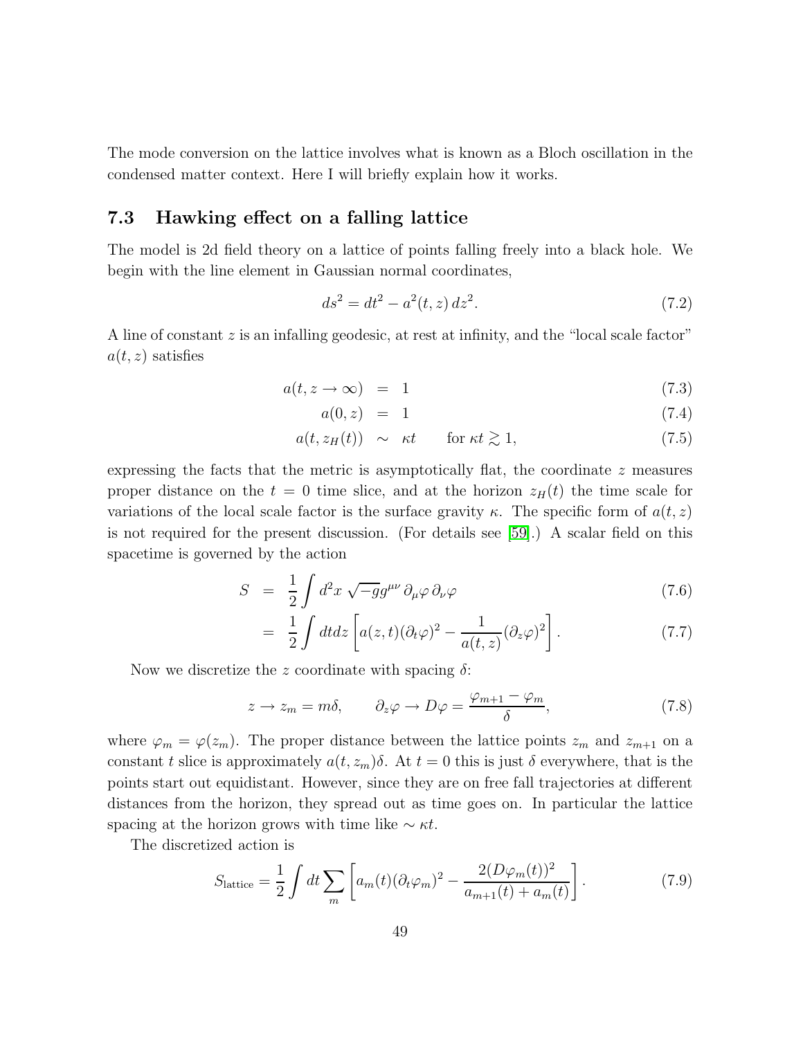The mode conversion on the lattice involves what is known as a Bloch oscillation in the condensed matter context. Here I will briefly explain how it works.

### 7.3 Hawking effect on a falling lattice

The model is 2d field theory on a lattice of points falling freely into a black hole. We begin with the line element in Gaussian normal coordinates,

$$ds^2 = dt^2 - a^2(t,z)\,dz^2. \tag{7.2}$$

A line of constant $z$ is an infalling geodesic, at rest at infinity, and the "local scale factor" $a(t,z)$ satisfies

$$a(t, z \to \infty) = 1 \tag{7.3}$$

$$a(0,z) = 1 \tag{7.4}$$

$$a(t, z_H(t)) \sim \kappa t \qquad \text{for } \kappa t \gtrsim 1, \tag{7.5}$$

expressing the facts that the metric is asymptotically flat, the coordinate $z$ measures proper distance on the $t = 0$ time slice, and at the horizon $z_H(t)$ the time scale for variations of the local scale factor is the surface gravity $\kappa$. The specific form of $a(t,z)$ is not required for the present discussion. (For details see [59].) A scalar field on this spacetime is governed by the action

$$S = \frac{1}{2}\int d^2x\, \sqrt{-g} g^{\mu\nu}\, \partial_\mu\varphi\, \partial_\nu\varphi \tag{7.6}$$

$$= \frac{1}{2}\int dtdz \left[a(z,t)(\partial_t\varphi)^2 - \frac{1}{a(t,z)}(\partial_z\varphi)^2\right]. \tag{7.7}$$

Now we discretize the $z$ coordinate with spacing $\delta$:

$$z \to z_m = m\delta, \qquad \partial_z\varphi \to D\varphi = \frac{\varphi_{m+1} - \varphi_m}{\delta}, \tag{7.8}$$

where $\varphi_m = \varphi(z_m)$. The proper distance between the lattice points $z_m$ and $z_{m+1}$ on a constant $t$ slice is approximately $a(t, z_m)\delta$. At $t = 0$ this is just $\delta$ everywhere, that is the points start out equidistant. However, since they are on free fall trajectories at different distances from the horizon, they spread out as time goes on. In particular the lattice spacing at the horizon grows with time like $\sim \kappa t$.

The discretized action is

$$S_{\text{lattice}} = \frac{1}{2}\int dt \sum_m \left[a_m(t)(\partial_t\varphi_m)^2 - \frac{2(D\varphi_m(t))^2}{a_{m+1}(t) + a_m(t)}\right]. \tag{7.9}$$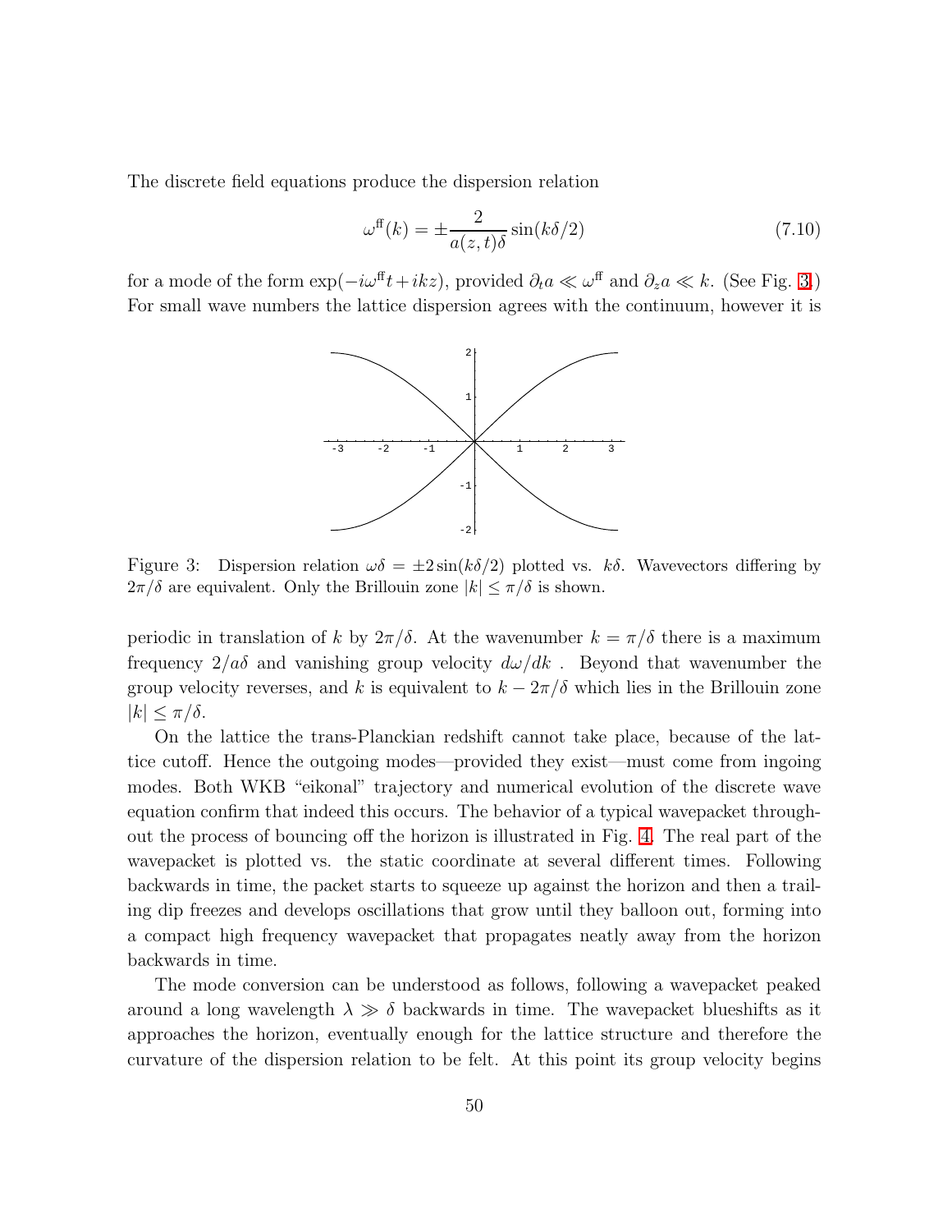The discrete field equations produce the dispersion relation

$$\omega^{\text{ff}}(k) = \pm \frac{2}{a(z,t)\delta} \sin(k\delta/2) \tag{7.10}$$

for a mode of the form $\exp(-i\omega^{\text{ff}}t + ikz)$, provided $\partial_t a \ll \omega^{\text{ff}}$ and $\partial_z a \ll k$. (See Fig. 3.) For small wave numbers the lattice dispersion agrees with the continuum, however it is

2
1
-3 -2 -1 1 2 3
-1
-2

Figure 3: Dispersion relation $\omega\delta = \pm 2\sin(k\delta/2)$ plotted vs. $k\delta$. Wavevectors differing by $2\pi/\delta$ are equivalent. Only the Brillouin zone $|k| \leq \pi/\delta$ is shown.

periodic in translation of $k$ by $2\pi/\delta$. At the wavenumber $k = \pi/\delta$ there is a maximum frequency $2/a\delta$ and vanishing group velocity $d\omega/dk$ . Beyond that wavenumber the group velocity reverses, and $k$ is equivalent to $k - 2\pi/\delta$ which lies in the Brillouin zone $|k| \leq \pi/\delta$.

On the lattice the trans-Planckian redshift cannot take place, because of the lattice cutoff. Hence the outgoing modes—provided they exist—must come from ingoing modes. Both WKB "eikonal" trajectory and numerical evolution of the discrete wave equation confirm that indeed this occurs. The behavior of a typical wavepacket throughout the process of bouncing off the horizon is illustrated in Fig. 4. The real part of the wavepacket is plotted vs. the static coordinate at several different times. Following backwards in time, the packet starts to squeeze up against the horizon and then a trailing dip freezes and develops oscillations that grow until they balloon out, forming into a compact high frequency wavepacket that propagates neatly away from the horizon backwards in time.

The mode conversion can be understood as follows, following a wavepacket peaked around a long wavelength $\lambda \gg \delta$ backwards in time. The wavepacket blueshifts as it approaches the horizon, eventually enough for the lattice structure and therefore the curvature of the dispersion relation to be felt. At this point its group velocity begins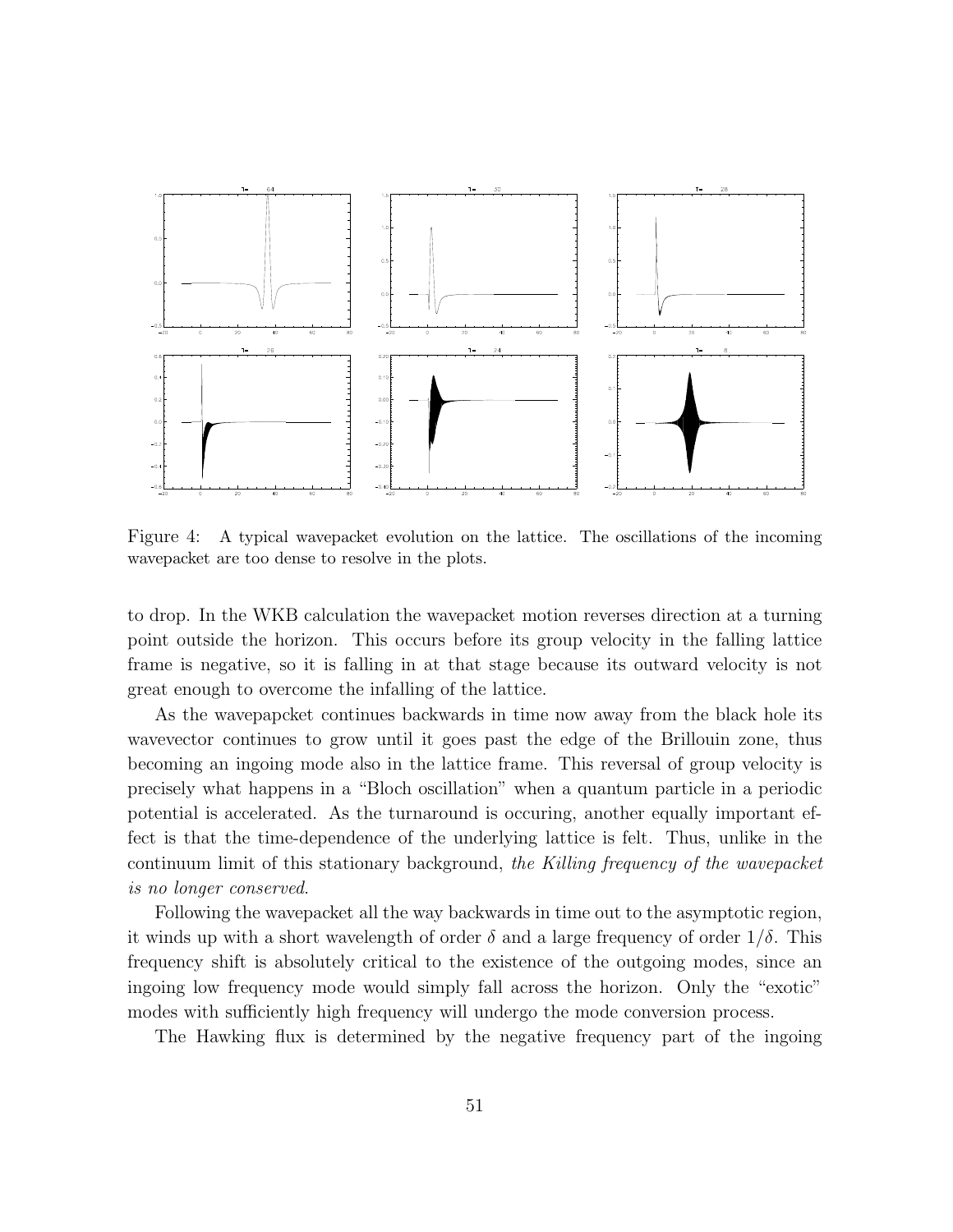T= 64

T= 30

T= 28

T= 26

T= 24

T= 8

Figure 4: A typical wavepacket evolution on the lattice. The oscillations of the incoming wavepacket are too dense to resolve in the plots.

to drop. In the WKB calculation the wavepacket motion reverses direction at a turning point outside the horizon. This occurs before its group velocity in the falling lattice frame is negative, so it is falling in at that stage because its outward velocity is not great enough to overcome the infalling of the lattice.

As the wavepapcket continues backwards in time now away from the black hole its wavevector continues to grow until it goes past the edge of the Brillouin zone, thus becoming an ingoing mode also in the lattice frame. This reversal of group velocity is precisely what happens in a "Bloch oscillation" when a quantum particle in a periodic potential is accelerated. As the turnaround is occuring, another equally important effect is that the time-dependence of the underlying lattice is felt. Thus, unlike in the continuum limit of this stationary background, *the Killing frequency of the wavepacket is no longer conserved*.

Following the wavepacket all the way backwards in time out to the asymptotic region, it winds up with a short wavelength of order $\delta$ and a large frequency of order $1/\delta$. This frequency shift is absolutely critical to the existence of the outgoing modes, since an ingoing low frequency mode would simply fall across the horizon. Only the "exotic" modes with sufficiently high frequency will undergo the mode conversion process.

The Hawking flux is determined by the negative frequency part of the ingoing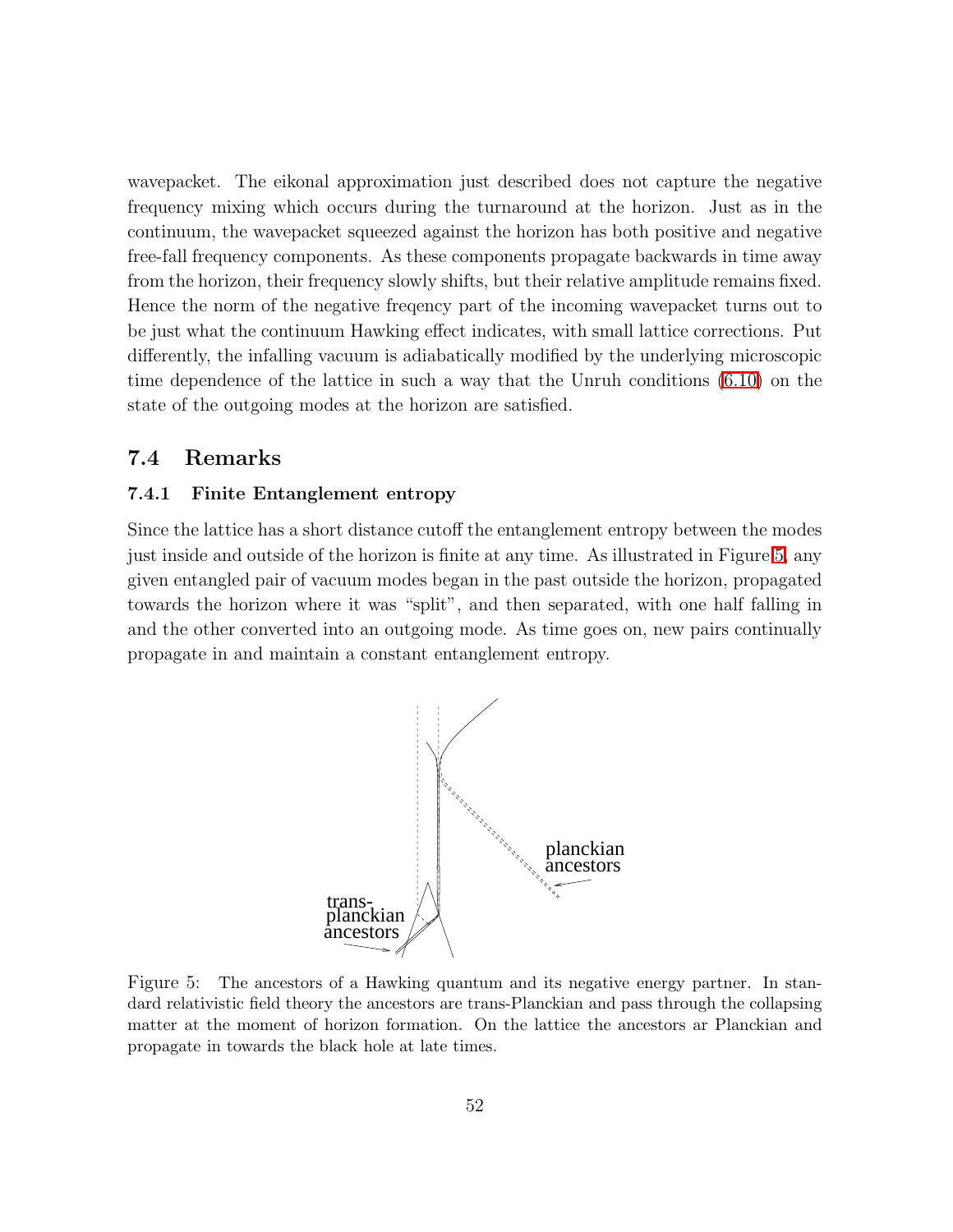wavepacket. The eikonal approximation just described does not capture the negative frequency mixing which occurs during the turnaround at the horizon. Just as in the continuum, the wavepacket squeezed against the horizon has both positive and negative free-fall frequency components. As these components propagate backwards in time away from the horizon, their frequency slowly shifts, but their relative amplitude remains fixed. Hence the norm of the negative freqency part of the incoming wavepacket turns out to be just what the continuum Hawking effect indicates, with small lattice corrections. Put differently, the infalling vacuum is adiabatically modified by the underlying microscopic time dependence of the lattice in such a way that the Unruh conditions (6.10) on the state of the outgoing modes at the horizon are satisfied.

## 7.4 Remarks

### 7.4.1 Finite Entanglement entropy

Since the lattice has a short distance cutoff the entanglement entropy between the modes just inside and outside of the horizon is finite at any time. As illustrated in Figure 5, any given entangled pair of vacuum modes began in the past outside the horizon, propagated towards the horizon where it was "split", and then separated, with one half falling in and the other converted into an outgoing mode. As time goes on, new pairs continually propagate in and maintain a constant entanglement entropy.

planckian
ancestors

trans-
planckian
ancestors

Figure 5: The ancestors of a Hawking quantum and its negative energy partner. In standard relativistic field theory the ancestors are trans-Planckian and pass through the collapsing matter at the moment of horizon formation. On the lattice the ancestors ar Planckian and propagate in towards the black hole at late times.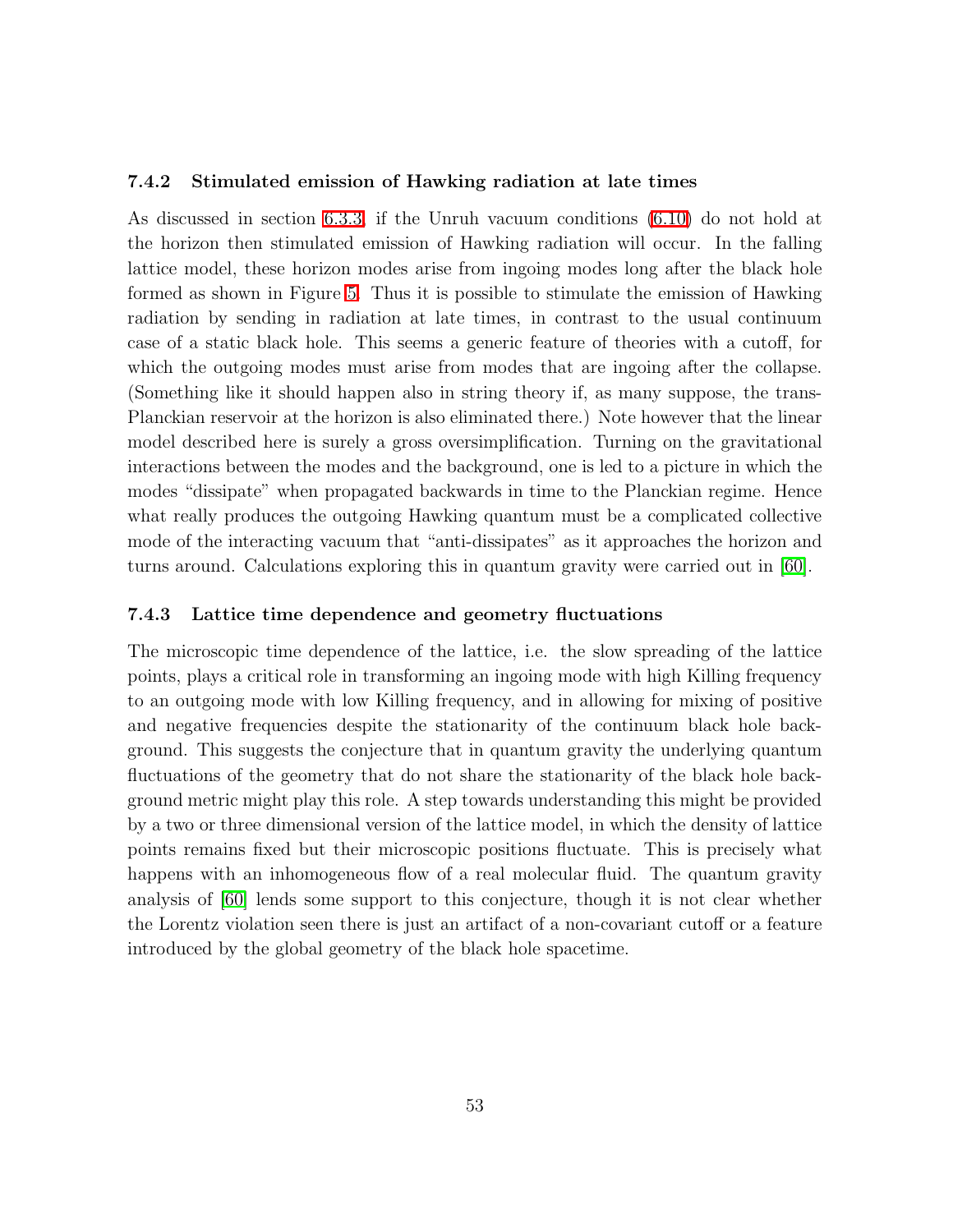#### 7.4.2 Stimulated emission of Hawking radiation at late times

As discussed in section 6.3.3, if the Unruh vacuum conditions (6.10) do not hold at the horizon then stimulated emission of Hawking radiation will occur. In the falling lattice model, these horizon modes arise from ingoing modes long after the black hole formed as shown in Figure 5. Thus it is possible to stimulate the emission of Hawking radiation by sending in radiation at late times, in contrast to the usual continuum case of a static black hole. This seems a generic feature of theories with a cutoff, for which the outgoing modes must arise from modes that are ingoing after the collapse. (Something like it should happen also in string theory if, as many suppose, the trans-Planckian reservoir at the horizon is also eliminated there.) Note however that the linear model described here is surely a gross oversimplification. Turning on the gravitational interactions between the modes and the background, one is led to a picture in which the modes "dissipate" when propagated backwards in time to the Planckian regime. Hence what really produces the outgoing Hawking quantum must be a complicated collective mode of the interacting vacuum that "anti-dissipates" as it approaches the horizon and turns around. Calculations exploring this in quantum gravity were carried out in [60].

#### 7.4.3 Lattice time dependence and geometry fluctuations

The microscopic time dependence of the lattice, i.e. the slow spreading of the lattice points, plays a critical role in transforming an ingoing mode with high Killing frequency to an outgoing mode with low Killing frequency, and in allowing for mixing of positive and negative frequencies despite the stationarity of the continuum black hole background. This suggests the conjecture that in quantum gravity the underlying quantum fluctuations of the geometry that do not share the stationarity of the black hole background metric might play this role. A step towards understanding this might be provided by a two or three dimensional version of the lattice model, in which the density of lattice points remains fixed but their microscopic positions fluctuate. This is precisely what happens with an inhomogeneous flow of a real molecular fluid. The quantum gravity analysis of [60] lends some support to this conjecture, though it is not clear whether the Lorentz violation seen there is just an artifact of a non-covariant cutoff or a feature introduced by the global geometry of the black hole spacetime.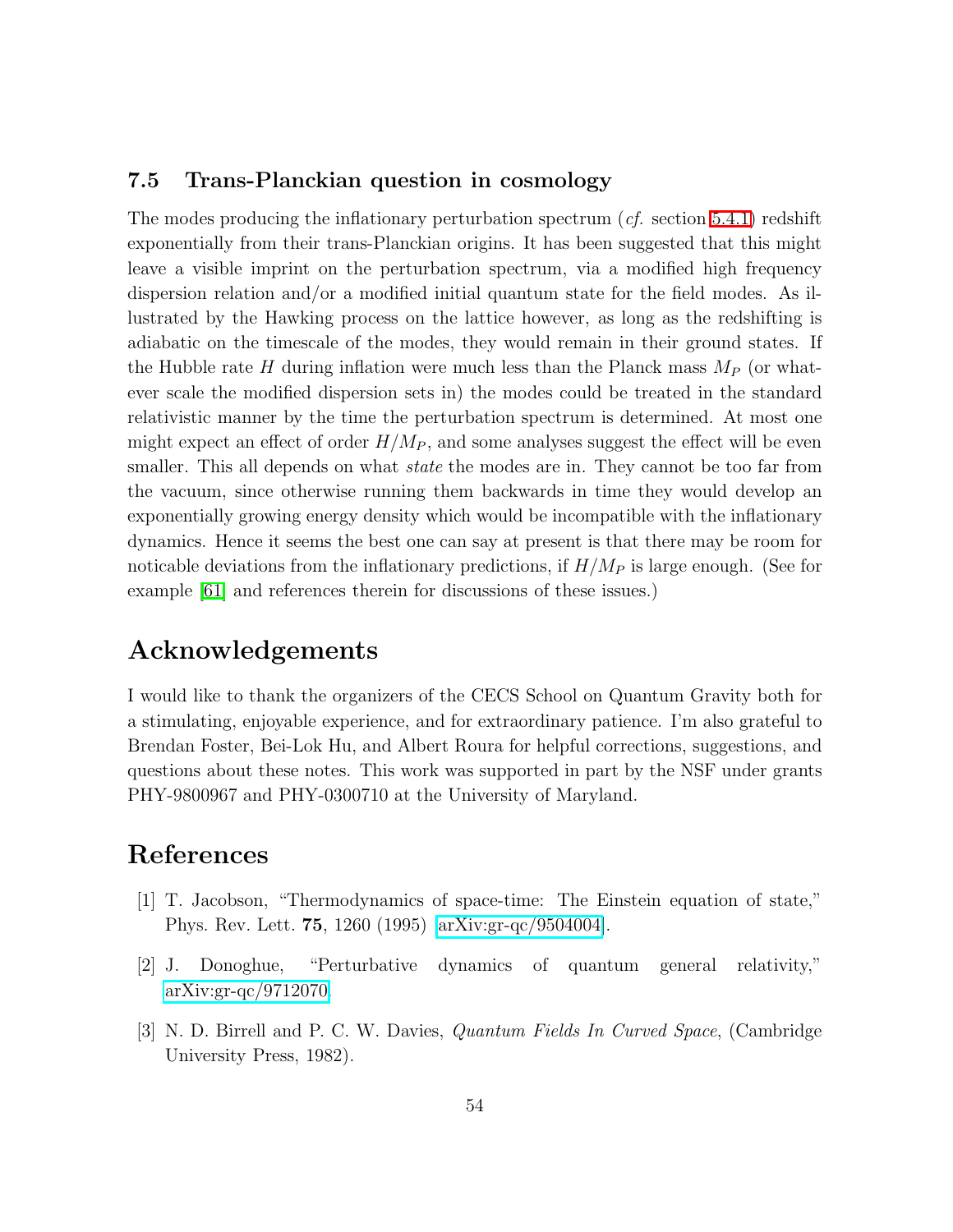### 7.5 Trans-Planckian question in cosmology

The modes producing the inflationary perturbation spectrum (*cf.* section 5.4.1) redshift exponentially from their trans-Planckian origins. It has been suggested that this might leave a visible imprint on the perturbation spectrum, via a modified high frequency dispersion relation and/or a modified initial quantum state for the field modes. As illustrated by the Hawking process on the lattice however, as long as the redshifting is adiabatic on the timescale of the modes, they would remain in their ground states. If the Hubble rate $H$ during inflation were much less than the Planck mass $M_P$ (or whatever scale the modified dispersion sets in) the modes could be treated in the standard relativistic manner by the time the perturbation spectrum is determined. At most one might expect an effect of order $H/M_P$, and some analyses suggest the effect will be even smaller. This all depends on what *state* the modes are in. They cannot be too far from the vacuum, since otherwise running them backwards in time they would develop an exponentially growing energy density which would be incompatible with the inflationary dynamics. Hence it seems the best one can say at present is that there may be room for noticable deviations from the inflationary predictions, if $H/M_P$ is large enough. (See for example [61] and references therein for discussions of these issues.)

# Acknowledgements

I would like to thank the organizers of the CECS School on Quantum Gravity both for a stimulating, enjoyable experience, and for extraordinary patience. I'm also grateful to Brendan Foster, Bei-Lok Hu, and Albert Roura for helpful corrections, suggestions, and questions about these notes. This work was supported in part by the NSF under grants PHY-9800967 and PHY-0300710 at the University of Maryland.

# References

[1] T. Jacobson, "Thermodynamics of space-time: The Einstein equation of state," Phys. Rev. Lett. **75**, 1260 (1995) [arXiv:gr-qc/9504004].

[2] J. Donoghue, "Perturbative dynamics of quantum general relativity," arXiv:gr-qc/9712070.

[3] N. D. Birrell and P. C. W. Davies, *Quantum Fields In Curved Space*, (Cambridge University Press, 1982).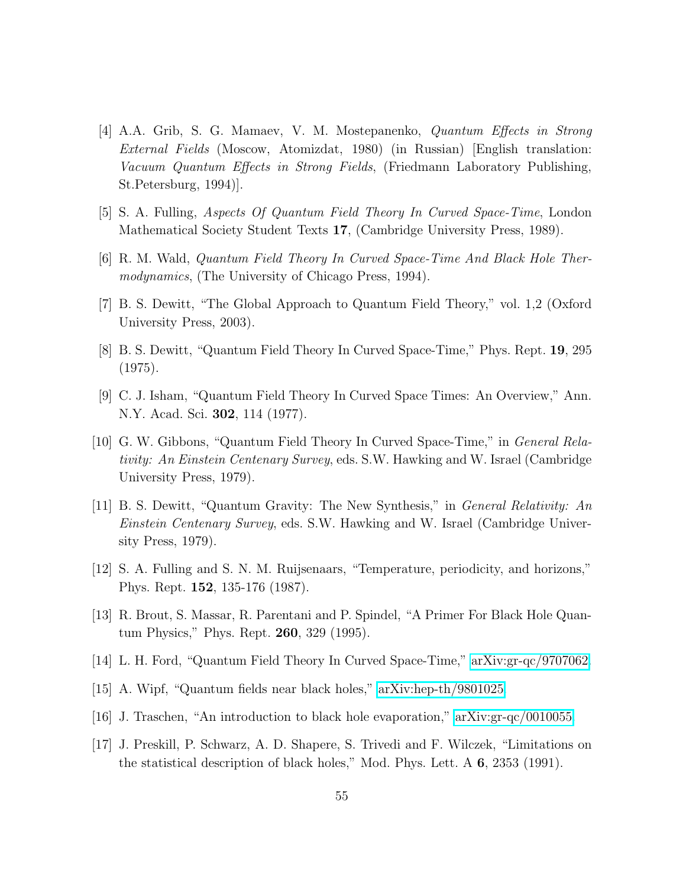[4] A.A. Grib, S. G. Mamaev, V. M. Mostepanenko, *Quantum Effects in Strong External Fields* (Moscow, Atomizdat, 1980) (in Russian) [English translation: *Vacuum Quantum Effects in Strong Fields*, (Friedmann Laboratory Publishing, St.Petersburg, 1994)].

[5] S. A. Fulling, *Aspects Of Quantum Field Theory In Curved Space-Time*, London Mathematical Society Student Texts **17**, (Cambridge University Press, 1989).

[6] R. M. Wald, *Quantum Field Theory In Curved Space-Time And Black Hole Thermodynamics*, (The University of Chicago Press, 1994).

[7] B. S. Dewitt, "The Global Approach to Quantum Field Theory," vol. 1,2 (Oxford University Press, 2003).

[8] B. S. Dewitt, "Quantum Field Theory In Curved Space-Time," Phys. Rept. **19**, 295 (1975).

[9] C. J. Isham, "Quantum Field Theory In Curved Space Times: An Overview," Ann. N.Y. Acad. Sci. **302**, 114 (1977).

[10] G. W. Gibbons, "Quantum Field Theory In Curved Space-Time," in *General Relativity: An Einstein Centenary Survey*, eds. S.W. Hawking and W. Israel (Cambridge University Press, 1979).

[11] B. S. Dewitt, "Quantum Gravity: The New Synthesis," in *General Relativity: An Einstein Centenary Survey*, eds. S.W. Hawking and W. Israel (Cambridge University Press, 1979).

[12] S. A. Fulling and S. N. M. Ruijsenaars, "Temperature, periodicity, and horizons," Phys. Rept. **152**, 135-176 (1987).

[13] R. Brout, S. Massar, R. Parentani and P. Spindel, "A Primer For Black Hole Quantum Physics," Phys. Rept. **260**, 329 (1995).

[14] L. H. Ford, "Quantum Field Theory In Curved Space-Time," arXiv:gr-qc/9707062.

[15] A. Wipf, "Quantum fields near black holes," arXiv:hep-th/9801025.

[16] J. Traschen, "An introduction to black hole evaporation," arXiv:gr-qc/0010055.

[17] J. Preskill, P. Schwarz, A. D. Shapere, S. Trivedi and F. Wilczek, "Limitations on the statistical description of black holes," Mod. Phys. Lett. A **6**, 2353 (1991).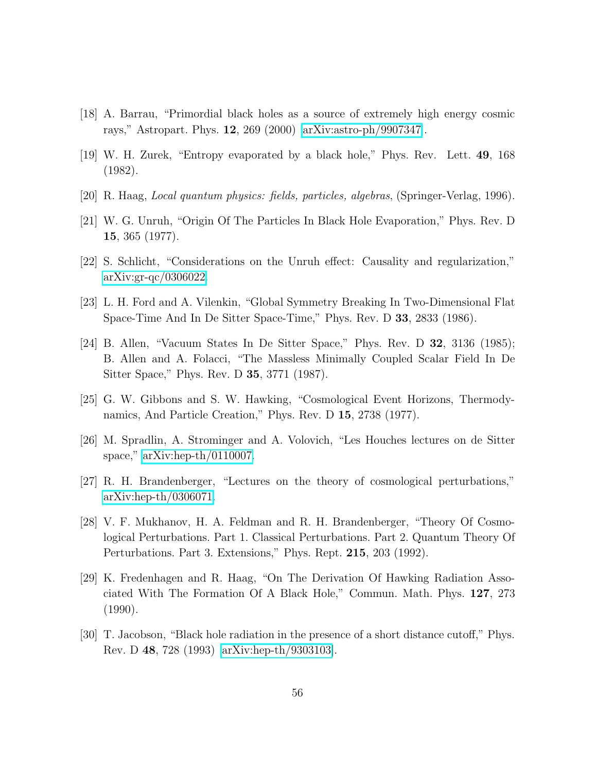[18] A. Barrau, "Primordial black holes as a source of extremely high energy cosmic rays," Astropart. Phys. **12**, 269 (2000) [arXiv:astro-ph/9907347].

[19] W. H. Zurek, "Entropy evaporated by a black hole," Phys. Rev. Lett. **49**, 168 (1982).

[20] R. Haag, *Local quantum physics: fields, particles, algebras*, (Springer-Verlag, 1996).

[21] W. G. Unruh, "Origin Of The Particles In Black Hole Evaporation," Phys. Rev. D **15**, 365 (1977).

[22] S. Schlicht, "Considerations on the Unruh effect: Causality and regularization," arXiv:gr-qc/0306022.

[23] L. H. Ford and A. Vilenkin, "Global Symmetry Breaking In Two-Dimensional Flat Space-Time And In De Sitter Space-Time," Phys. Rev. D **33**, 2833 (1986).

[24] B. Allen, "Vacuum States In De Sitter Space," Phys. Rev. D **32**, 3136 (1985); B. Allen and A. Folacci, "The Massless Minimally Coupled Scalar Field In De Sitter Space," Phys. Rev. D **35**, 3771 (1987).

[25] G. W. Gibbons and S. W. Hawking, "Cosmological Event Horizons, Thermodynamics, And Particle Creation," Phys. Rev. D **15**, 2738 (1977).

[26] M. Spradlin, A. Strominger and A. Volovich, "Les Houches lectures on de Sitter space," arXiv:hep-th/0110007.

[27] R. H. Brandenberger, "Lectures on the theory of cosmological perturbations," arXiv:hep-th/0306071.

[28] V. F. Mukhanov, H. A. Feldman and R. H. Brandenberger, "Theory Of Cosmological Perturbations. Part 1. Classical Perturbations. Part 2. Quantum Theory Of Perturbations. Part 3. Extensions," Phys. Rept. **215**, 203 (1992).

[29] K. Fredenhagen and R. Haag, "On The Derivation Of Hawking Radiation Associated With The Formation Of A Black Hole," Commun. Math. Phys. **127**, 273 (1990).

[30] T. Jacobson, "Black hole radiation in the presence of a short distance cutoff," Phys. Rev. D **48**, 728 (1993) [arXiv:hep-th/9303103].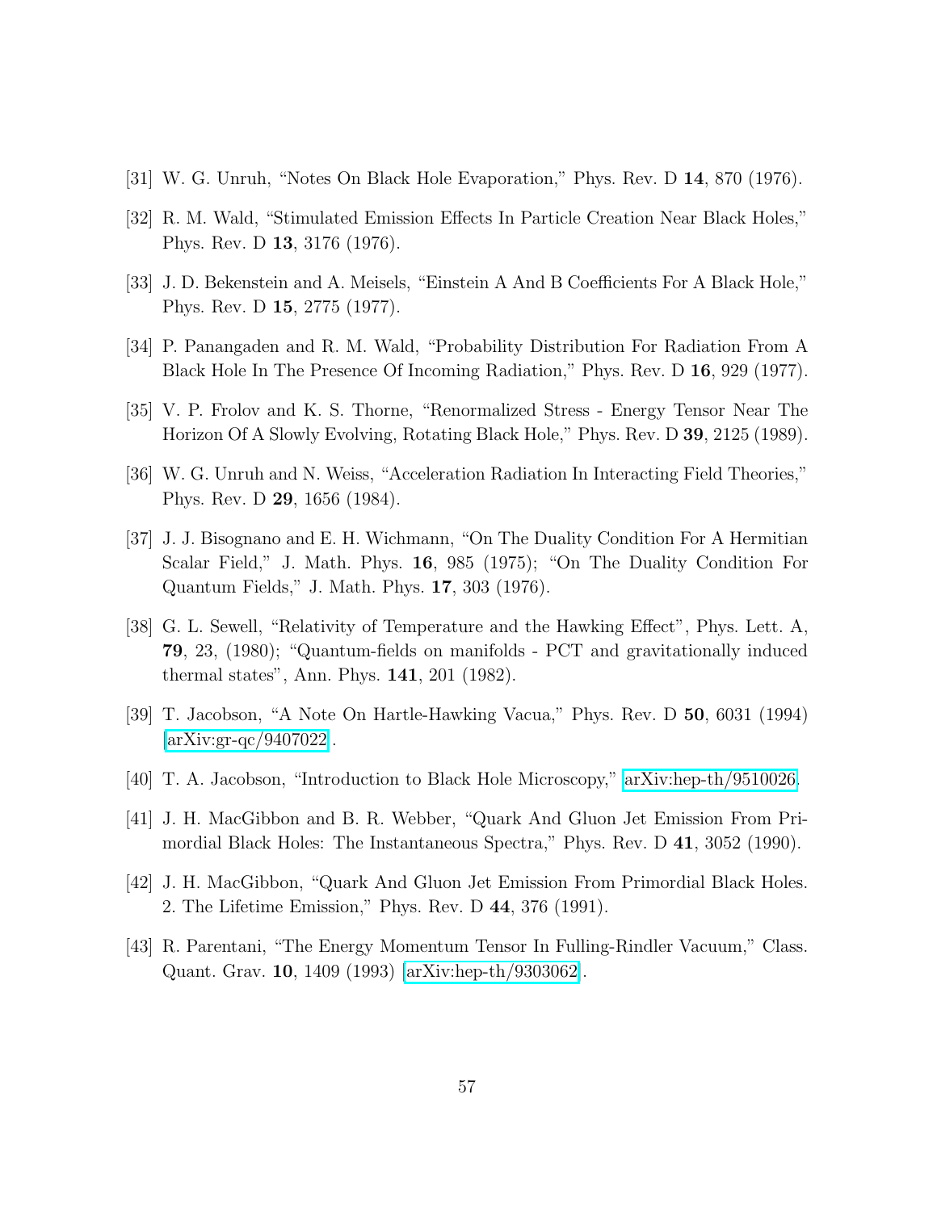[31] W. G. Unruh, "Notes On Black Hole Evaporation," Phys. Rev. D **14**, 870 (1976).

[32] R. M. Wald, "Stimulated Emission Effects In Particle Creation Near Black Holes," Phys. Rev. D **13**, 3176 (1976).

[33] J. D. Bekenstein and A. Meisels, "Einstein A And B Coefficients For A Black Hole," Phys. Rev. D **15**, 2775 (1977).

[34] P. Panangaden and R. M. Wald, "Probability Distribution For Radiation From A Black Hole In The Presence Of Incoming Radiation," Phys. Rev. D **16**, 929 (1977).

[35] V. P. Frolov and K. S. Thorne, "Renormalized Stress - Energy Tensor Near The Horizon Of A Slowly Evolving, Rotating Black Hole," Phys. Rev. D **39**, 2125 (1989).

[36] W. G. Unruh and N. Weiss, "Acceleration Radiation In Interacting Field Theories," Phys. Rev. D **29**, 1656 (1984).

[37] J. J. Bisognano and E. H. Wichmann, "On The Duality Condition For A Hermitian Scalar Field," J. Math. Phys. **16**, 985 (1975); "On The Duality Condition For Quantum Fields," J. Math. Phys. **17**, 303 (1976).

[38] G. L. Sewell, "Relativity of Temperature and the Hawking Effect", Phys. Lett. A, **79**, 23, (1980); "Quantum-fields on manifolds - PCT and gravitationally induced thermal states", Ann. Phys. **141**, 201 (1982).

[39] T. Jacobson, "A Note On Hartle-Hawking Vacua," Phys. Rev. D **50**, 6031 (1994) [arXiv:gr-qc/9407022].

[40] T. A. Jacobson, "Introduction to Black Hole Microscopy," arXiv:hep-th/9510026.

[41] J. H. MacGibbon and B. R. Webber, "Quark And Gluon Jet Emission From Primordial Black Holes: The Instantaneous Spectra," Phys. Rev. D **41**, 3052 (1990).

[42] J. H. MacGibbon, "Quark And Gluon Jet Emission From Primordial Black Holes. 2. The Lifetime Emission," Phys. Rev. D **44**, 376 (1991).

[43] R. Parentani, "The Energy Momentum Tensor In Fulling-Rindler Vacuum," Class. Quant. Grav. **10**, 1409 (1993) [arXiv:hep-th/9303062].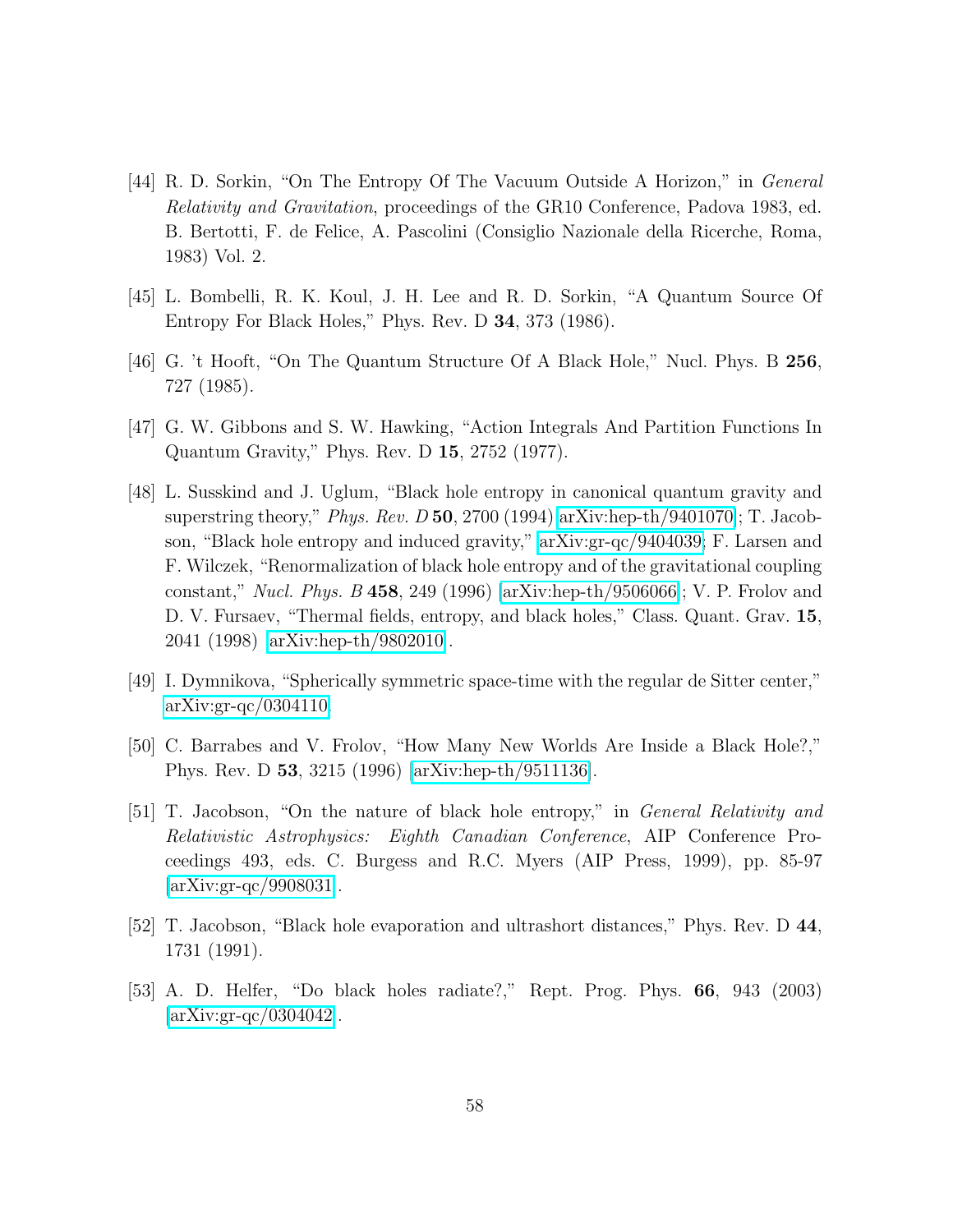[44] R. D. Sorkin, "On The Entropy Of The Vacuum Outside A Horizon," in *General Relativity and Gravitation*, proceedings of the GR10 Conference, Padova 1983, ed. B. Bertotti, F. de Felice, A. Pascolini (Consiglio Nazionale della Ricerche, Roma, 1983) Vol. 2.

[45] L. Bombelli, R. K. Koul, J. H. Lee and R. D. Sorkin, "A Quantum Source Of Entropy For Black Holes," Phys. Rev. D **34**, 373 (1986).

[46] G. 't Hooft, "On The Quantum Structure Of A Black Hole," Nucl. Phys. B **256**, 727 (1985).

[47] G. W. Gibbons and S. W. Hawking, "Action Integrals And Partition Functions In Quantum Gravity," Phys. Rev. D **15**, 2752 (1977).

[48] L. Susskind and J. Uglum, "Black hole entropy in canonical quantum gravity and superstring theory," *Phys. Rev. D* **50**, 2700 (1994) [arXiv:hep-th/9401070]; T. Jacobson, "Black hole entropy and induced gravity," [arXiv:gr-qc/9404039]; F. Larsen and F. Wilczek, "Renormalization of black hole entropy and of the gravitational coupling constant," *Nucl. Phys. B* **458**, 249 (1996) [arXiv:hep-th/9506066]; V. P. Frolov and D. V. Fursaev, "Thermal fields, entropy, and black holes," Class. Quant. Grav. **15**, 2041 (1998) [arXiv:hep-th/9802010].

[49] I. Dymnikova, "Spherically symmetric space-time with the regular de Sitter center," arXiv:gr-qc/0304110.

[50] C. Barrabes and V. Frolov, "How Many New Worlds Are Inside a Black Hole?," Phys. Rev. D **53**, 3215 (1996) [arXiv:hep-th/9511136].

[51] T. Jacobson, "On the nature of black hole entropy," in *General Relativity and Relativistic Astrophysics: Eighth Canadian Conference*, AIP Conference Proceedings 493, eds. C. Burgess and R.C. Myers (AIP Press, 1999), pp. 85-97 [arXiv:gr-qc/9908031].

[52] T. Jacobson, "Black hole evaporation and ultrashort distances," Phys. Rev. D **44**, 1731 (1991).

[53] A. D. Helfer, "Do black holes radiate?," Rept. Prog. Phys. **66**, 943 (2003) [arXiv:gr-qc/0304042].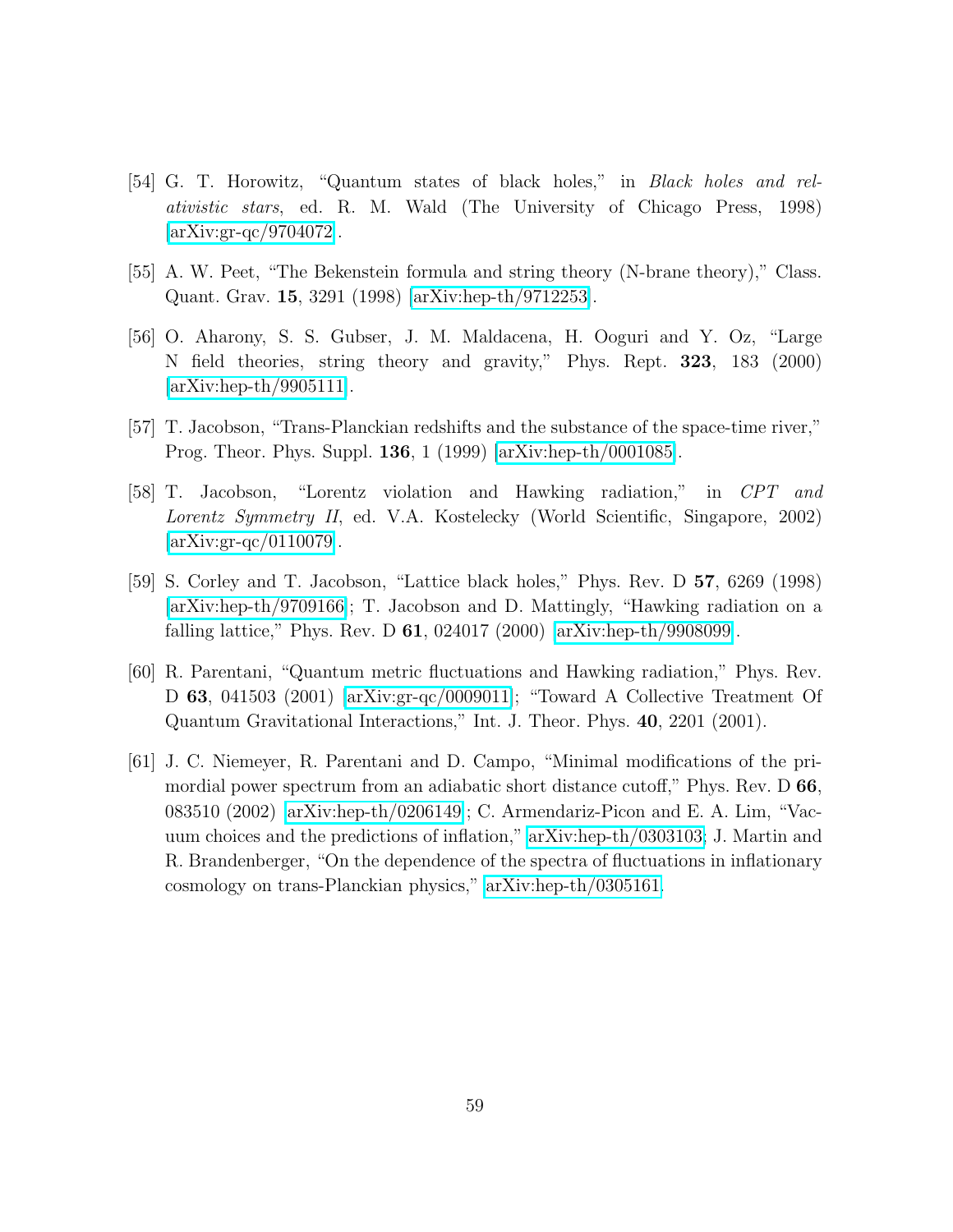[54] G. T. Horowitz, "Quantum states of black holes," in *Black holes and relativistic stars*, ed. R. M. Wald (The University of Chicago Press, 1998) [arXiv:gr-qc/9704072].

[55] A. W. Peet, "The Bekenstein formula and string theory (N-brane theory)," Class. Quant. Grav. **15**, 3291 (1998) [arXiv:hep-th/9712253].

[56] O. Aharony, S. S. Gubser, J. M. Maldacena, H. Ooguri and Y. Oz, "Large N field theories, string theory and gravity," Phys. Rept. **323**, 183 (2000) [arXiv:hep-th/9905111].

[57] T. Jacobson, "Trans-Planckian redshifts and the substance of the space-time river," Prog. Theor. Phys. Suppl. **136**, 1 (1999) [arXiv:hep-th/0001085].

[58] T. Jacobson, "Lorentz violation and Hawking radiation," in *CPT and Lorentz Symmetry II*, ed. V.A. Kostelecky (World Scientific, Singapore, 2002) [arXiv:gr-qc/0110079].

[59] S. Corley and T. Jacobson, "Lattice black holes," Phys. Rev. D **57**, 6269 (1998) [arXiv:hep-th/9709166]; T. Jacobson and D. Mattingly, "Hawking radiation on a falling lattice," Phys. Rev. D **61**, 024017 (2000) [arXiv:hep-th/9908099].

[60] R. Parentani, "Quantum metric fluctuations and Hawking radiation," Phys. Rev. D **63**, 041503 (2001) [arXiv:gr-qc/0009011]; "Toward A Collective Treatment Of Quantum Gravitational Interactions," Int. J. Theor. Phys. **40**, 2201 (2001).

[61] J. C. Niemeyer, R. Parentani and D. Campo, "Minimal modifications of the primordial power spectrum from an adiabatic short distance cutoff," Phys. Rev. D **66**, 083510 (2002) [arXiv:hep-th/0206149]; C. Armendariz-Picon and E. A. Lim, "Vacuum choices and the predictions of inflation," arXiv:hep-th/0303103; J. Martin and R. Brandenberger, "On the dependence of the spectra of fluctuations in inflationary cosmology on trans-Planckian physics," arXiv:hep-th/0305161.